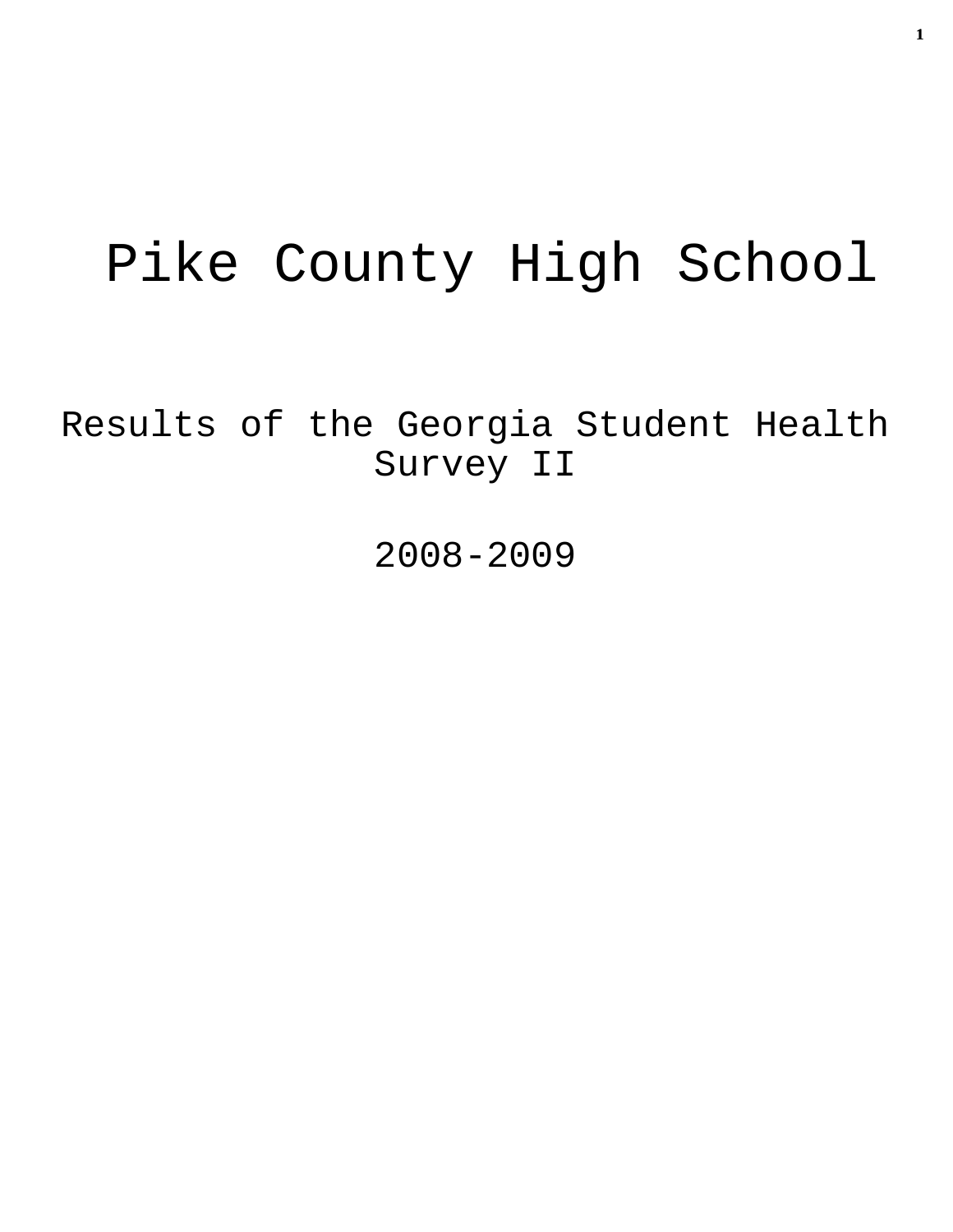# Pike County High School

## Results of the Georgia Student Health Survey II

## 2008-2009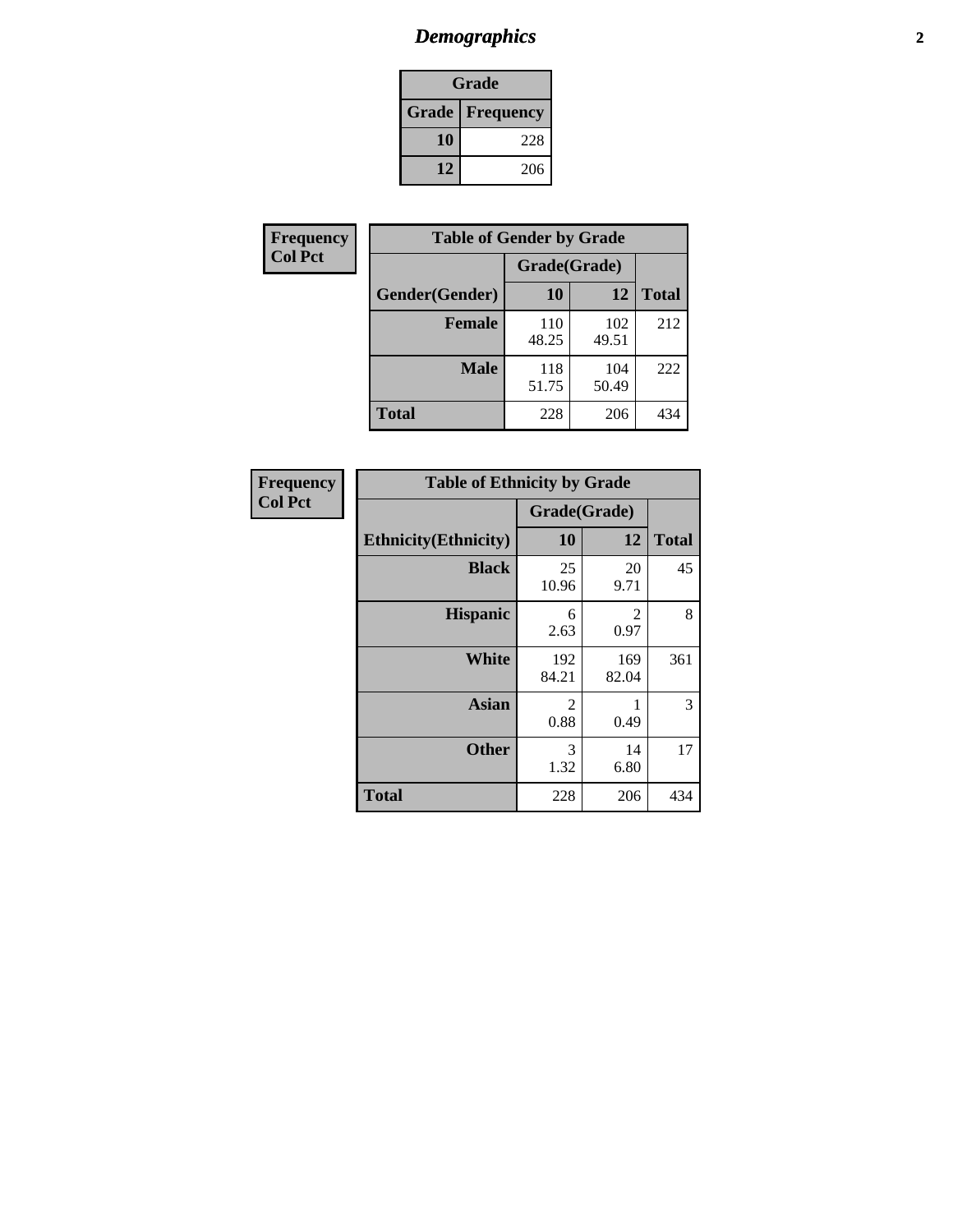# *Demographics*

| Grade | |
|---|---|
| **Grade** | **Frequency** |
| **10** | 228 |
| **12** | 206 |

**Frequency**
**Col Pct**

| Table of Gender by Grade | | | |
|---|---|---|---|
| | Grade(Grade) | | |
| **Gender(Gender)** | **10** | **12** | **Total** |
| **Female** | 110<br>48.25 | 102<br>49.51 | 212 |
| **Male** | 118<br>51.75 | 104<br>50.49 | 222 |
| **Total** | 228 | 206 | 434 |

**Frequency**
**Col Pct**

| Table of Ethnicity by Grade | | | |
|---|---|---|---|
| | Grade(Grade) | | |
| **Ethnicity(Ethnicity)** | **10** | **12** | **Total** |
| **Black** | 25<br>10.96 | 20<br>9.71 | 45 |
| **Hispanic** | 6<br>2.63 | 2<br>0.97 | 8 |
| **White** | 192<br>84.21 | 169<br>82.04 | 361 |
| **Asian** | 2<br>0.88 | 1<br>0.49 | 3 |
| **Other** | 3<br>1.32 | 14<br>6.80 | 17 |
| **Total** | 228 | 206 | 434 |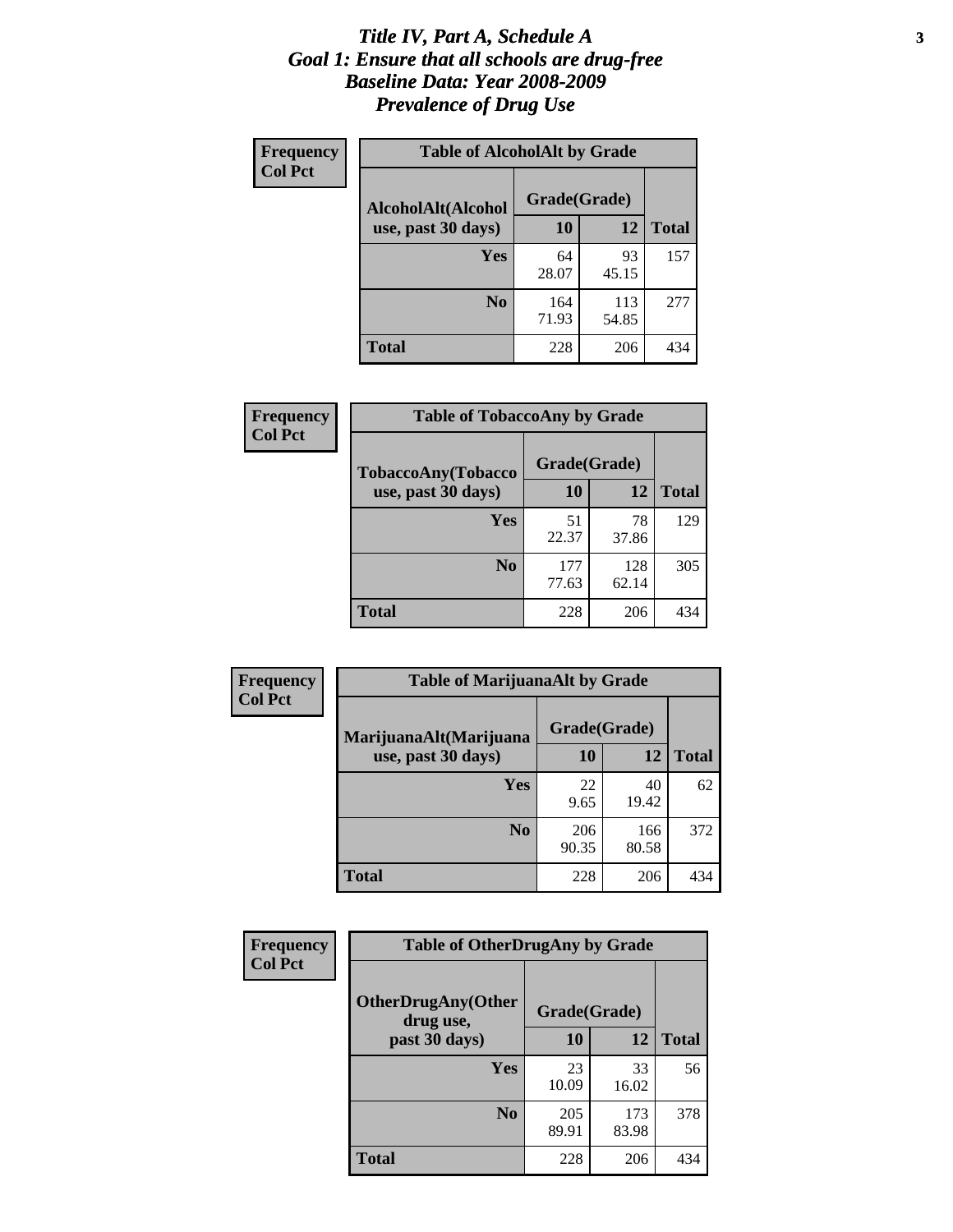# *Title IV, Part A, Schedule A*
# *Goal 1: Ensure that all schools are drug-free*
# *Baseline Data: Year 2008-2009*
# *Prevalence of Drug Use*

**Frequency**
**Col Pct**

| Table of AlcoholAlt by Grade | | | |
|---|---|---|---|
| AlcoholAlt(Alcohol use, past 30 days) | Grade(Grade) | | |
| | 10 | 12 | Total |
| Yes | 64<br>28.07 | 93<br>45.15 | 157 |
| No | 164<br>71.93 | 113<br>54.85 | 277 |
| Total | 228 | 206 | 434 |

**Frequency**
**Col Pct**

| Table of TobaccoAny by Grade | | | |
|---|---|---|---|
| TobaccoAny(Tobacco use, past 30 days) | Grade(Grade) | | |
| | 10 | 12 | Total |
| Yes | 51<br>22.37 | 78<br>37.86 | 129 |
| No | 177<br>77.63 | 128<br>62.14 | 305 |
| Total | 228 | 206 | 434 |

**Frequency**
**Col Pct**

| Table of MarijuanaAlt by Grade | | | |
|---|---|---|---|
| MarijuanaAlt(Marijuana use, past 30 days) | Grade(Grade) | | |
| | 10 | 12 | Total |
| Yes | 22<br>9.65 | 40<br>19.42 | 62 |
| No | 206<br>90.35 | 166<br>80.58 | 372 |
| Total | 228 | 206 | 434 |

**Frequency**
**Col Pct**

| Table of OtherDrugAny by Grade | | | |
|---|---|---|---|
| OtherDrugAny(Other drug use, past 30 days) | Grade(Grade) | | |
| | 10 | 12 | Total |
| Yes | 23<br>10.09 | 33<br>16.02 | 56 |
| No | 205<br>89.91 | 173<br>83.98 | 378 |
| Total | 228 | 206 | 434 |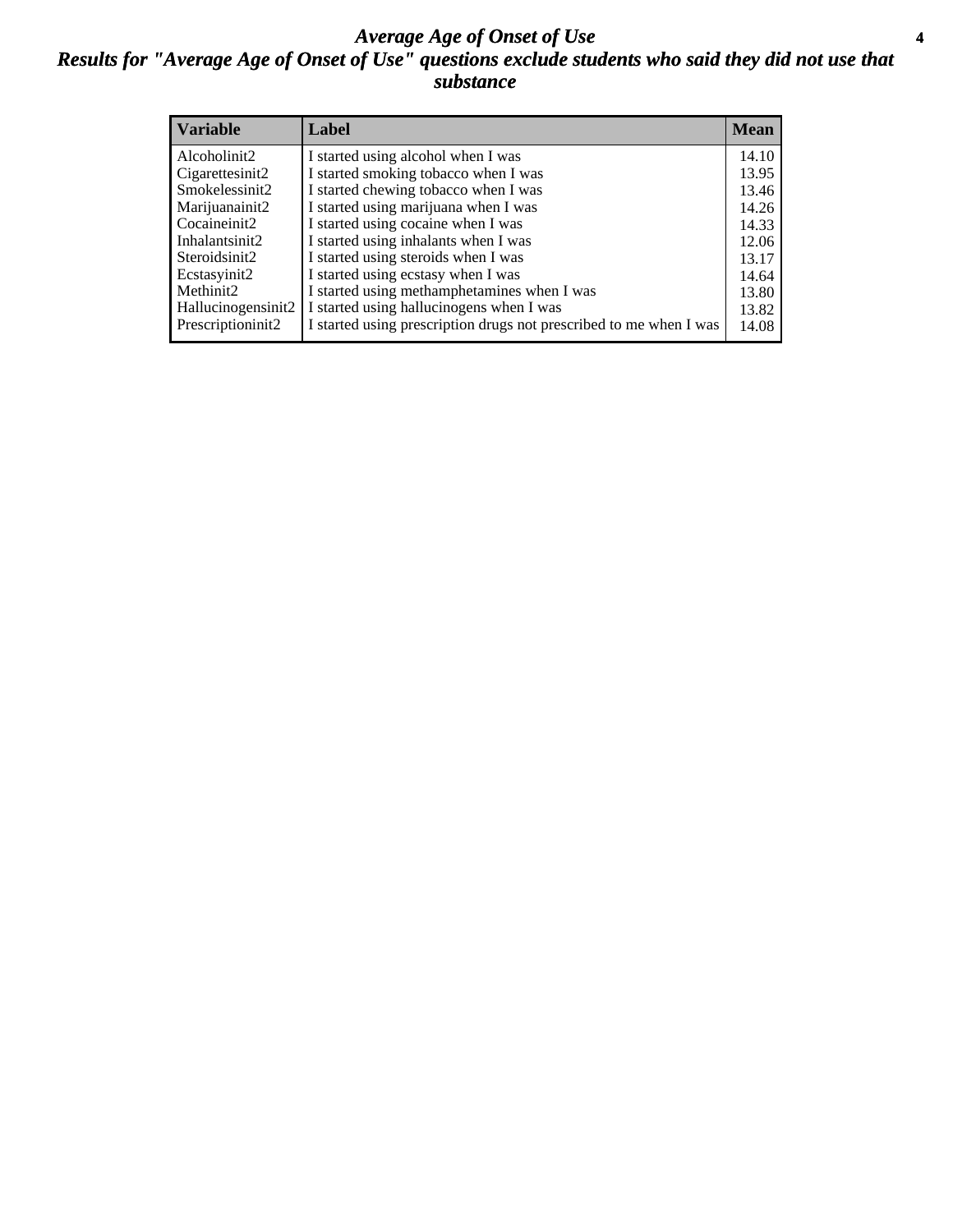# *Average Age of Onset of Use*

## *Results for "Average Age of Onset of Use" questions exclude students who said they did not use that substance*

| Variable | Label | Mean |
|---|---|---|
| Alcoholinit2 | I started using alcohol when I was | 14.10 |
| Cigarettesinit2 | I started smoking tobacco when I was | 13.95 |
| Smokelessinit2 | I started chewing tobacco when I was | 13.46 |
| Marijuanainit2 | I started using marijuana when I was | 14.26 |
| Cocaineinit2 | I started using cocaine when I was | 14.33 |
| Inhalantsinit2 | I started using inhalants when I was | 12.06 |
| Steroidsinit2 | I started using steroids when I was | 13.17 |
| Ecstasyinit2 | I started using ecstasy when I was | 14.64 |
| Methinit2 | I started using methamphetamines when I was | 13.80 |
| Hallucinogensinit2 | I started using hallucinogens when I was | 13.82 |
| Prescriptioninit2 | I started using prescription drugs not prescribed to me when I was | 14.08 |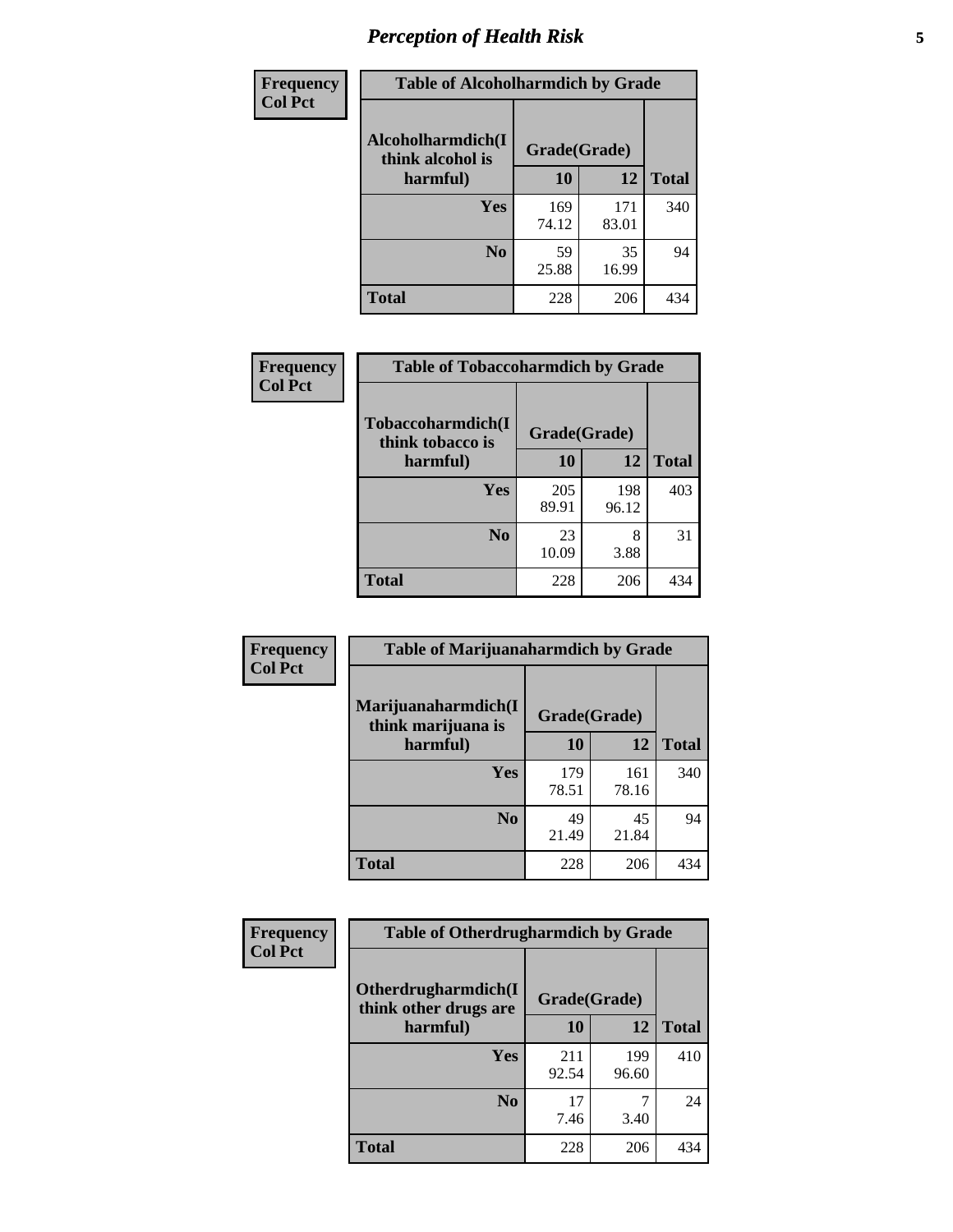# Perception of Health Risk

| Frequency<br>Col Pct | Table of Alcoholharmdich by Grade | | |
|---|---|---|---|
| Alcoholharmdich(I think alcohol is harmful) | Grade(Grade) | | |
| | 10 | 12 | Total |
| Yes | 169<br>74.12 | 171<br>83.01 | 340 |
| No | 59<br>25.88 | 35<br>16.99 | 94 |
| Total | 228 | 206 | 434 |

| Frequency<br>Col Pct | Table of Tobaccoharmdich by Grade | | |
|---|---|---|---|
| Tobaccoharmdich(I think tobacco is harmful) | Grade(Grade) | | |
| | 10 | 12 | Total |
| Yes | 205<br>89.91 | 198<br>96.12 | 403 |
| No | 23<br>10.09 | 8<br>3.88 | 31 |
| Total | 228 | 206 | 434 |

| Frequency<br>Col Pct | Table of Marijuanaharmdich by Grade | | |
|---|---|---|---|
| Marijuanaharmdich(I think marijuana is harmful) | Grade(Grade) | | |
| | 10 | 12 | Total |
| Yes | 179<br>78.51 | 161<br>78.16 | 340 |
| No | 49<br>21.49 | 45<br>21.84 | 94 |
| Total | 228 | 206 | 434 |

| Frequency<br>Col Pct | Table of Otherdrugharmdich by Grade | | |
|---|---|---|---|
| Otherdrugharmdich(I think other drugs are harmful) | Grade(Grade) | | |
| | 10 | 12 | Total |
| Yes | 211<br>92.54 | 199<br>96.60 | 410 |
| No | 17<br>7.46 | 7<br>3.40 | 24 |
| Total | 228 | 206 | 434 |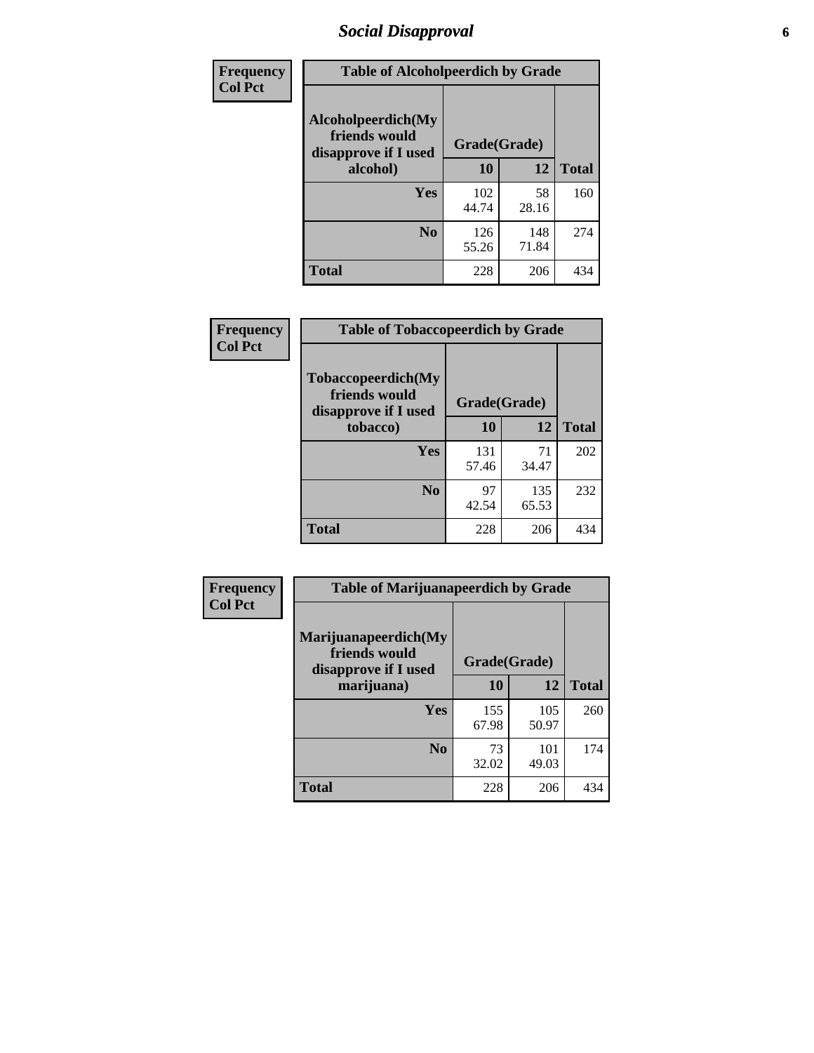# Social Disapproval

**Frequency**
**Col Pct**

**Table of Alcoholpeerdich by Grade**

| Alcoholpeerdich(My friends would disapprove if I used alcohol) | Grade(Grade) | | |
|---|---|---|---|
| | 10 | 12 | Total |
| Yes | 102<br>44.74 | 58<br>28.16 | 160 |
| No | 126<br>55.26 | 148<br>71.84 | 274 |
| Total | 228 | 206 | 434 |

**Frequency**
**Col Pct**

**Table of Tobaccopeerdich by Grade**

| Tobaccopeerdich(My friends would disapprove if I used tobacco) | Grade(Grade) | | |
|---|---|---|---|
| | 10 | 12 | Total |
| Yes | 131<br>57.46 | 71<br>34.47 | 202 |
| No | 97<br>42.54 | 135<br>65.53 | 232 |
| Total | 228 | 206 | 434 |

**Frequency**
**Col Pct**

**Table of Marijuanapeerdich by Grade**

| Marijuanapeerdich(My friends would disapprove if I used marijuana) | Grade(Grade) | | |
|---|---|---|---|
| | 10 | 12 | Total |
| Yes | 155<br>67.98 | 105<br>50.97 | 260 |
| No | 73<br>32.02 | 101<br>49.03 | 174 |
| Total | 228 | 206 | 434 |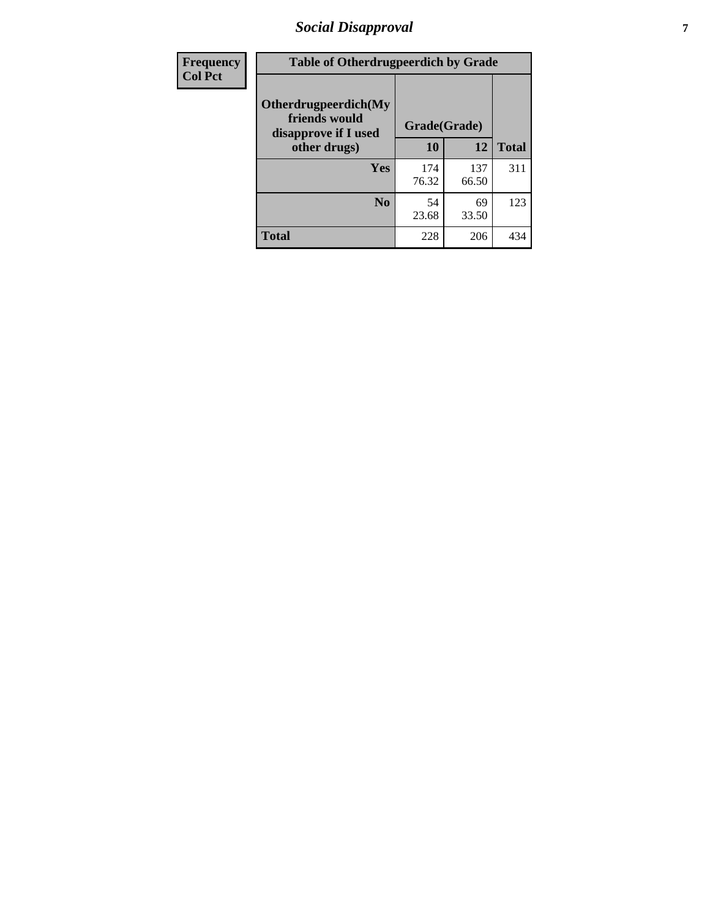# Social Disapproval

| Frequency<br>Col Pct | Table of Otherdrugpeerdich by Grade | | |
|---|---|---|---|
| **Otherdrugpeerdich(My friends would disapprove if I used other drugs)** | **Grade(Grade)** | | |
| | **10** | **12** | **Total** |
| **Yes** | 174<br>76.32 | 137<br>66.50 | 311 |
| **No** | 54<br>23.68 | 69<br>33.50 | 123 |
| **Total** | 228 | 206 | 434 |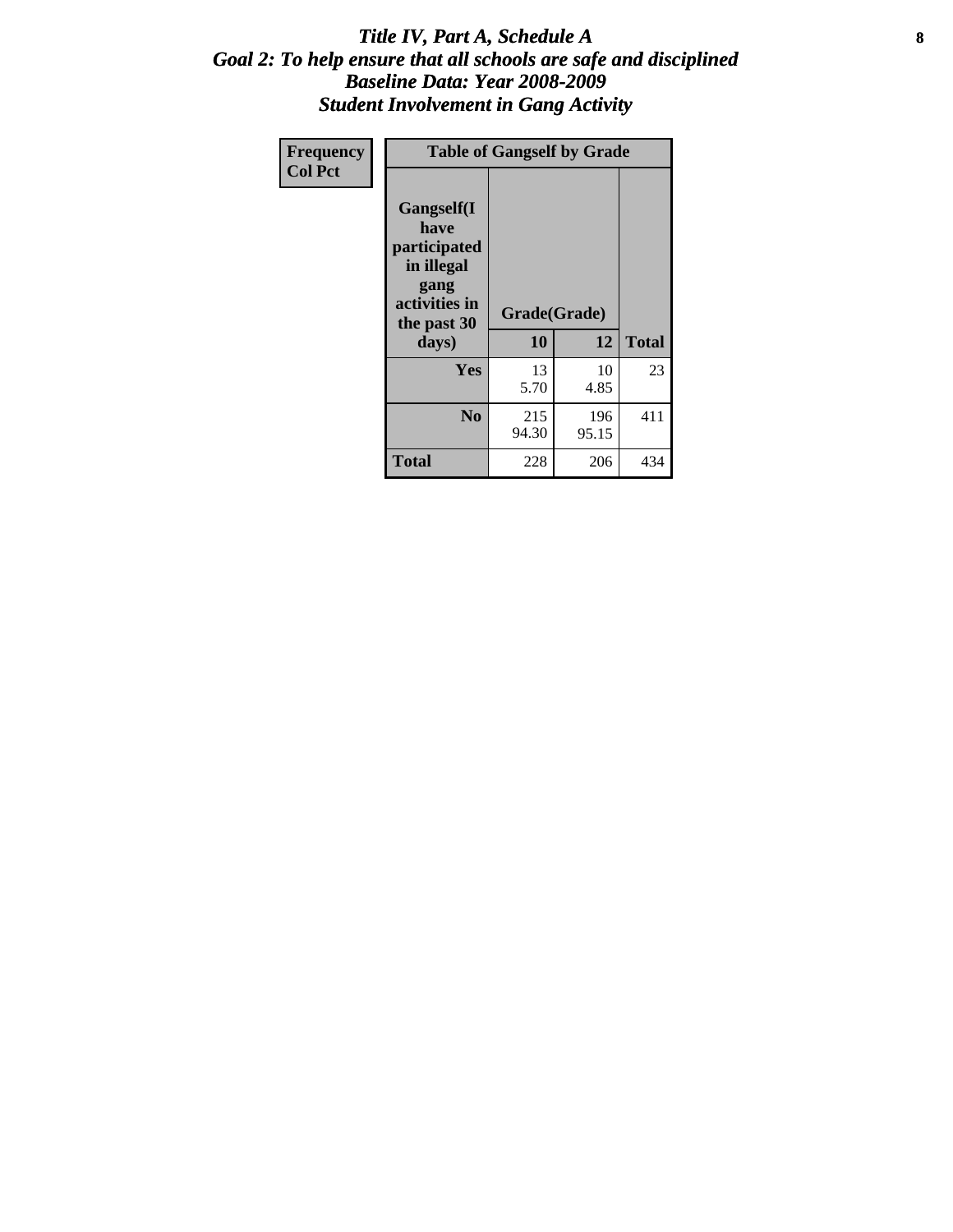# *Title IV, Part A, Schedule A*
## *Goal 2: To help ensure that all schools are safe and disciplined*
## *Baseline Data: Year 2008-2009*
## *Student Involvement in Gang Activity*

| Frequency<br>Col Pct | Table of Gangself by Grade | | |
|---|---|---|---|
| Gangself(I have participated in illegal gang activities in the past 30 days) | Grade(Grade) | | |
| | 10 | 12 | Total |
| Yes | 13<br>5.70 | 10<br>4.85 | 23 |
| No | 215<br>94.30 | 196<br>95.15 | 411 |
| Total | 228 | 206 | 434 |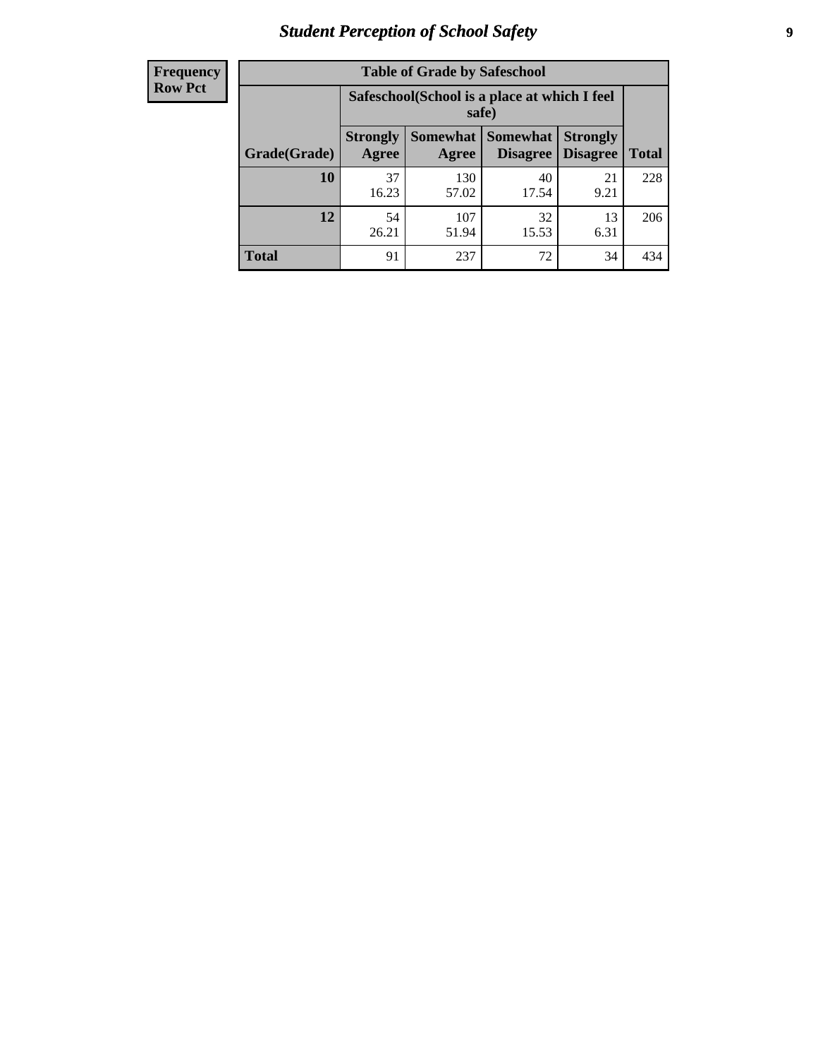# Student Perception of School Safety

| Frequency<br>Row Pct | Table of Grade by Safeschool | | | | |
|---|---|---|---|---|---|
| | Safeschool(School is a place at which I feel safe) | | | | |
| Grade(Grade) | Strongly Agree | Somewhat Agree | Somewhat Disagree | Strongly Disagree | Total |
| 10 | 37<br>16.23 | 130<br>57.02 | 40<br>17.54 | 21<br>9.21 | 228 |
| 12 | 54<br>26.21 | 107<br>51.94 | 32<br>15.53 | 13<br>6.31 | 206 |
| Total | 91 | 237 | 72 | 34 | 434 |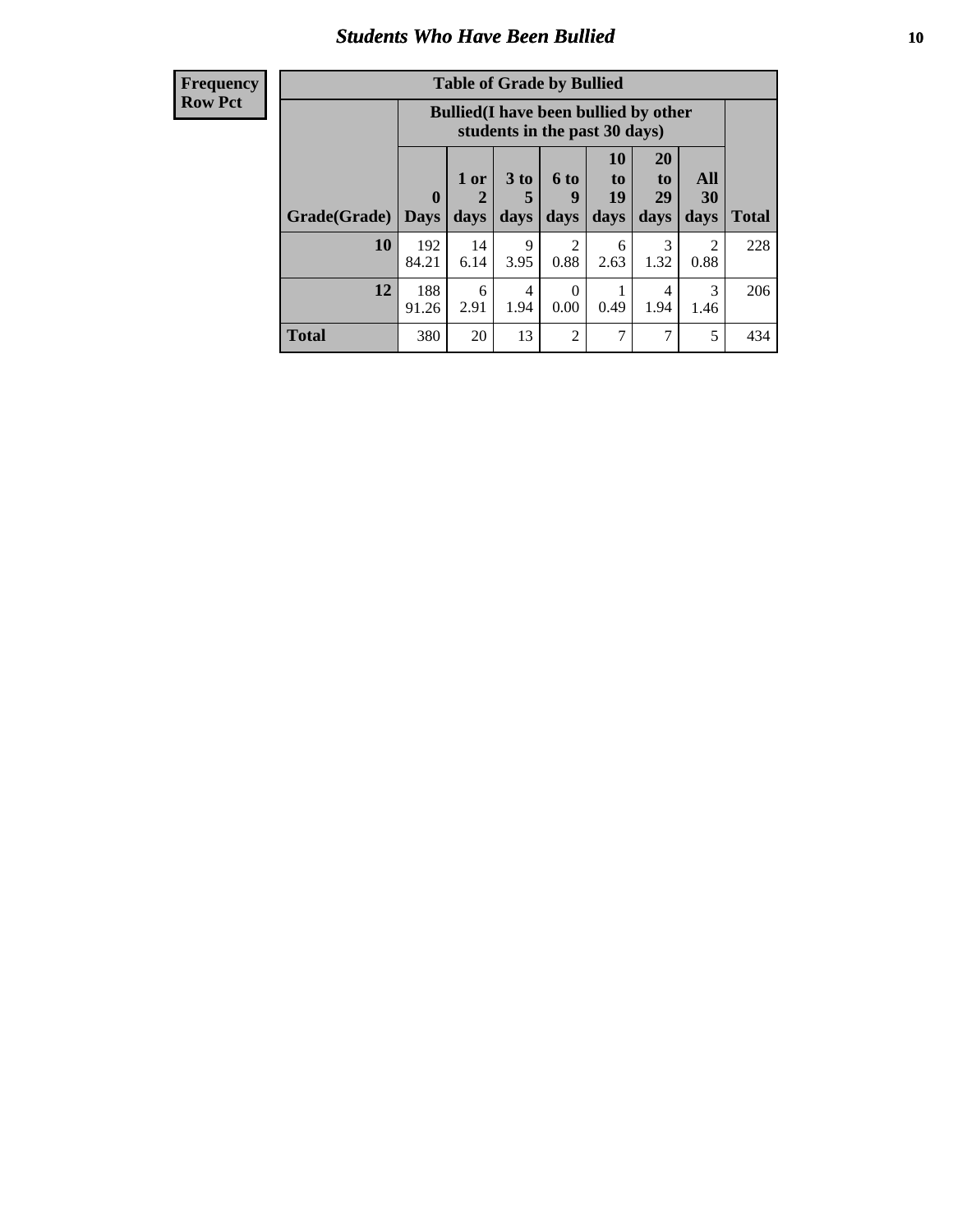## Students Who Have Been Bullied

**Frequency**
**Row Pct**

| Table of Grade by Bullied | | | | | | | | |
|---|---|---|---|---|---|---|---|---|
| | Bullied(I have been bullied by other students in the past 30 days) | | | | | | | |
| Grade(Grade) | 0 Days | 1 or 2 days | 3 to 5 days | 6 to 9 days | 10 to 19 days | 20 to 29 days | All 30 days | Total |
| **10** | 192<br>84.21 | 14<br>6.14 | 9<br>3.95 | 2<br>0.88 | 6<br>2.63 | 3<br>1.32 | 2<br>0.88 | 228 |
| **12** | 188<br>91.26 | 6<br>2.91 | 4<br>1.94 | 0<br>0.00 | 1<br>0.49 | 4<br>1.94 | 3<br>1.46 | 206 |
| **Total** | 380 | 20 | 13 | 2 | 7 | 7 | 5 | 434 |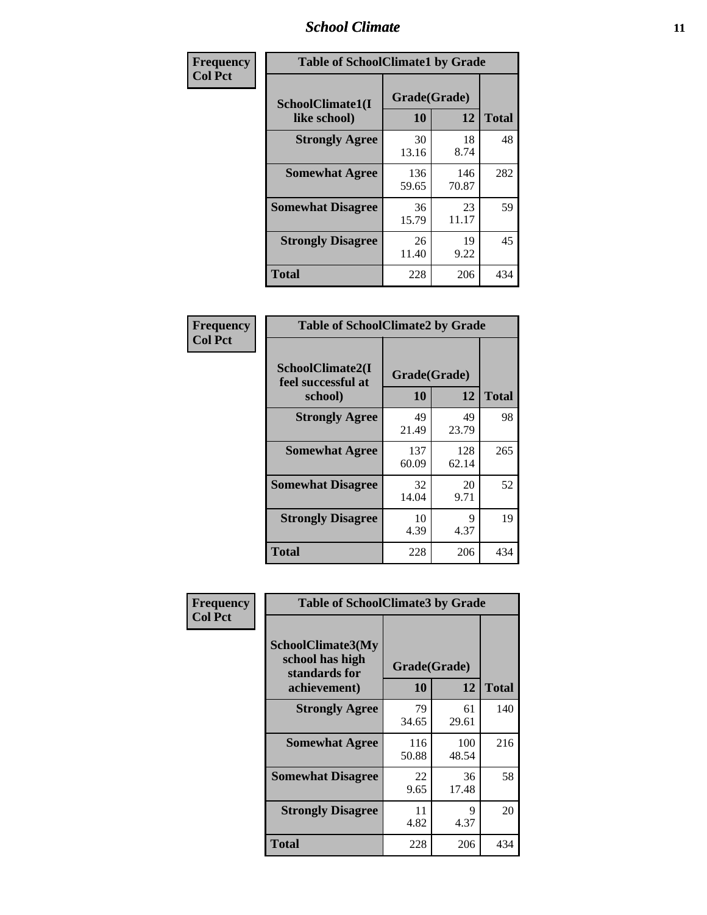| Frequency Col Pct |
|---|

**Table of SchoolClimate1 by Grade**

| SchoolClimate1(I like school) | Grade(Grade) 10 | 12 | Total |
|---|---|---|---|
| **Strongly Agree** | 30 13.16 | 18 8.74 | 48 |
| **Somewhat Agree** | 136 59.65 | 146 70.87 | 282 |
| **Somewhat Disagree** | 36 15.79 | 23 11.17 | 59 |
| **Strongly Disagree** | 26 11.40 | 19 9.22 | 45 |
| **Total** | 228 | 206 | 434 |

| Frequency Col Pct |
|---|

**Table of SchoolClimate2 by Grade**

| SchoolClimate2(I feel successful at school) | Grade(Grade) 10 | 12 | Total |
|---|---|---|---|
| **Strongly Agree** | 49 21.49 | 49 23.79 | 98 |
| **Somewhat Agree** | 137 60.09 | 128 62.14 | 265 |
| **Somewhat Disagree** | 32 14.04 | 20 9.71 | 52 |
| **Strongly Disagree** | 10 4.39 | 9 4.37 | 19 |
| **Total** | 228 | 206 | 434 |

| Frequency Col Pct |
|---|

**Table of SchoolClimate3 by Grade**

| SchoolClimate3(My school has high standards for achievement) | Grade(Grade) 10 | 12 | Total |
|---|---|---|---|
| **Strongly Agree** | 79 34.65 | 61 29.61 | 140 |
| **Somewhat Agree** | 116 50.88 | 100 48.54 | 216 |
| **Somewhat Disagree** | 22 9.65 | 36 17.48 | 58 |
| **Strongly Disagree** | 11 4.82 | 9 4.37 | 20 |
| **Total** | 228 | 206 | 434 |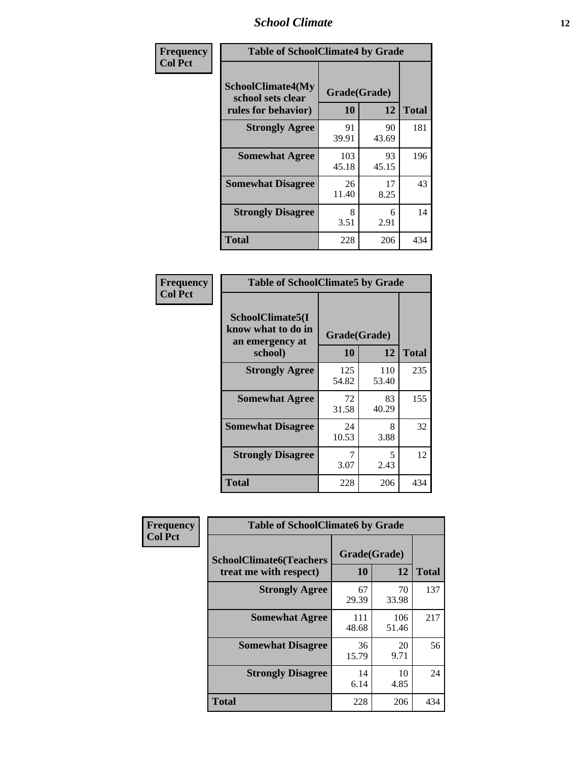| Frequency Col Pct | Table of SchoolClimate4 by Grade | | |
|---|---|---|---|
| SchoolClimate4(My school sets clear rules for behavior) | Grade(Grade) | | |
| | 10 | 12 | Total |
| Strongly Agree | 91 39.91 | 90 43.69 | 181 |
| Somewhat Agree | 103 45.18 | 93 45.15 | 196 |
| Somewhat Disagree | 26 11.40 | 17 8.25 | 43 |
| Strongly Disagree | 8 3.51 | 6 2.91 | 14 |
| Total | 228 | 206 | 434 |

| Frequency Col Pct | Table of SchoolClimate5 by Grade | | |
|---|---|---|---|
| SchoolClimate5(I know what to do in an emergency at school) | Grade(Grade) | | |
| | 10 | 12 | Total |
| Strongly Agree | 125 54.82 | 110 53.40 | 235 |
| Somewhat Agree | 72 31.58 | 83 40.29 | 155 |
| Somewhat Disagree | 24 10.53 | 8 3.88 | 32 |
| Strongly Disagree | 7 3.07 | 5 2.43 | 12 |
| Total | 228 | 206 | 434 |

| Frequency Col Pct | Table of SchoolClimate6 by Grade | | |
|---|---|---|---|
| SchoolClimate6(Teachers treat me with respect) | Grade(Grade) | | |
| | 10 | 12 | Total |
| Strongly Agree | 67 29.39 | 70 33.98 | 137 |
| Somewhat Agree | 111 48.68 | 106 51.46 | 217 |
| Somewhat Disagree | 36 15.79 | 20 9.71 | 56 |
| Strongly Disagree | 14 6.14 | 10 4.85 | 24 |
| Total | 228 | 206 | 434 |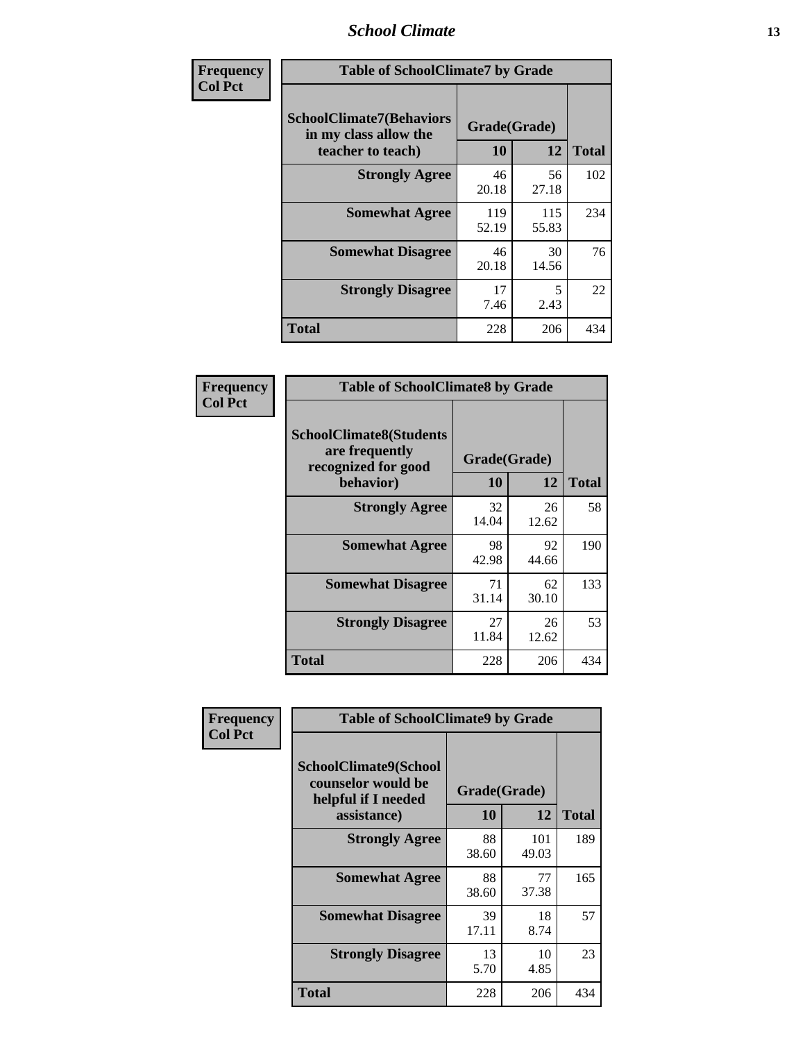| Frequency Col Pct | Table of SchoolClimate7 by Grade | | |
|---|---|---|---|
| SchoolClimate7(Behaviors in my class allow the teacher to teach) | Grade(Grade) | | Total |
| | 10 | 12 | |
| Strongly Agree | 46<br>20.18 | 56<br>27.18 | 102 |
| Somewhat Agree | 119<br>52.19 | 115<br>55.83 | 234 |
| Somewhat Disagree | 46<br>20.18 | 30<br>14.56 | 76 |
| Strongly Disagree | 17<br>7.46 | 5<br>2.43 | 22 |
| Total | 228 | 206 | 434 |

| Frequency Col Pct | Table of SchoolClimate8 by Grade | | |
|---|---|---|---|
| SchoolClimate8(Students are frequently recognized for good behavior) | Grade(Grade) | | Total |
| | 10 | 12 | |
| Strongly Agree | 32<br>14.04 | 26<br>12.62 | 58 |
| Somewhat Agree | 98<br>42.98 | 92<br>44.66 | 190 |
| Somewhat Disagree | 71<br>31.14 | 62<br>30.10 | 133 |
| Strongly Disagree | 27<br>11.84 | 26<br>12.62 | 53 |
| Total | 228 | 206 | 434 |

| Frequency Col Pct | Table of SchoolClimate9 by Grade | | |
|---|---|---|---|
| SchoolClimate9(School counselor would be helpful if I needed assistance) | Grade(Grade) | | Total |
| | 10 | 12 | |
| Strongly Agree | 88<br>38.60 | 101<br>49.03 | 189 |
| Somewhat Agree | 88<br>38.60 | 77<br>37.38 | 165 |
| Somewhat Disagree | 39<br>17.11 | 18<br>8.74 | 57 |
| Strongly Disagree | 13<br>5.70 | 10<br>4.85 | 23 |
| Total | 228 | 206 | 434 |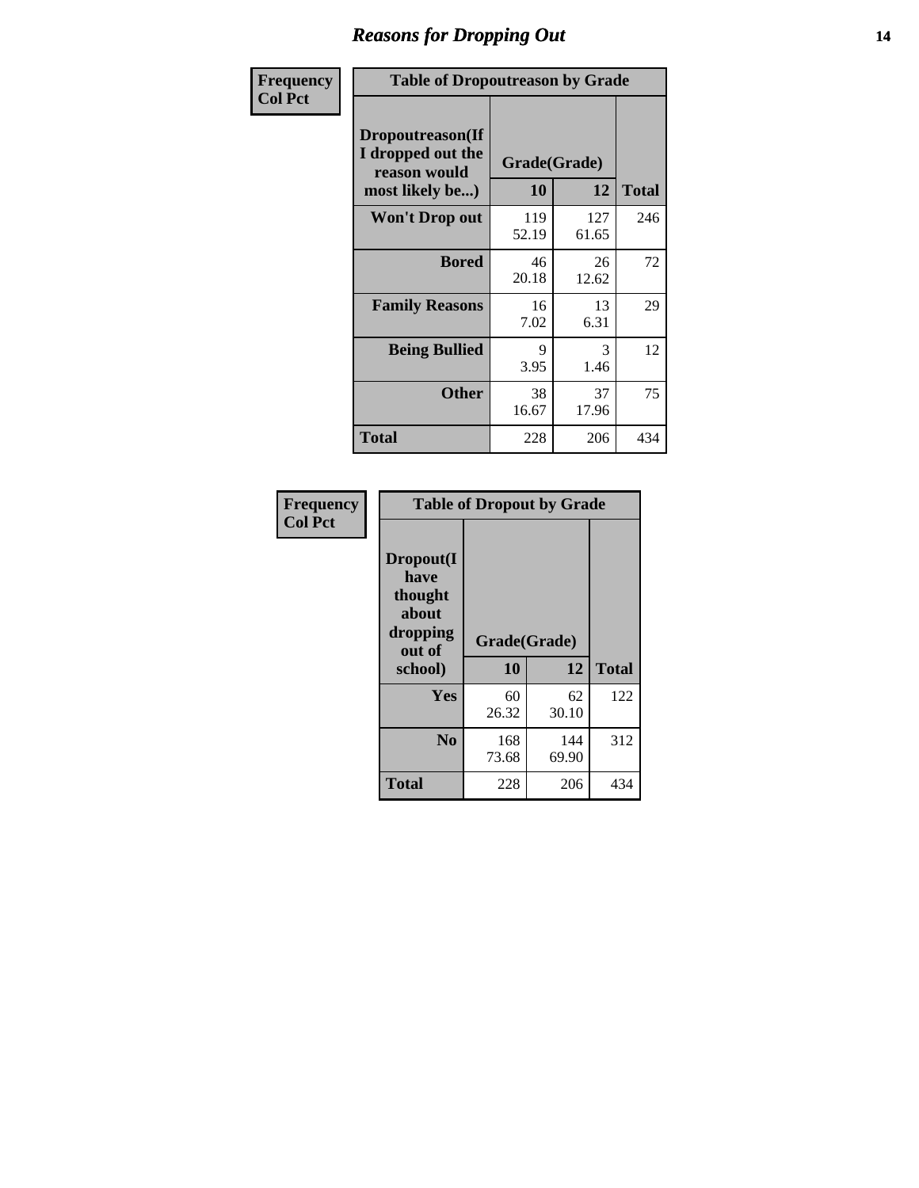# Reasons for Dropping Out

**Frequency**
**Col Pct**

**Table of Dropoutreason by Grade**

| Dropoutreason(If I dropped out the reason would most likely be...) | Grade(Grade) 10 | 12 | Total |
|---|---|---|---|
| **Won't Drop out** | 119<br>52.19 | 127<br>61.65 | 246 |
| **Bored** | 46<br>20.18 | 26<br>12.62 | 72 |
| **Family Reasons** | 16<br>7.02 | 13<br>6.31 | 29 |
| **Being Bullied** | 9<br>3.95 | 3<br>1.46 | 12 |
| **Other** | 38<br>16.67 | 37<br>17.96 | 75 |
| **Total** | 228 | 206 | 434 |

**Frequency**
**Col Pct**

**Table of Dropout by Grade**

| Dropout(I have thought about dropping out of school) | Grade(Grade) 10 | 12 | Total |
|---|---|---|---|
| **Yes** | 60<br>26.32 | 62<br>30.10 | 122 |
| **No** | 168<br>73.68 | 144<br>69.90 | 312 |
| **Total** | 228 | 206 | 434 |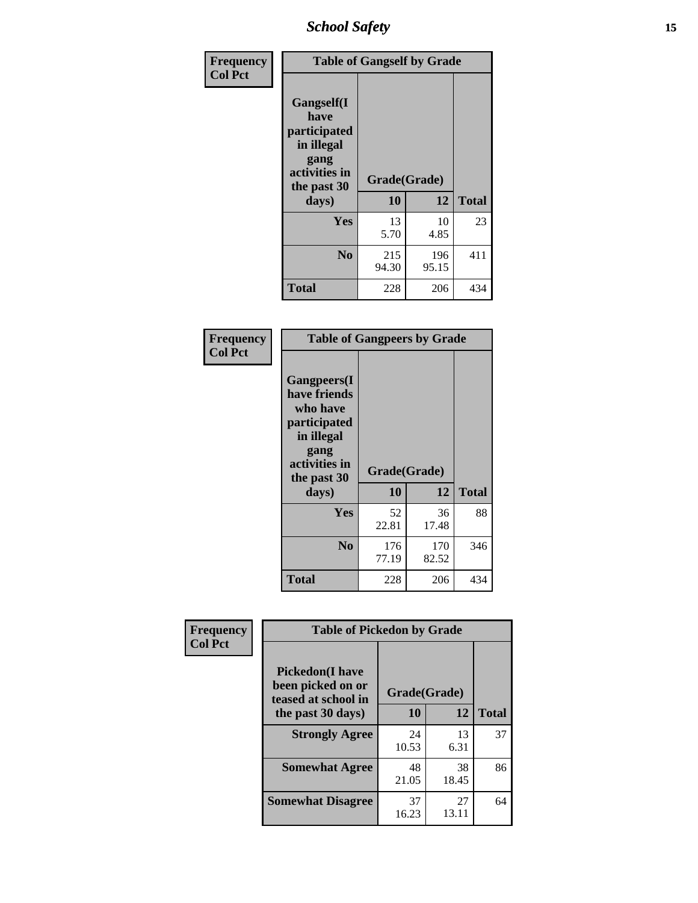| Frequency<br>Col Pct |
|---|

| Gangself(I have participated in illegal gang activities in the past 30 days) | Grade(Grade) | | Total |
|---|---|---|---|
| | 10 | 12 | |
| Yes | 13<br>5.70 | 10<br>4.85 | 23 |
| No | 215<br>94.30 | 196<br>95.15 | 411 |
| Total | 228 | 206 | 434 |

Table of Gangself by Grade

| Frequency<br>Col Pct |
|---|

| Gangpeers(I have friends who have participated in illegal gang activities in the past 30 days) | Grade(Grade) | | Total |
|---|---|---|---|
| | 10 | 12 | |
| Yes | 52<br>22.81 | 36<br>17.48 | 88 |
| No | 176<br>77.19 | 170<br>82.52 | 346 |
| Total | 228 | 206 | 434 |

Table of Gangpeers by Grade

| Frequency<br>Col Pct |
|---|

| Pickedon(I have been picked on or teased at school in the past 30 days) | Grade(Grade) | | Total |
|---|---|---|---|
| | 10 | 12 | |
| Strongly Agree | 24<br>10.53 | 13<br>6.31 | 37 |
| Somewhat Agree | 48<br>21.05 | 38<br>18.45 | 86 |
| Somewhat Disagree | 37<br>16.23 | 27<br>13.11 | 64 |

Table of Pickedon by Grade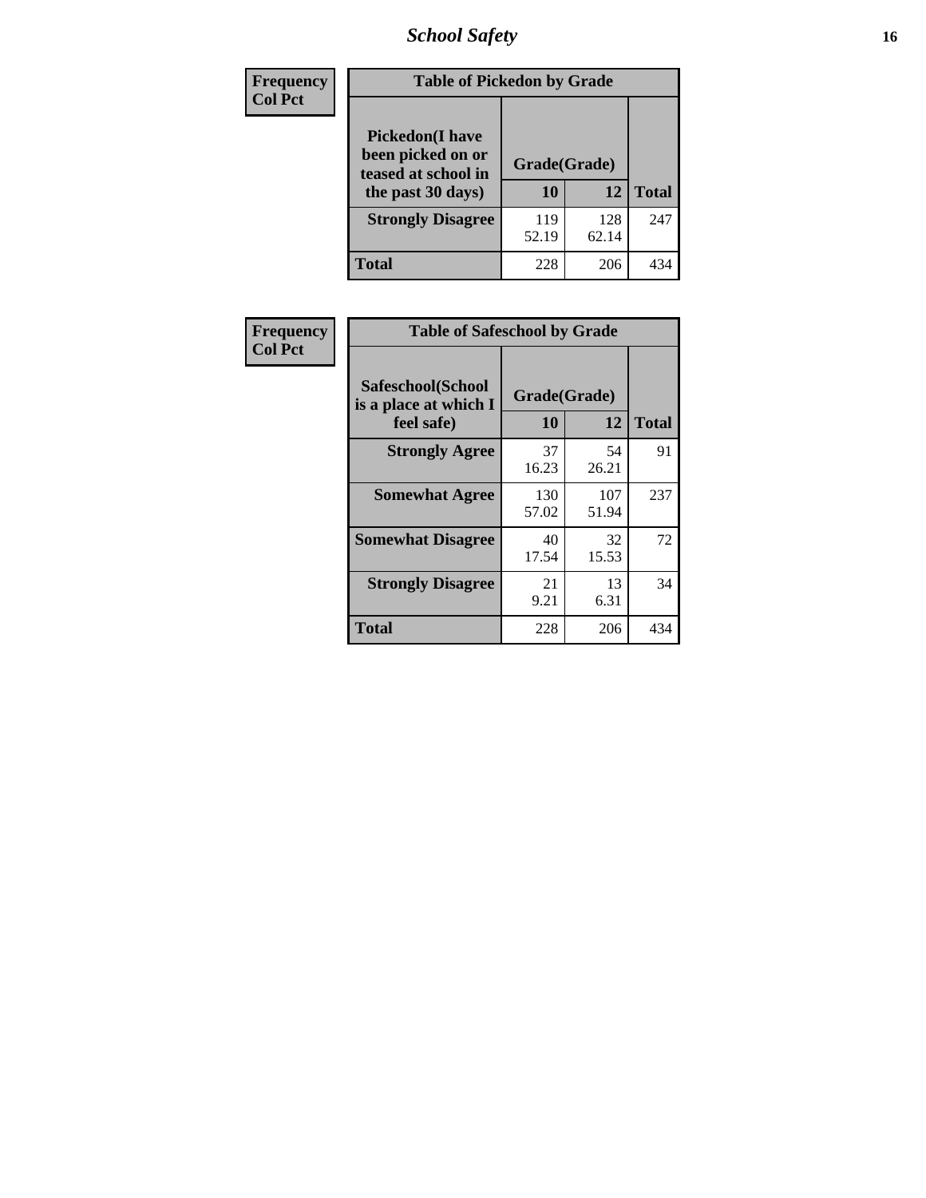| Frequency<br>Col Pct | | | |
|---|---|---|---|

| Table of Pickedon by Grade | | | |
|---|---|---|---|
| Pickedon(I have been picked on or teased at school in the past 30 days) | Grade(Grade) | | |
| | 10 | 12 | Total |
| **Strongly Disagree** | 119<br>52.19 | 128<br>62.14 | 247 |
| **Total** | 228 | 206 | 434 |

| Frequency<br>Col Pct | | | |
|---|---|---|---|

| Table of Safeschool by Grade | | | |
|---|---|---|---|
| Safeschool(School is a place at which I feel safe) | Grade(Grade) | | |
| | 10 | 12 | Total |
| **Strongly Agree** | 37<br>16.23 | 54<br>26.21 | 91 |
| **Somewhat Agree** | 130<br>57.02 | 107<br>51.94 | 237 |
| **Somewhat Disagree** | 40<br>17.54 | 32<br>15.53 | 72 |
| **Strongly Disagree** | 21<br>9.21 | 13<br>6.31 | 34 |
| **Total** | 228 | 206 | 434 |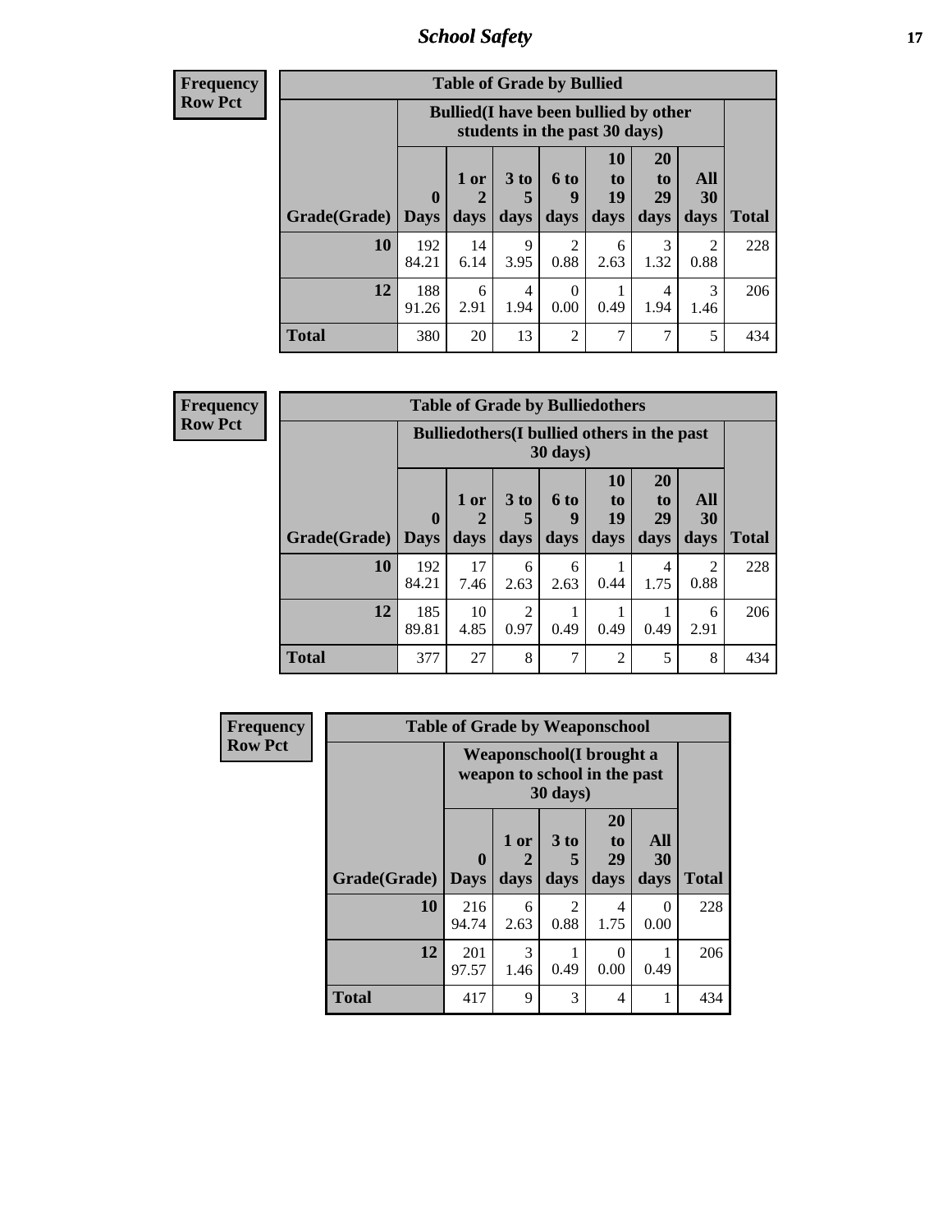| Frequency<br>Row Pct |
|---|

**Table of Grade by Bullied**

| Grade(Grade) | Bullied(I have been bullied by other students in the past 30 days) | | | | | | | Total |
|---|---|---|---|---|---|---|---|---|
| | 0 Days | 1 or 2 days | 3 to 5 days | 6 to 9 days | 10 to 19 days | 20 to 29 days | All 30 days | |
| **10** | 192<br>84.21 | 14<br>6.14 | 9<br>3.95 | 2<br>0.88 | 6<br>2.63 | 3<br>1.32 | 2<br>0.88 | 228 |
| **12** | 188<br>91.26 | 6<br>2.91 | 4<br>1.94 | 0<br>0.00 | 1<br>0.49 | 4<br>1.94 | 3<br>1.46 | 206 |
| **Total** | 380 | 20 | 13 | 2 | 7 | 7 | 5 | 434 |

| Frequency<br>Row Pct |
|---|

**Table of Grade by Bulliedothers**

| Grade(Grade) | Bulliedothers(I bullied others in the past 30 days) | | | | | | | Total |
|---|---|---|---|---|---|---|---|---|
| | 0 Days | 1 or 2 days | 3 to 5 days | 6 to 9 days | 10 to 19 days | 20 to 29 days | All 30 days | |
| **10** | 192<br>84.21 | 17<br>7.46 | 6<br>2.63 | 6<br>2.63 | 1<br>0.44 | 4<br>1.75 | 2<br>0.88 | 228 |
| **12** | 185<br>89.81 | 10<br>4.85 | 2<br>0.97 | 1<br>0.49 | 1<br>0.49 | 1<br>0.49 | 6<br>2.91 | 206 |
| **Total** | 377 | 27 | 8 | 7 | 2 | 5 | 8 | 434 |

| Frequency<br>Row Pct |
|---|

**Table of Grade by Weaponschool**

| Grade(Grade) | Weaponschool(I brought a weapon to school in the past 30 days) | | | | | Total |
|---|---|---|---|---|---|---|
| | 0 Days | 1 or 2 days | 3 to 5 days | 20 to 29 days | All 30 days | |
| **10** | 216<br>94.74 | 6<br>2.63 | 2<br>0.88 | 4<br>1.75 | 0<br>0.00 | 228 |
| **12** | 201<br>97.57 | 3<br>1.46 | 1<br>0.49 | 0<br>0.00 | 1<br>0.49 | 206 |
| **Total** | 417 | 9 | 3 | 4 | 1 | 434 |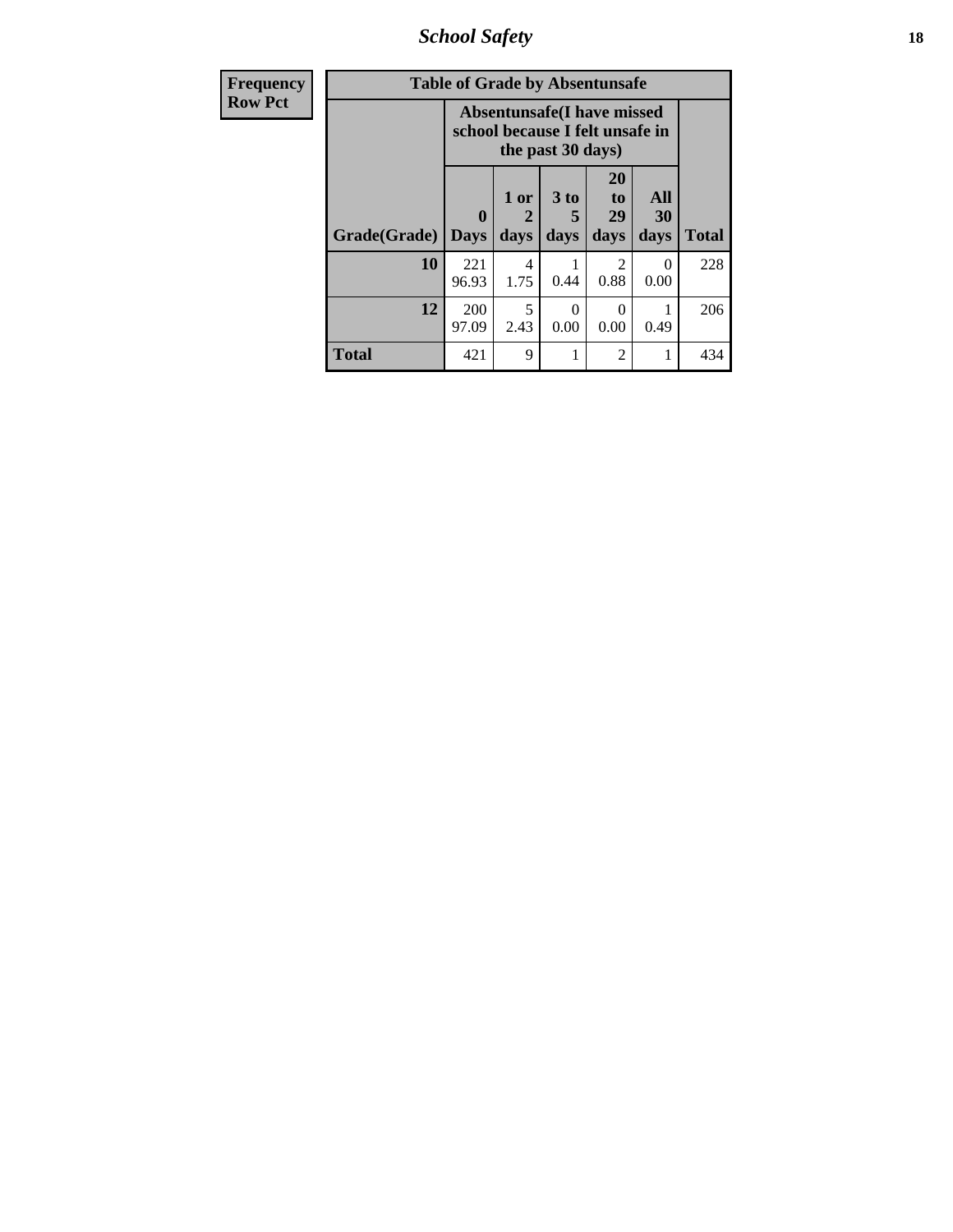## School Safety

| Frequency Row Pct |
|---|

**Table of Grade by Absentunsafe**

| Grade(Grade) | Absentunsafe(I have missed school because I felt unsafe in the past 30 days) | | | | | Total |
|---|---|---|---|---|---|---|
| | 0 Days | 1 or 2 days | 3 to 5 days | 20 to 29 days | All 30 days | |
| 10 | 221<br>96.93 | 4<br>1.75 | 1<br>0.44 | 2<br>0.88 | 0<br>0.00 | 228 |
| 12 | 200<br>97.09 | 5<br>2.43 | 0<br>0.00 | 0<br>0.00 | 1<br>0.49 | 206 |
| Total | 421 | 9 | 1 | 2 | 1 | 434 |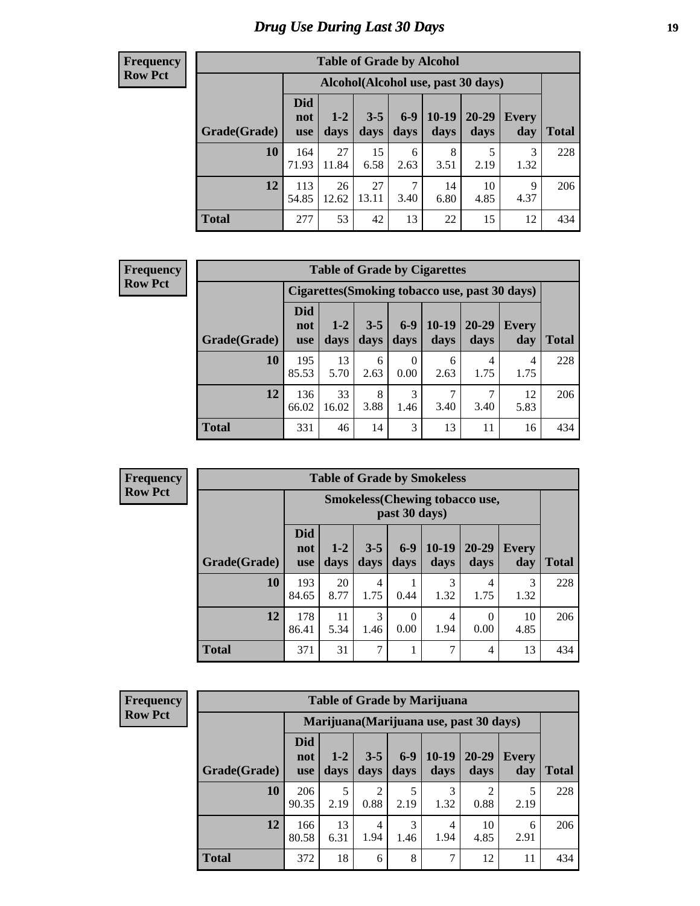## Drug Use During Last 30 Days

**Frequency**
**Row Pct**

| Table of Grade by Alcohol | | | | | | | | |
|---|---|---|---|---|---|---|---|---|
| | Alcohol(Alcohol use, past 30 days) | | | | | | | |
| Grade(Grade) | Did not use | 1-2 days | 3-5 days | 6-9 days | 10-19 days | 20-29 days | Every day | Total |
| 10 | 164<br>71.93 | 27<br>11.84 | 15<br>6.58 | 6<br>2.63 | 8<br>3.51 | 5<br>2.19 | 3<br>1.32 | 228 |
| 12 | 113<br>54.85 | 26<br>12.62 | 27<br>13.11 | 7<br>3.40 | 14<br>6.80 | 10<br>4.85 | 9<br>4.37 | 206 |
| Total | 277 | 53 | 42 | 13 | 22 | 15 | 12 | 434 |

**Frequency**
**Row Pct**

| Table of Grade by Cigarettes | | | | | | | | |
|---|---|---|---|---|---|---|---|---|
| | Cigarettes(Smoking tobacco use, past 30 days) | | | | | | | |
| Grade(Grade) | Did not use | 1-2 days | 3-5 days | 6-9 days | 10-19 days | 20-29 days | Every day | Total |
| 10 | 195<br>85.53 | 13<br>5.70 | 6<br>2.63 | 0<br>0.00 | 6<br>2.63 | 4<br>1.75 | 4<br>1.75 | 228 |
| 12 | 136<br>66.02 | 33<br>16.02 | 8<br>3.88 | 3<br>1.46 | 7<br>3.40 | 7<br>3.40 | 12<br>5.83 | 206 |
| Total | 331 | 46 | 14 | 3 | 13 | 11 | 16 | 434 |

**Frequency**
**Row Pct**

| Table of Grade by Smokeless | | | | | | | | |
|---|---|---|---|---|---|---|---|---|
| | Smokeless(Chewing tobacco use, past 30 days) | | | | | | | |
| Grade(Grade) | Did not use | 1-2 days | 3-5 days | 6-9 days | 10-19 days | 20-29 days | Every day | Total |
| 10 | 193<br>84.65 | 20<br>8.77 | 4<br>1.75 | 1<br>0.44 | 3<br>1.32 | 4<br>1.75 | 3<br>1.32 | 228 |
| 12 | 178<br>86.41 | 11<br>5.34 | 3<br>1.46 | 0<br>0.00 | 4<br>1.94 | 0<br>0.00 | 10<br>4.85 | 206 |
| Total | 371 | 31 | 7 | 1 | 7 | 4 | 13 | 434 |

**Frequency**
**Row Pct**

| Table of Grade by Marijuana | | | | | | | | |
|---|---|---|---|---|---|---|---|---|
| | Marijuana(Marijuana use, past 30 days) | | | | | | | |
| Grade(Grade) | Did not use | 1-2 days | 3-5 days | 6-9 days | 10-19 days | 20-29 days | Every day | Total |
| 10 | 206<br>90.35 | 5<br>2.19 | 2<br>0.88 | 5<br>2.19 | 3<br>1.32 | 2<br>0.88 | 5<br>2.19 | 228 |
| 12 | 166<br>80.58 | 13<br>6.31 | 4<br>1.94 | 3<br>1.46 | 4<br>1.94 | 10<br>4.85 | 6<br>2.91 | 206 |
| Total | 372 | 18 | 6 | 8 | 7 | 12 | 11 | 434 |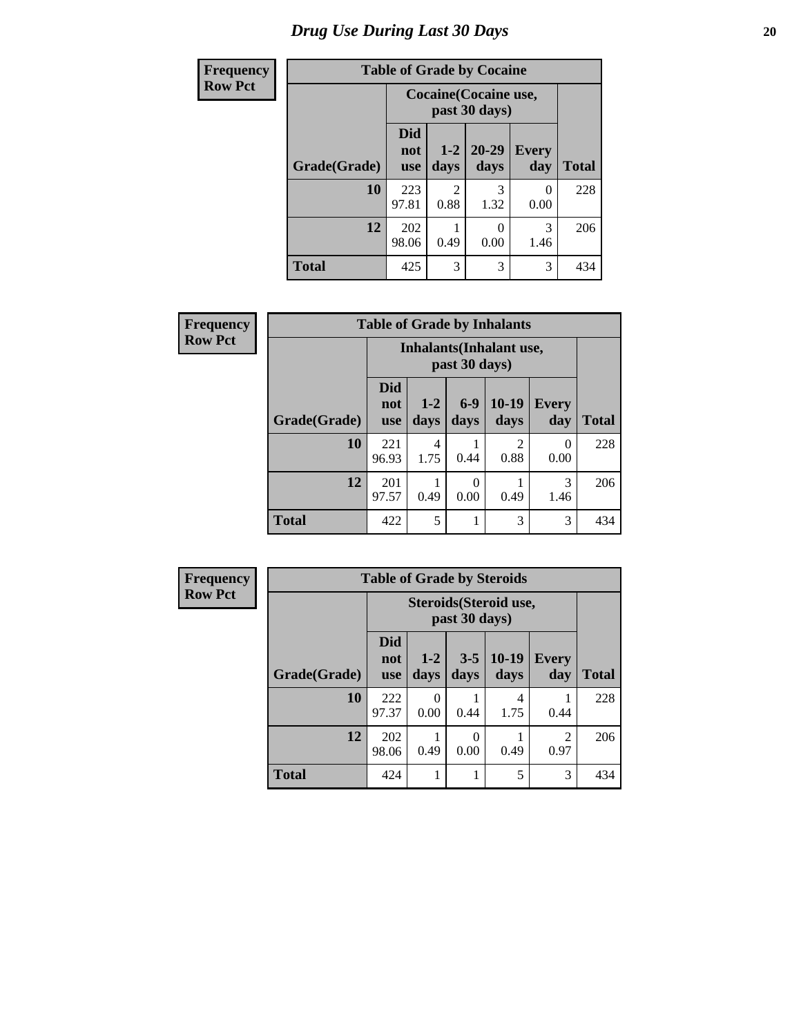# Drug Use During Last 30 Days

**Frequency**
**Row Pct**

| Table of Grade by Cocaine | | | | | |
|---|---|---|---|---|---|
| | Cocaine(Cocaine use, past 30 days) | | | | |
| Grade(Grade) | Did not use | 1-2 days | 20-29 days | Every day | Total |
| **10** | 223<br>97.81 | 2<br>0.88 | 3<br>1.32 | 0<br>0.00 | 228 |
| **12** | 202<br>98.06 | 1<br>0.49 | 0<br>0.00 | 3<br>1.46 | 206 |
| **Total** | 425 | 3 | 3 | 3 | 434 |

**Frequency**
**Row Pct**

| Table of Grade by Inhalants | | | | | | |
|---|---|---|---|---|---|---|
| | Inhalants(Inhalant use, past 30 days) | | | | | |
| Grade(Grade) | Did not use | 1-2 days | 6-9 days | 10-19 days | Every day | Total |
| **10** | 221<br>96.93 | 4<br>1.75 | 1<br>0.44 | 2<br>0.88 | 0<br>0.00 | 228 |
| **12** | 201<br>97.57 | 1<br>0.49 | 0<br>0.00 | 1<br>0.49 | 3<br>1.46 | 206 |
| **Total** | 422 | 5 | 1 | 3 | 3 | 434 |

**Frequency**
**Row Pct**

| Table of Grade by Steroids | | | | | | |
|---|---|---|---|---|---|---|
| | Steroids(Steroid use, past 30 days) | | | | | |
| Grade(Grade) | Did not use | 1-2 days | 3-5 days | 10-19 days | Every day | Total |
| **10** | 222<br>97.37 | 0<br>0.00 | 1<br>0.44 | 4<br>1.75 | 1<br>0.44 | 228 |
| **12** | 202<br>98.06 | 1<br>0.49 | 0<br>0.00 | 1<br>0.49 | 2<br>0.97 | 206 |
| **Total** | 424 | 1 | 1 | 5 | 3 | 434 |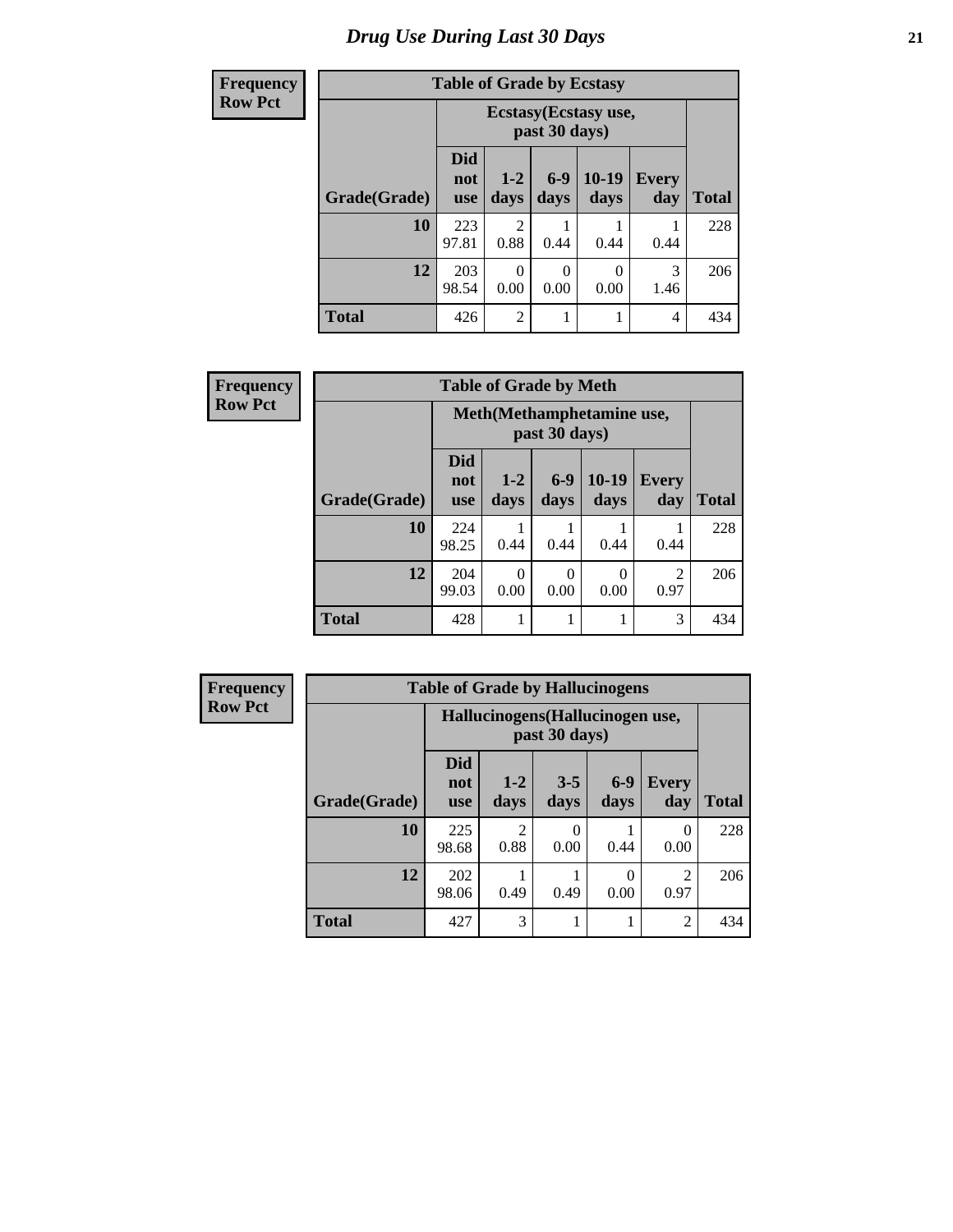# Drug Use During Last 30 Days

**Frequency**
**Row Pct**

| Table of Grade by Ecstasy | | | | | | |
|---|---|---|---|---|---|---|
| | Ecstasy(Ecstasy use, past 30 days) | | | | | |
| Grade(Grade) | Did not use | 1-2 days | 6-9 days | 10-19 days | Every day | Total |
| 10 | 223<br>97.81 | 2<br>0.88 | 1<br>0.44 | 1<br>0.44 | 1<br>0.44 | 228 |
| 12 | 203<br>98.54 | 0<br>0.00 | 0<br>0.00 | 0<br>0.00 | 3<br>1.46 | 206 |
| Total | 426 | 2 | 1 | 1 | 4 | 434 |

**Frequency**
**Row Pct**

| Table of Grade by Meth | | | | | | |
|---|---|---|---|---|---|---|
| | Meth(Methamphetamine use, past 30 days) | | | | | |
| Grade(Grade) | Did not use | 1-2 days | 6-9 days | 10-19 days | Every day | Total |
| 10 | 224<br>98.25 | 1<br>0.44 | 1<br>0.44 | 1<br>0.44 | 1<br>0.44 | 228 |
| 12 | 204<br>99.03 | 0<br>0.00 | 0<br>0.00 | 0<br>0.00 | 2<br>0.97 | 206 |
| Total | 428 | 1 | 1 | 1 | 3 | 434 |

**Frequency**
**Row Pct**

| Table of Grade by Hallucinogens | | | | | | |
|---|---|---|---|---|---|---|
| | Hallucinogens(Hallucinogen use, past 30 days) | | | | | |
| Grade(Grade) | Did not use | 1-2 days | 3-5 days | 6-9 days | Every day | Total |
| 10 | 225<br>98.68 | 2<br>0.88 | 0<br>0.00 | 1<br>0.44 | 0<br>0.00 | 228 |
| 12 | 202<br>98.06 | 1<br>0.49 | 1<br>0.49 | 0<br>0.00 | 2<br>0.97 | 206 |
| Total | 427 | 3 | 1 | 1 | 2 | 434 |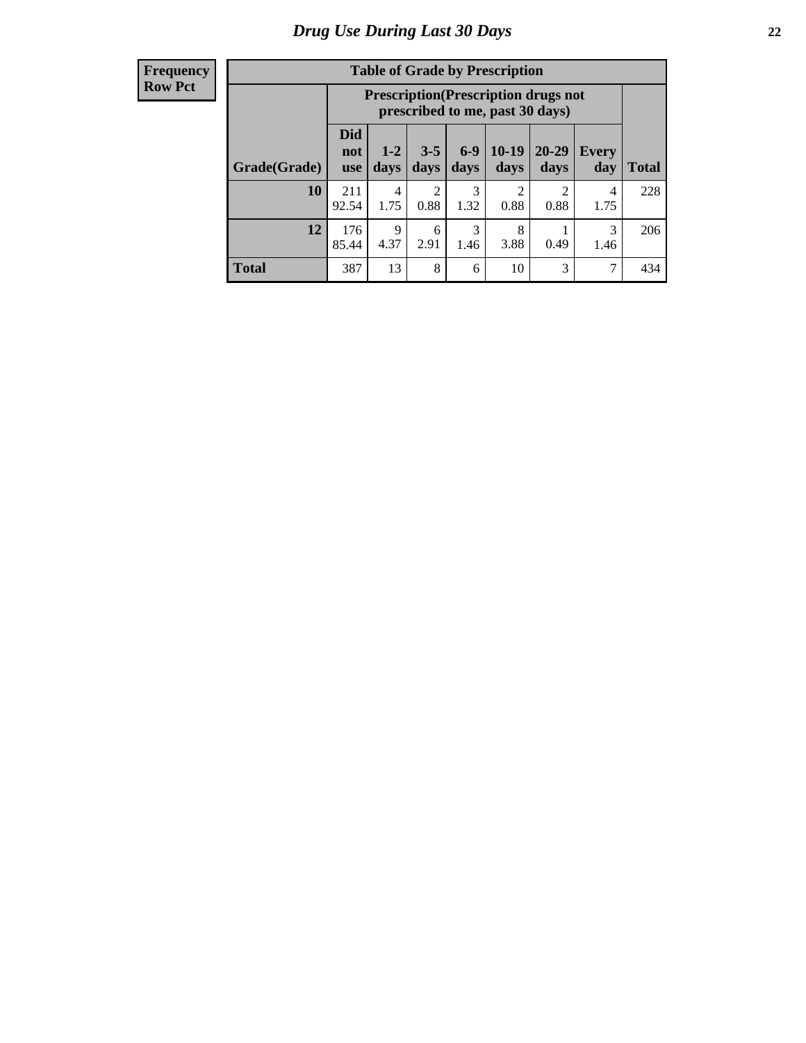# Drug Use During Last 30 Days

| Frequency<br>Row Pct |
|---|

**Table of Grade by Prescription**

| Grade(Grade) | Prescription(Prescription drugs not prescribed to me, past 30 days) | | | | | | | Total |
|---|---|---|---|---|---|---|---|---|
| | Did not use | 1-2 days | 3-5 days | 6-9 days | 10-19 days | 20-29 days | Every day | |
| 10 | 211<br>92.54 | 4<br>1.75 | 2<br>0.88 | 3<br>1.32 | 2<br>0.88 | 2<br>0.88 | 4<br>1.75 | 228 |
| 12 | 176<br>85.44 | 9<br>4.37 | 6<br>2.91 | 3<br>1.46 | 8<br>3.88 | 1<br>0.49 | 3<br>1.46 | 206 |
| Total | 387 | 13 | 8 | 6 | 10 | 3 | 7 | 434 |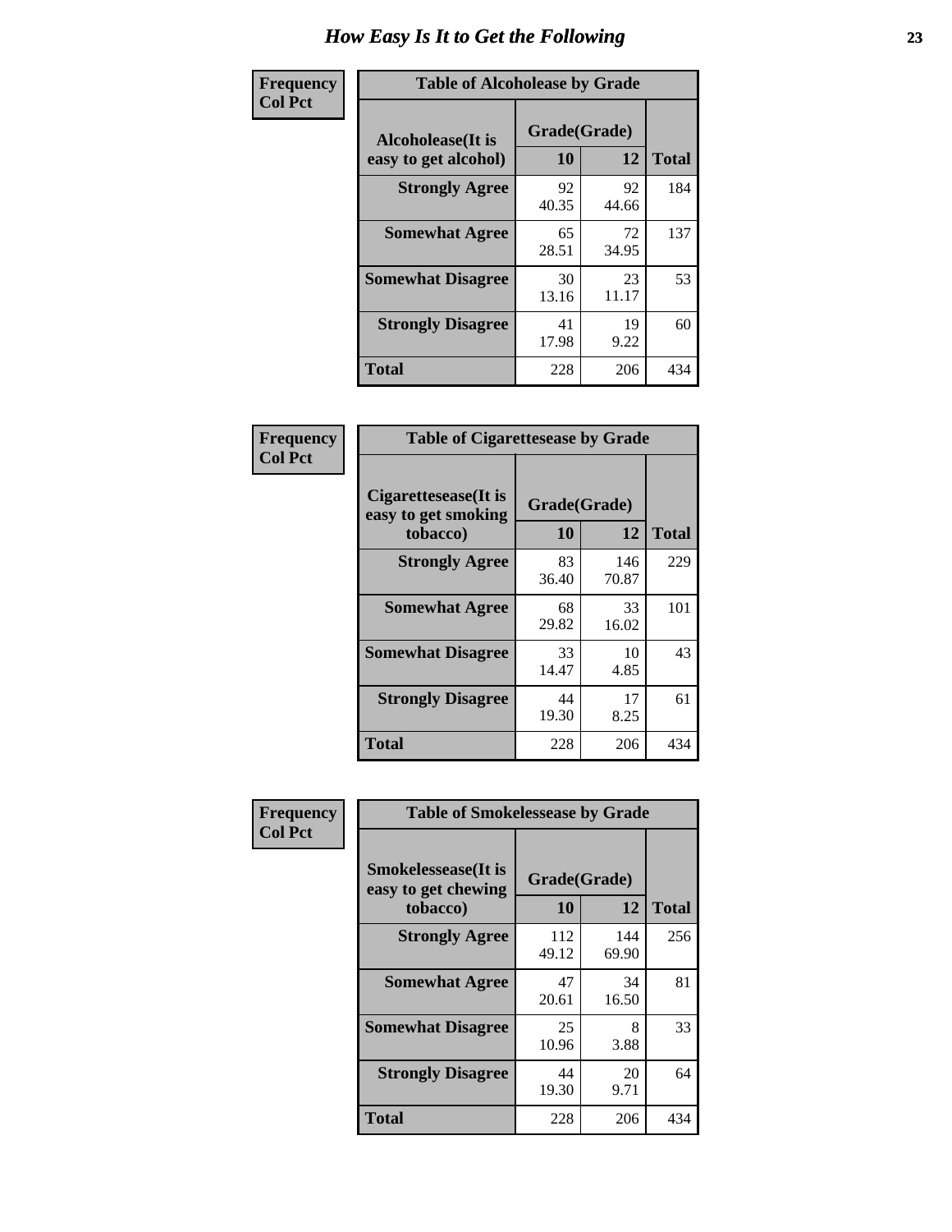# How Easy Is It to Get the Following

**Frequency Col Pct**

| Alcoholease(It is easy to get alcohol) | Grade(Grade) 10 | 12 | Total |
|---|---|---|---|
| **Strongly Agree** | 92<br>40.35 | 92<br>44.66 | 184 |
| **Somewhat Agree** | 65<br>28.51 | 72<br>34.95 | 137 |
| **Somewhat Disagree** | 30<br>13.16 | 23<br>11.17 | 53 |
| **Strongly Disagree** | 41<br>17.98 | 19<br>9.22 | 60 |
| **Total** | 228 | 206 | 434 |

Table of Alcoholease by Grade

**Frequency Col Pct**

| Cigarettesease(It is easy to get smoking tobacco) | Grade(Grade) 10 | 12 | Total |
|---|---|---|---|
| **Strongly Agree** | 83<br>36.40 | 146<br>70.87 | 229 |
| **Somewhat Agree** | 68<br>29.82 | 33<br>16.02 | 101 |
| **Somewhat Disagree** | 33<br>14.47 | 10<br>4.85 | 43 |
| **Strongly Disagree** | 44<br>19.30 | 17<br>8.25 | 61 |
| **Total** | 228 | 206 | 434 |

Table of Cigarettesease by Grade

**Frequency Col Pct**

| Smokelessease(It is easy to get chewing tobacco) | Grade(Grade) 10 | 12 | Total |
|---|---|---|---|
| **Strongly Agree** | 112<br>49.12 | 144<br>69.90 | 256 |
| **Somewhat Agree** | 47<br>20.61 | 34<br>16.50 | 81 |
| **Somewhat Disagree** | 25<br>10.96 | 8<br>3.88 | 33 |
| **Strongly Disagree** | 44<br>19.30 | 20<br>9.71 | 64 |
| **Total** | 228 | 206 | 434 |

Table of Smokelessease by Grade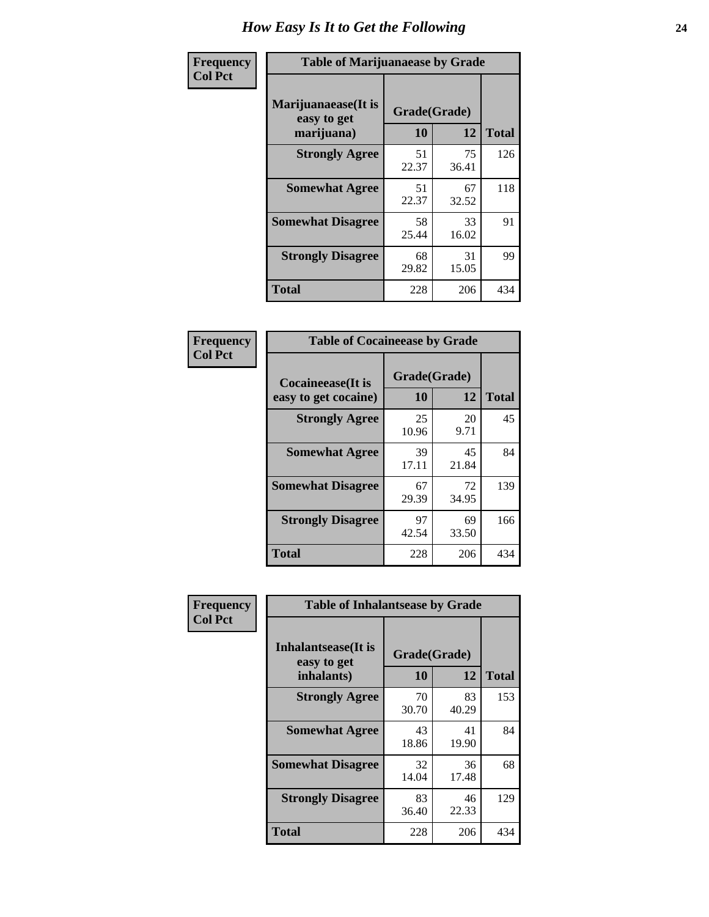# How Easy Is It to Get the Following

| Frequency Col Pct | Table of Marijuanaease by Grade | | |
|---|---|---|---|
| **Marijuanaease(It is easy to get marijuana)** | **Grade(Grade)** | | |
| | **10** | **12** | **Total** |
| **Strongly Agree** | 51 22.37 | 75 36.41 | 126 |
| **Somewhat Agree** | 51 22.37 | 67 32.52 | 118 |
| **Somewhat Disagree** | 58 25.44 | 33 16.02 | 91 |
| **Strongly Disagree** | 68 29.82 | 31 15.05 | 99 |
| **Total** | 228 | 206 | 434 |

| Frequency Col Pct | Table of Cocaineease by Grade | | |
|---|---|---|---|
| **Cocaineease(It is easy to get cocaine)** | **Grade(Grade)** | | |
| | **10** | **12** | **Total** |
| **Strongly Agree** | 25 10.96 | 20 9.71 | 45 |
| **Somewhat Agree** | 39 17.11 | 45 21.84 | 84 |
| **Somewhat Disagree** | 67 29.39 | 72 34.95 | 139 |
| **Strongly Disagree** | 97 42.54 | 69 33.50 | 166 |
| **Total** | 228 | 206 | 434 |

| Frequency Col Pct | Table of Inhalantsease by Grade | | |
|---|---|---|---|
| **Inhalantsease(It is easy to get inhalants)** | **Grade(Grade)** | | |
| | **10** | **12** | **Total** |
| **Strongly Agree** | 70 30.70 | 83 40.29 | 153 |
| **Somewhat Agree** | 43 18.86 | 41 19.90 | 84 |
| **Somewhat Disagree** | 32 14.04 | 36 17.48 | 68 |
| **Strongly Disagree** | 83 36.40 | 46 22.33 | 129 |
| **Total** | 228 | 206 | 434 |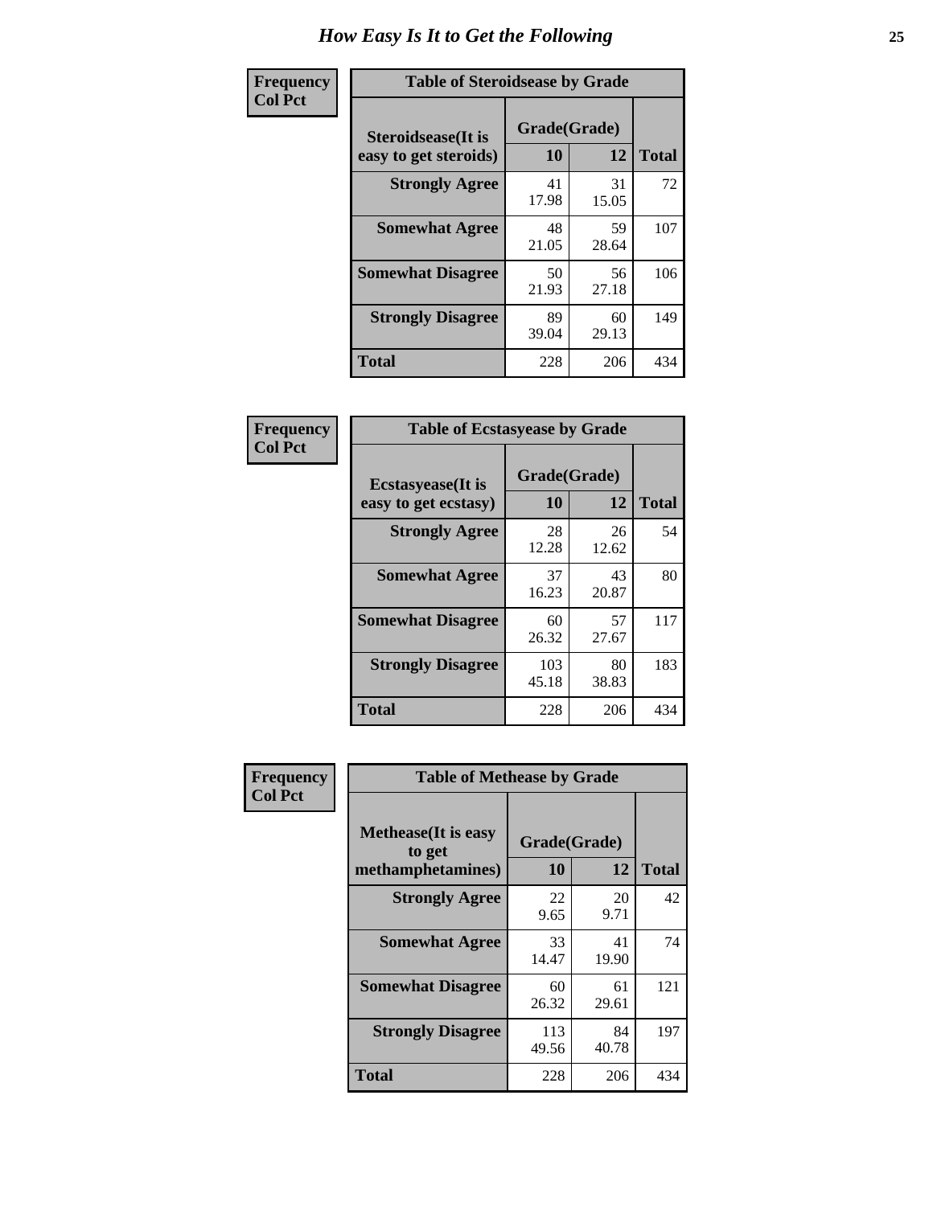# How Easy Is It to Get the Following

**Frequency**
**Col Pct**

| Table of Steroidsease by Grade | | | |
|---|---|---|---|
| **Steroidsease(It is easy to get steroids)** | **Grade(Grade)** | | **Total** |
| | **10** | **12** | |
| **Strongly Agree** | 41<br>17.98 | 31<br>15.05 | 72 |
| **Somewhat Agree** | 48<br>21.05 | 59<br>28.64 | 107 |
| **Somewhat Disagree** | 50<br>21.93 | 56<br>27.18 | 106 |
| **Strongly Disagree** | 89<br>39.04 | 60<br>29.13 | 149 |
| **Total** | 228 | 206 | 434 |

**Frequency**
**Col Pct**

| Table of Ecstasyease by Grade | | | |
|---|---|---|---|
| **Ecstasyease(It is easy to get ecstasy)** | **Grade(Grade)** | | **Total** |
| | **10** | **12** | |
| **Strongly Agree** | 28<br>12.28 | 26<br>12.62 | 54 |
| **Somewhat Agree** | 37<br>16.23 | 43<br>20.87 | 80 |
| **Somewhat Disagree** | 60<br>26.32 | 57<br>27.67 | 117 |
| **Strongly Disagree** | 103<br>45.18 | 80<br>38.83 | 183 |
| **Total** | 228 | 206 | 434 |

**Frequency**
**Col Pct**

| Table of Methease by Grade | | | |
|---|---|---|---|
| **Methease(It is easy to get methamphetamines)** | **Grade(Grade)** | | **Total** |
| | **10** | **12** | |
| **Strongly Agree** | 22<br>9.65 | 20<br>9.71 | 42 |
| **Somewhat Agree** | 33<br>14.47 | 41<br>19.90 | 74 |
| **Somewhat Disagree** | 60<br>26.32 | 61<br>29.61 | 121 |
| **Strongly Disagree** | 113<br>49.56 | 84<br>40.78 | 197 |
| **Total** | 228 | 206 | 434 |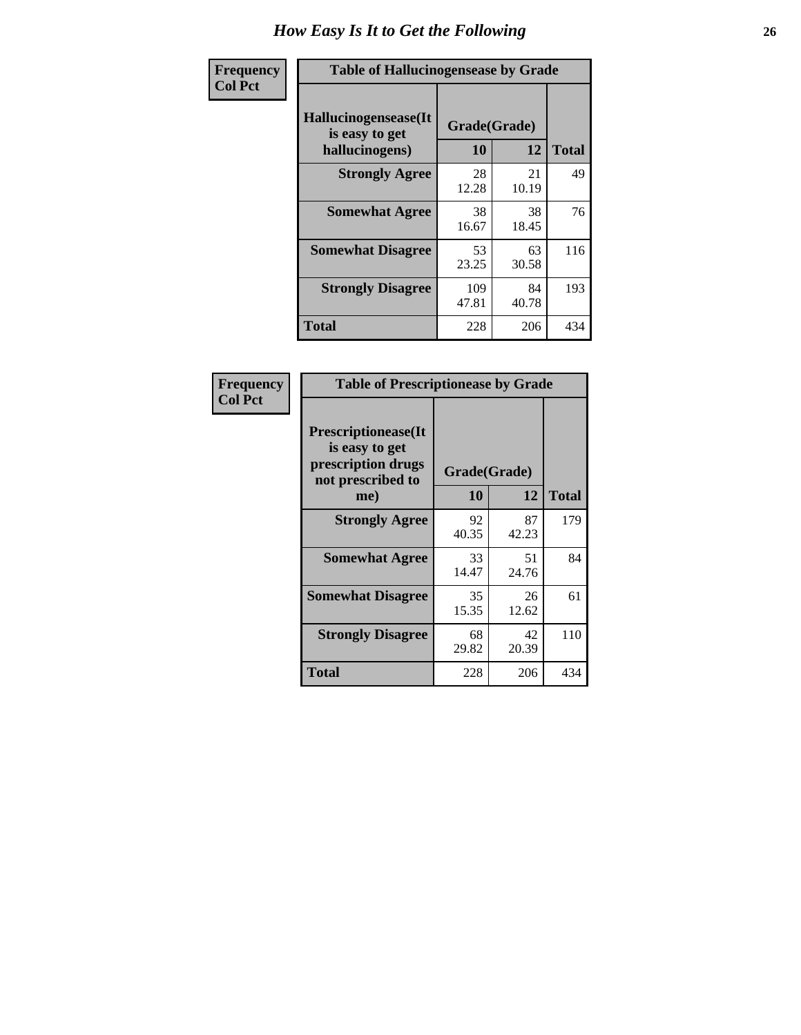# How Easy Is It to Get the Following

**Frequency**
**Col Pct**

**Table of Hallucinogensease by Grade**

| Hallucinogensease(It is easy to get hallucinogens) | Grade(Grade) 10 | 12 | Total |
|---|---|---|---|
| **Strongly Agree** | 28<br>12.28 | 21<br>10.19 | 49 |
| **Somewhat Agree** | 38<br>16.67 | 38<br>18.45 | 76 |
| **Somewhat Disagree** | 53<br>23.25 | 63<br>30.58 | 116 |
| **Strongly Disagree** | 109<br>47.81 | 84<br>40.78 | 193 |
| **Total** | 228 | 206 | 434 |

**Frequency**
**Col Pct**

**Table of Prescriptionease by Grade**

| Prescriptionease(It is easy to get prescription drugs not prescribed to me) | Grade(Grade) 10 | 12 | Total |
|---|---|---|---|
| **Strongly Agree** | 92<br>40.35 | 87<br>42.23 | 179 |
| **Somewhat Agree** | 33<br>14.47 | 51<br>24.76 | 84 |
| **Somewhat Disagree** | 35<br>15.35 | 26<br>12.62 | 61 |
| **Strongly Disagree** | 68<br>29.82 | 42<br>20.39 | 110 |
| **Total** | 228 | 206 | 434 |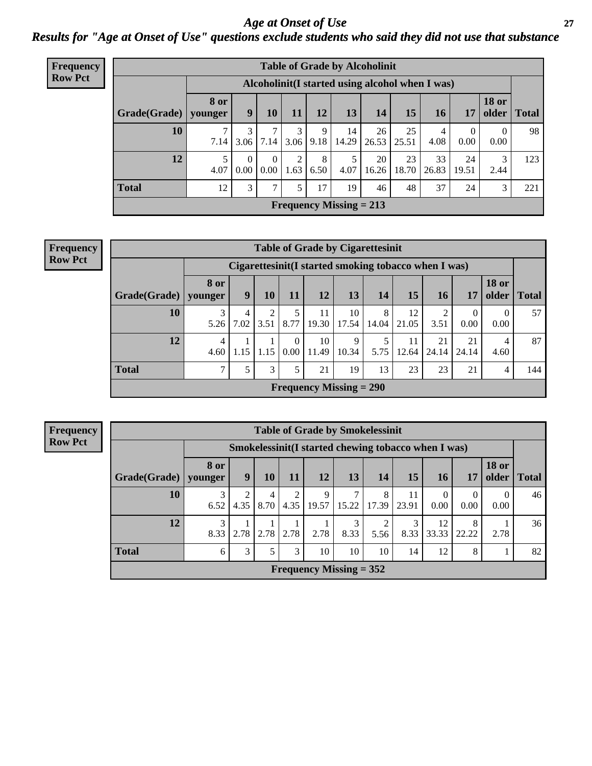# Age at Onset of Use

## Results for "Age at Onset of Use" questions exclude students who said they did not use that substance

**Frequency**
**Row Pct**

**Table of Grade by Alcoholinit**

| | Alcoholinit(I started using alcohol when I was) | | | | | | | | | | | |
|---|---|---|---|---|---|---|---|---|---|---|---|---|
| **Grade(Grade)** | **8 or younger** | **9** | **10** | **11** | **12** | **13** | **14** | **15** | **16** | **17** | **18 or older** | **Total** |
| **10** | 7<br>7.14 | 3<br>3.06 | 7<br>7.14 | 3<br>3.06 | 9<br>9.18 | 14<br>14.29 | 26<br>26.53 | 25<br>25.51 | 4<br>4.08 | 0<br>0.00 | 0<br>0.00 | 98 |
| **12** | 5<br>4.07 | 0<br>0.00 | 0<br>0.00 | 2<br>1.63 | 8<br>6.50 | 5<br>4.07 | 20<br>16.26 | 23<br>18.70 | 33<br>26.83 | 24<br>19.51 | 3<br>2.44 | 123 |
| **Total** | 12 | 3 | 7 | 5 | 17 | 19 | 46 | 48 | 37 | 24 | 3 | 221 |

**Frequency Missing = 213**

**Frequency**
**Row Pct**

**Table of Grade by Cigarettesinit**

| | Cigarettesinit(I started smoking tobacco when I was) | | | | | | | | | | | |
|---|---|---|---|---|---|---|---|---|---|---|---|---|
| **Grade(Grade)** | **8 or younger** | **9** | **10** | **11** | **12** | **13** | **14** | **15** | **16** | **17** | **18 or older** | **Total** |
| **10** | 3<br>5.26 | 4<br>7.02 | 2<br>3.51 | 5<br>8.77 | 11<br>19.30 | 10<br>17.54 | 8<br>14.04 | 12<br>21.05 | 2<br>3.51 | 0<br>0.00 | 0<br>0.00 | 57 |
| **12** | 4<br>4.60 | 1<br>1.15 | 1<br>1.15 | 0<br>0.00 | 10<br>11.49 | 9<br>10.34 | 5<br>5.75 | 11<br>12.64 | 21<br>24.14 | 21<br>24.14 | 4<br>4.60 | 87 |
| **Total** | 7 | 5 | 3 | 5 | 21 | 19 | 13 | 23 | 23 | 21 | 4 | 144 |

**Frequency Missing = 290**

**Frequency**
**Row Pct**

**Table of Grade by Smokelessinit**

| | Smokelessinit(I started chewing tobacco when I was) | | | | | | | | | | | |
|---|---|---|---|---|---|---|---|---|---|---|---|---|
| **Grade(Grade)** | **8 or younger** | **9** | **10** | **11** | **12** | **13** | **14** | **15** | **16** | **17** | **18 or older** | **Total** |
| **10** | 3<br>6.52 | 2<br>4.35 | 4<br>8.70 | 2<br>4.35 | 9<br>19.57 | 7<br>15.22 | 8<br>17.39 | 11<br>23.91 | 0<br>0.00 | 0<br>0.00 | 0<br>0.00 | 46 |
| **12** | 3<br>8.33 | 1<br>2.78 | 1<br>2.78 | 1<br>2.78 | 1<br>2.78 | 3<br>8.33 | 2<br>5.56 | 3<br>8.33 | 12<br>33.33 | 8<br>22.22 | 1<br>2.78 | 36 |
| **Total** | 6 | 3 | 5 | 3 | 10 | 10 | 10 | 14 | 12 | 8 | 1 | 82 |

**Frequency Missing = 352**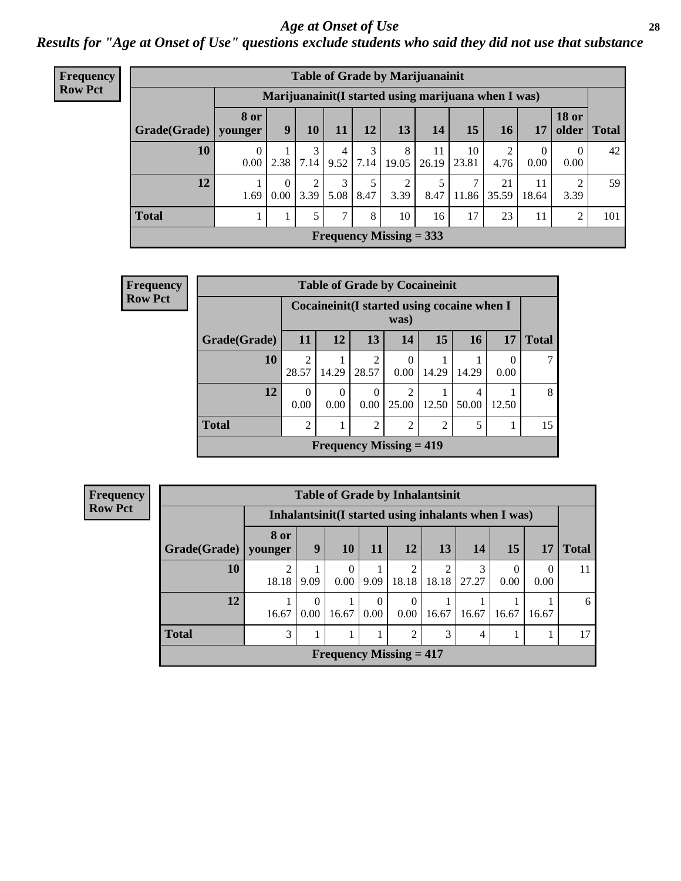## *Age at Onset of Use*

### *Results for "Age at Onset of Use" questions exclude students who said they did not use that substance*

**Frequency**
**Row Pct**

| Table of Grade by Marijuanainit | | | | | | | | | | | | |
|---|---|---|---|---|---|---|---|---|---|---|---|---|
| | Marijuanainit(I started using marijuana when I was) | | | | | | | | | | | |
| Grade(Grade) | 8 or younger | 9 | 10 | 11 | 12 | 13 | 14 | 15 | 16 | 17 | 18 or older | Total |
| 10 | 0<br>0.00 | 1<br>2.38 | 3<br>7.14 | 4<br>9.52 | 3<br>7.14 | 8<br>19.05 | 11<br>26.19 | 10<br>23.81 | 2<br>4.76 | 0<br>0.00 | 0<br>0.00 | 42 |
| 12 | 1<br>1.69 | 0<br>0.00 | 2<br>3.39 | 3<br>5.08 | 5<br>8.47 | 2<br>3.39 | 5<br>8.47 | 7<br>11.86 | 21<br>35.59 | 11<br>18.64 | 2<br>3.39 | 59 |
| Total | 1 | 1 | 5 | 7 | 8 | 10 | 16 | 17 | 23 | 11 | 2 | 101 |
| Frequency Missing = 333 | | | | | | | | | | | | |

**Frequency**
**Row Pct**

| Table of Grade by Cocaineinit | | | | | | | | |
|---|---|---|---|---|---|---|---|---|
| | Cocaineinit(I started using cocaine when I was) | | | | | | | |
| Grade(Grade) | 11 | 12 | 13 | 14 | 15 | 16 | 17 | Total |
| 10 | 2<br>28.57 | 1<br>14.29 | 2<br>28.57 | 0<br>0.00 | 1<br>14.29 | 1<br>14.29 | 0<br>0.00 | 7 |
| 12 | 0<br>0.00 | 0<br>0.00 | 0<br>0.00 | 2<br>25.00 | 1<br>12.50 | 4<br>50.00 | 1<br>12.50 | 8 |
| Total | 2 | 1 | 2 | 2 | 2 | 5 | 1 | 15 |
| Frequency Missing = 419 | | | | | | | | |

**Frequency**
**Row Pct**

| Table of Grade by Inhalantsinit | | | | | | | | | | |
|---|---|---|---|---|---|---|---|---|---|---|
| | Inhalantsinit(I started using inhalants when I was) | | | | | | | | | |
| Grade(Grade) | 8 or younger | 9 | 10 | 11 | 12 | 13 | 14 | 15 | 17 | Total |
| 10 | 2<br>18.18 | 1<br>9.09 | 0<br>0.00 | 1<br>9.09 | 2<br>18.18 | 2<br>18.18 | 3<br>27.27 | 0<br>0.00 | 0<br>0.00 | 11 |
| 12 | 1<br>16.67 | 0<br>0.00 | 1<br>16.67 | 0<br>0.00 | 0<br>0.00 | 1<br>16.67 | 1<br>16.67 | 1<br>16.67 | 1<br>16.67 | 6 |
| Total | 3 | 1 | 1 | 1 | 2 | 3 | 4 | 1 | 1 | 17 |
| Frequency Missing = 417 | | | | | | | | | | |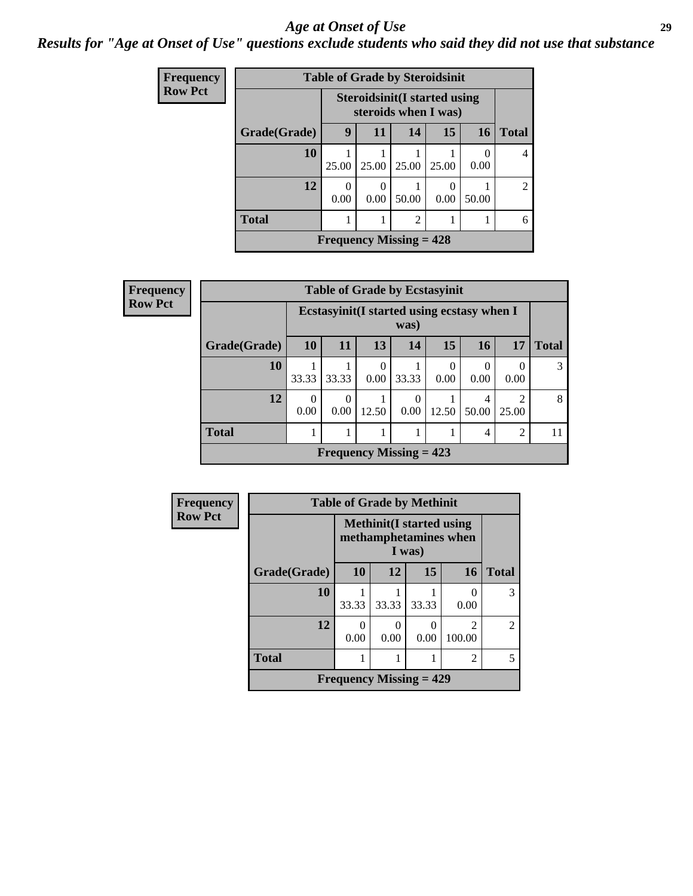# *Age at Onset of Use*

## *Results for "Age at Onset of Use" questions exclude students who said they did not use that substance*

**Frequency**
**Row Pct**

| Table of Grade by Steroidsinit | | | | | | |
|---|---|---|---|---|---|---|
| | **Steroidsinit(I started using steroids when I was)** | | | | | |
| **Grade(Grade)** | **9** | **11** | **14** | **15** | **16** | **Total** |
| **10** | 1<br>25.00 | 1<br>25.00 | 1<br>25.00 | 1<br>25.00 | 0<br>0.00 | 4 |
| **12** | 0<br>0.00 | 0<br>0.00 | 1<br>50.00 | 0<br>0.00 | 1<br>50.00 | 2 |
| **Total** | 1 | 1 | 2 | 1 | 1 | 6 |
| **Frequency Missing = 428** | | | | | | |

**Frequency**
**Row Pct**

| Table of Grade by Ecstasyinit | | | | | | | | |
|---|---|---|---|---|---|---|---|---|
| | **Ecstasyinit(I started using ecstasy when I was)** | | | | | | | |
| **Grade(Grade)** | **10** | **11** | **13** | **14** | **15** | **16** | **17** | **Total** |
| **10** | 1<br>33.33 | 1<br>33.33 | 0<br>0.00 | 1<br>33.33 | 0<br>0.00 | 0<br>0.00 | 0<br>0.00 | 3 |
| **12** | 0<br>0.00 | 0<br>0.00 | 1<br>12.50 | 0<br>0.00 | 1<br>12.50 | 4<br>50.00 | 2<br>25.00 | 8 |
| **Total** | 1 | 1 | 1 | 1 | 1 | 4 | 2 | 11 |
| **Frequency Missing = 423** | | | | | | | | |

**Frequency**
**Row Pct**

| Table of Grade by Methinit | | | | | |
|---|---|---|---|---|---|
| | **Methinit(I started using methamphetamines when I was)** | | | | |
| **Grade(Grade)** | **10** | **12** | **15** | **16** | **Total** |
| **10** | 1<br>33.33 | 1<br>33.33 | 1<br>33.33 | 0<br>0.00 | 3 |
| **12** | 0<br>0.00 | 0<br>0.00 | 0<br>0.00 | 2<br>100.00 | 2 |
| **Total** | 1 | 1 | 1 | 2 | 5 |
| **Frequency Missing = 429** | | | | | |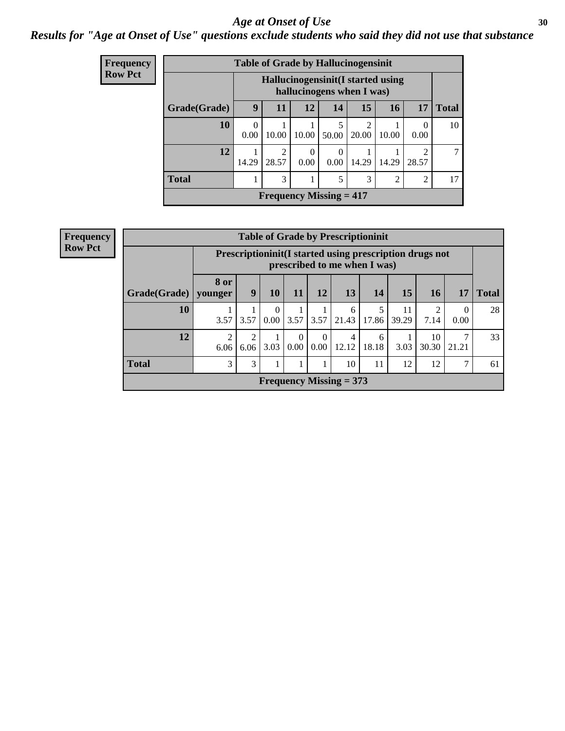# Age at Onset of Use

## Results for "Age at Onset of Use" questions exclude students who said they did not use that substance

**Frequency**
**Row Pct**

| Table of Grade by Hallucinogensinit | | | | | | | | |
|---|---|---|---|---|---|---|---|---|
| | Hallucinogensinit(I started using hallucinogens when I was) | | | | | | | |
| Grade(Grade) | 9 | 11 | 12 | 14 | 15 | 16 | 17 | Total |
| 10 | 0<br>0.00 | 1<br>10.00 | 1<br>10.00 | 5<br>50.00 | 2<br>20.00 | 1<br>10.00 | 0<br>0.00 | 10 |
| 12 | 1<br>14.29 | 2<br>28.57 | 0<br>0.00 | 0<br>0.00 | 1<br>14.29 | 1<br>14.29 | 2<br>28.57 | 7 |
| Total | 1 | 3 | 1 | 5 | 3 | 2 | 2 | 17 |
| Frequency Missing = 417 | | | | | | | | |

**Frequency**
**Row Pct**

| Table of Grade by Prescriptioninit | | | | | | | | | | | |
|---|---|---|---|---|---|---|---|---|---|---|---|
| | Prescriptioninit(I started using prescription drugs not prescribed to me when I was) | | | | | | | | | | |
| Grade(Grade) | 8 or younger | 9 | 10 | 11 | 12 | 13 | 14 | 15 | 16 | 17 | Total |
| 10 | 1<br>3.57 | 1<br>3.57 | 0<br>0.00 | 1<br>3.57 | 1<br>3.57 | 6<br>21.43 | 5<br>17.86 | 11<br>39.29 | 2<br>7.14 | 0<br>0.00 | 28 |
| 12 | 2<br>6.06 | 2<br>6.06 | 1<br>3.03 | 0<br>0.00 | 0<br>0.00 | 4<br>12.12 | 6<br>18.18 | 1<br>3.03 | 10<br>30.30 | 7<br>21.21 | 33 |
| Total | 3 | 3 | 1 | 1 | 1 | 10 | 11 | 12 | 12 | 7 | 61 |
| Frequency Missing = 373 | | | | | | | | | | | |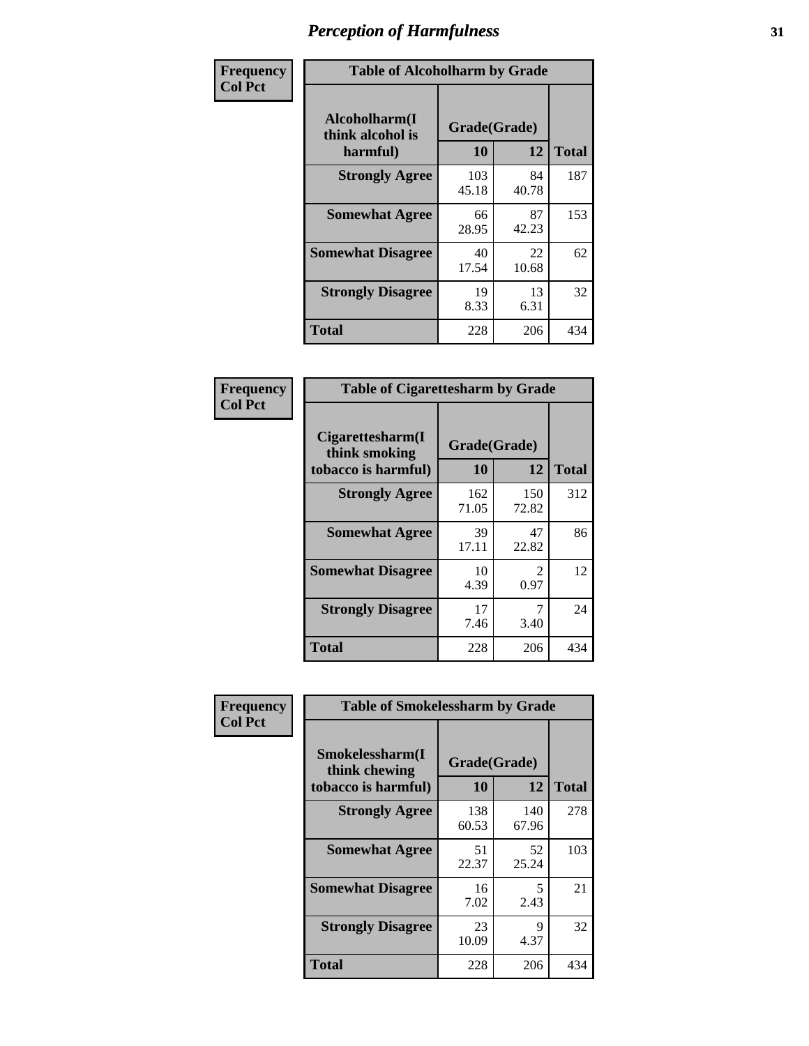# Perception of Harmfulness

**Frequency**
**Col Pct**

| Table of Alcoholharm by Grade | | | |
|---|---|---|---|
| **Alcoholharm(I think alcohol is harmful)** | **Grade(Grade)** | | |
| | **10** | **12** | **Total** |
| **Strongly Agree** | 103<br>45.18 | 84<br>40.78 | 187 |
| **Somewhat Agree** | 66<br>28.95 | 87<br>42.23 | 153 |
| **Somewhat Disagree** | 40<br>17.54 | 22<br>10.68 | 62 |
| **Strongly Disagree** | 19<br>8.33 | 13<br>6.31 | 32 |
| **Total** | 228 | 206 | 434 |

**Frequency**
**Col Pct**

| Table of Cigarettesharm by Grade | | | |
|---|---|---|---|
| **Cigarettesharm(I think smoking tobacco is harmful)** | **Grade(Grade)** | | |
| | **10** | **12** | **Total** |
| **Strongly Agree** | 162<br>71.05 | 150<br>72.82 | 312 |
| **Somewhat Agree** | 39<br>17.11 | 47<br>22.82 | 86 |
| **Somewhat Disagree** | 10<br>4.39 | 2<br>0.97 | 12 |
| **Strongly Disagree** | 17<br>7.46 | 7<br>3.40 | 24 |
| **Total** | 228 | 206 | 434 |

**Frequency**
**Col Pct**

| Table of Smokelessharm by Grade | | | |
|---|---|---|---|
| **Smokelessharm(I think chewing tobacco is harmful)** | **Grade(Grade)** | | |
| | **10** | **12** | **Total** |
| **Strongly Agree** | 138<br>60.53 | 140<br>67.96 | 278 |
| **Somewhat Agree** | 51<br>22.37 | 52<br>25.24 | 103 |
| **Somewhat Disagree** | 16<br>7.02 | 5<br>2.43 | 21 |
| **Strongly Disagree** | 23<br>10.09 | 9<br>4.37 | 32 |
| **Total** | 228 | 206 | 434 |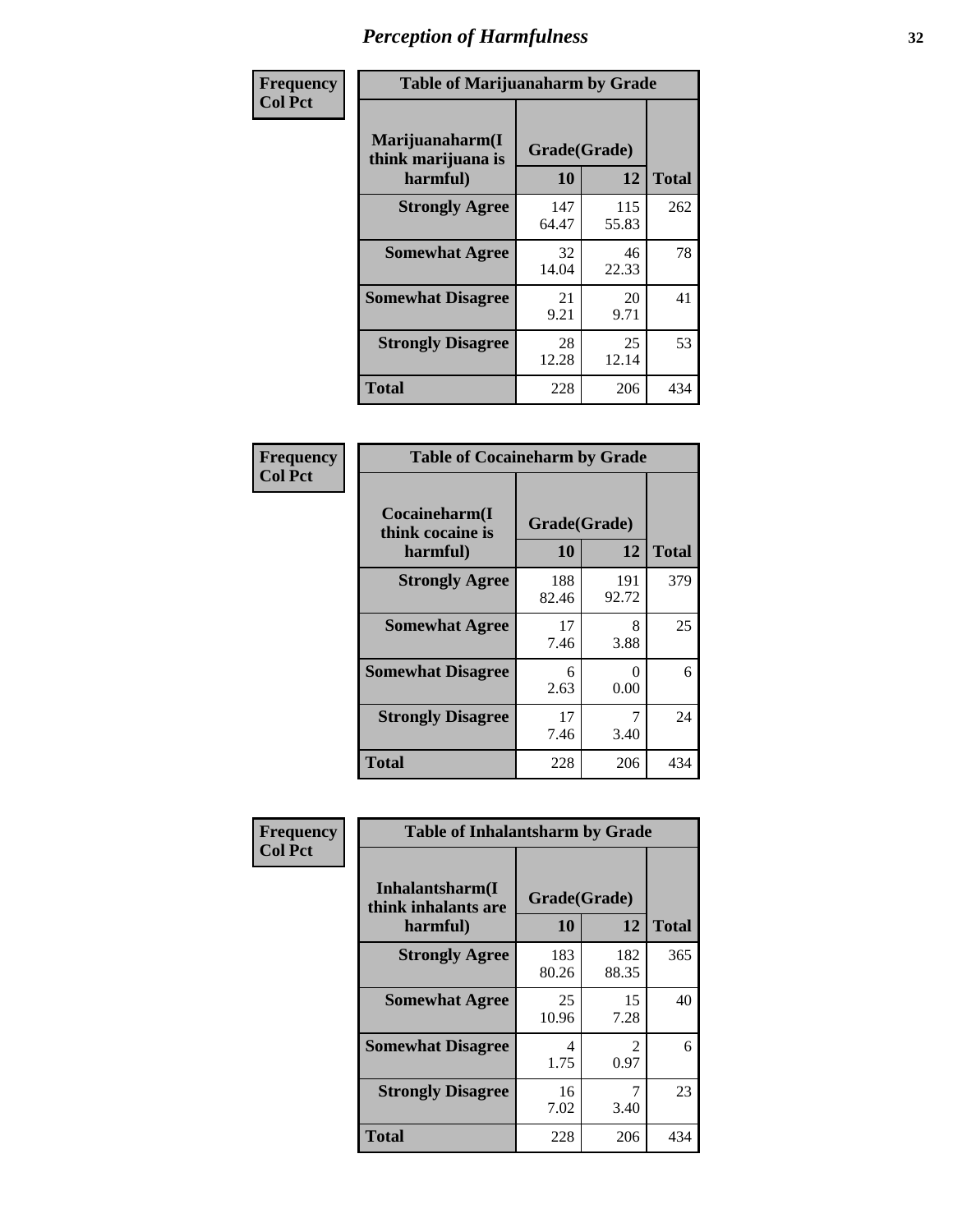# Perception of Harmfulness

| Frequency Col Pct | Table of Marijuanaharm by Grade | | |
|---|---|---|---|
| Marijuanaharm(I think marijuana is harmful) | Grade(Grade) 10 | 12 | Total |
| Strongly Agree | 147 64.47 | 115 55.83 | 262 |
| Somewhat Agree | 32 14.04 | 46 22.33 | 78 |
| Somewhat Disagree | 21 9.21 | 20 9.71 | 41 |
| Strongly Disagree | 28 12.28 | 25 12.14 | 53 |
| Total | 228 | 206 | 434 |

| Frequency Col Pct | Table of Cocaineharm by Grade | | |
|---|---|---|---|
| Cocaineharm(I think cocaine is harmful) | Grade(Grade) 10 | 12 | Total |
| Strongly Agree | 188 82.46 | 191 92.72 | 379 |
| Somewhat Agree | 17 7.46 | 8 3.88 | 25 |
| Somewhat Disagree | 6 2.63 | 0 0.00 | 6 |
| Strongly Disagree | 17 7.46 | 7 3.40 | 24 |
| Total | 228 | 206 | 434 |

| Frequency Col Pct | Table of Inhalantsharm by Grade | | |
|---|---|---|---|
| Inhalantsharm(I think inhalants are harmful) | Grade(Grade) 10 | 12 | Total |
| Strongly Agree | 183 80.26 | 182 88.35 | 365 |
| Somewhat Agree | 25 10.96 | 15 7.28 | 40 |
| Somewhat Disagree | 4 1.75 | 2 0.97 | 6 |
| Strongly Disagree | 16 7.02 | 7 3.40 | 23 |
| Total | 228 | 206 | 434 |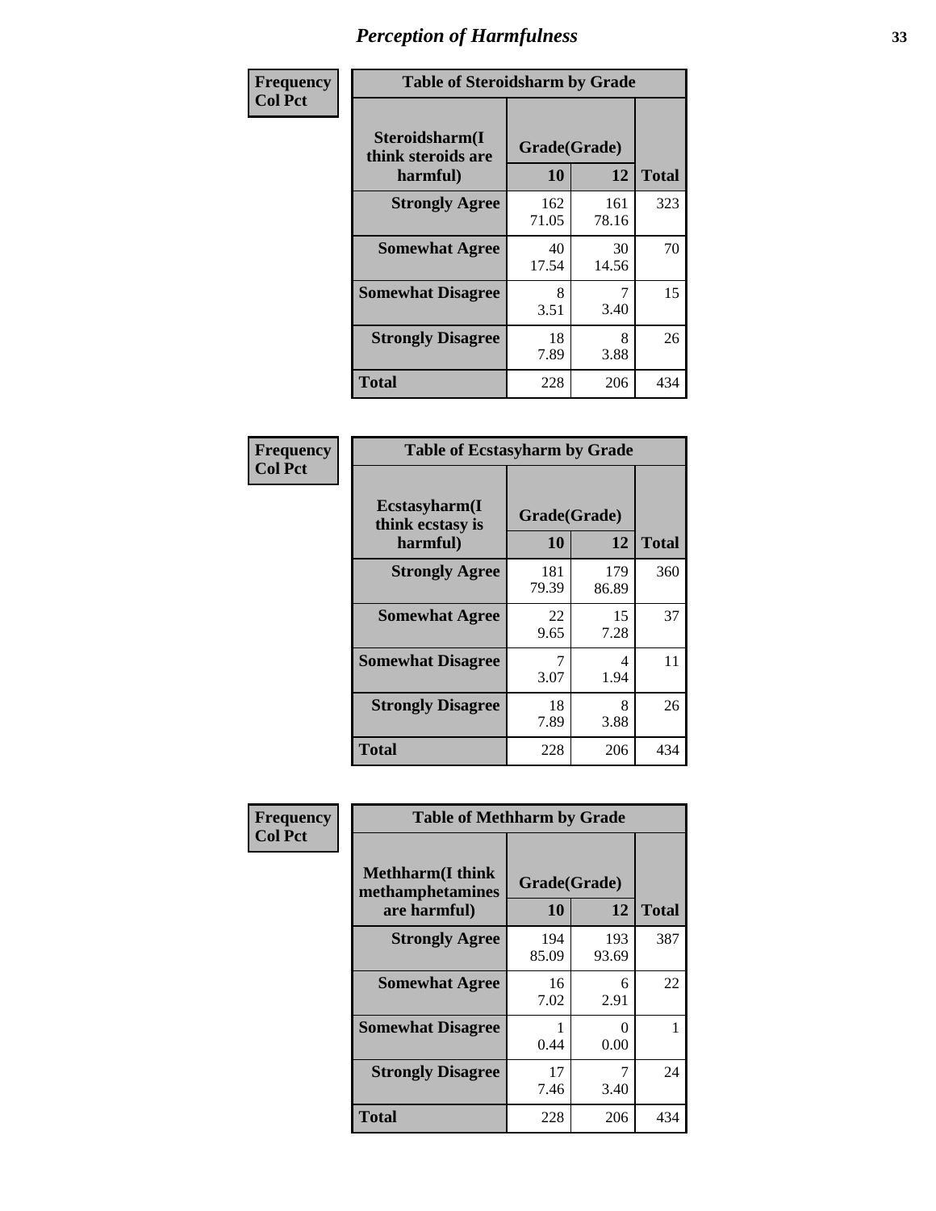# Perception of Harmfulness

| Frequency Col Pct | Table of Steroidsharm by Grade | | |
|---|---|---|---|
| **Steroidsharm(I think steroids are harmful)** | **Grade(Grade)** | | **Total** |
| | **10** | **12** | |
| **Strongly Agree** | 162 71.05 | 161 78.16 | 323 |
| **Somewhat Agree** | 40 17.54 | 30 14.56 | 70 |
| **Somewhat Disagree** | 8 3.51 | 7 3.40 | 15 |
| **Strongly Disagree** | 18 7.89 | 8 3.88 | 26 |
| **Total** | 228 | 206 | 434 |

| Frequency Col Pct | Table of Ecstasyharm by Grade | | |
|---|---|---|---|
| **Ecstasyharm(I think ecstasy is harmful)** | **Grade(Grade)** | | **Total** |
| | **10** | **12** | |
| **Strongly Agree** | 181 79.39 | 179 86.89 | 360 |
| **Somewhat Agree** | 22 9.65 | 15 7.28 | 37 |
| **Somewhat Disagree** | 7 3.07 | 4 1.94 | 11 |
| **Strongly Disagree** | 18 7.89 | 8 3.88 | 26 |
| **Total** | 228 | 206 | 434 |

| Frequency Col Pct | Table of Methharm by Grade | | |
|---|---|---|---|
| **Methharm(I think methamphetamines are harmful)** | **Grade(Grade)** | | **Total** |
| | **10** | **12** | |
| **Strongly Agree** | 194 85.09 | 193 93.69 | 387 |
| **Somewhat Agree** | 16 7.02 | 6 2.91 | 22 |
| **Somewhat Disagree** | 1 0.44 | 0 0.00 | 1 |
| **Strongly Disagree** | 17 7.46 | 7 3.40 | 24 |
| **Total** | 228 | 206 | 434 |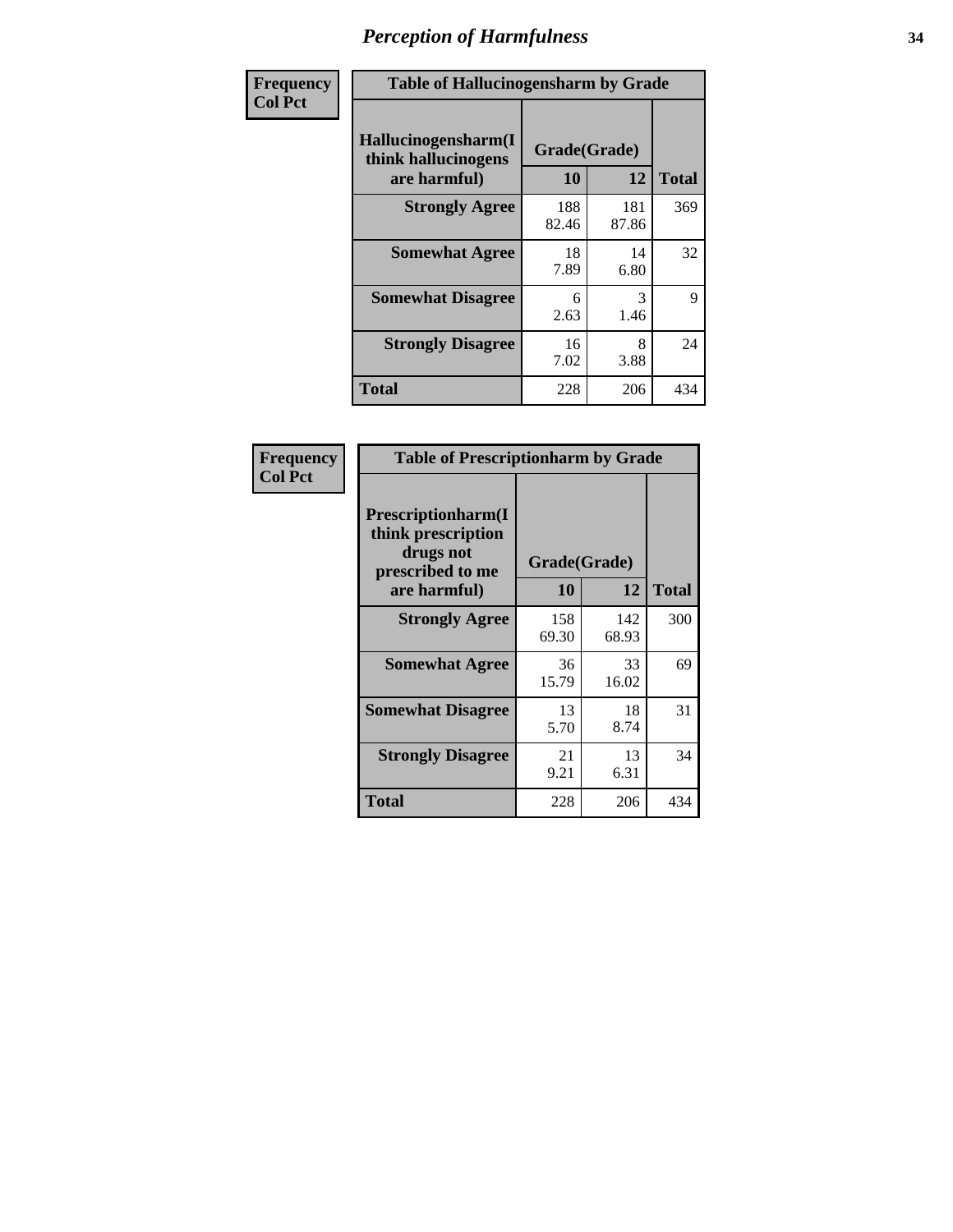# Perception of Harmfulness

| Frequency Col Pct | Table of Hallucinogensharm by Grade | | |
|---|---|---|---|
| Hallucinogensharm(I think hallucinogens are harmful) | Grade(Grade) | | |
| | 10 | 12 | Total |
| Strongly Agree | 188 82.46 | 181 87.86 | 369 |
| Somewhat Agree | 18 7.89 | 14 6.80 | 32 |
| Somewhat Disagree | 6 2.63 | 3 1.46 | 9 |
| Strongly Disagree | 16 7.02 | 8 3.88 | 24 |
| Total | 228 | 206 | 434 |

| Frequency Col Pct | Table of Prescriptionharm by Grade | | |
|---|---|---|---|
| Prescriptionharm(I think prescription drugs not prescribed to me are harmful) | Grade(Grade) | | |
| | 10 | 12 | Total |
| Strongly Agree | 158 69.30 | 142 68.93 | 300 |
| Somewhat Agree | 36 15.79 | 33 16.02 | 69 |
| Somewhat Disagree | 13 5.70 | 18 8.74 | 31 |
| Strongly Disagree | 21 9.21 | 13 6.31 | 34 |
| Total | 228 | 206 | 434 |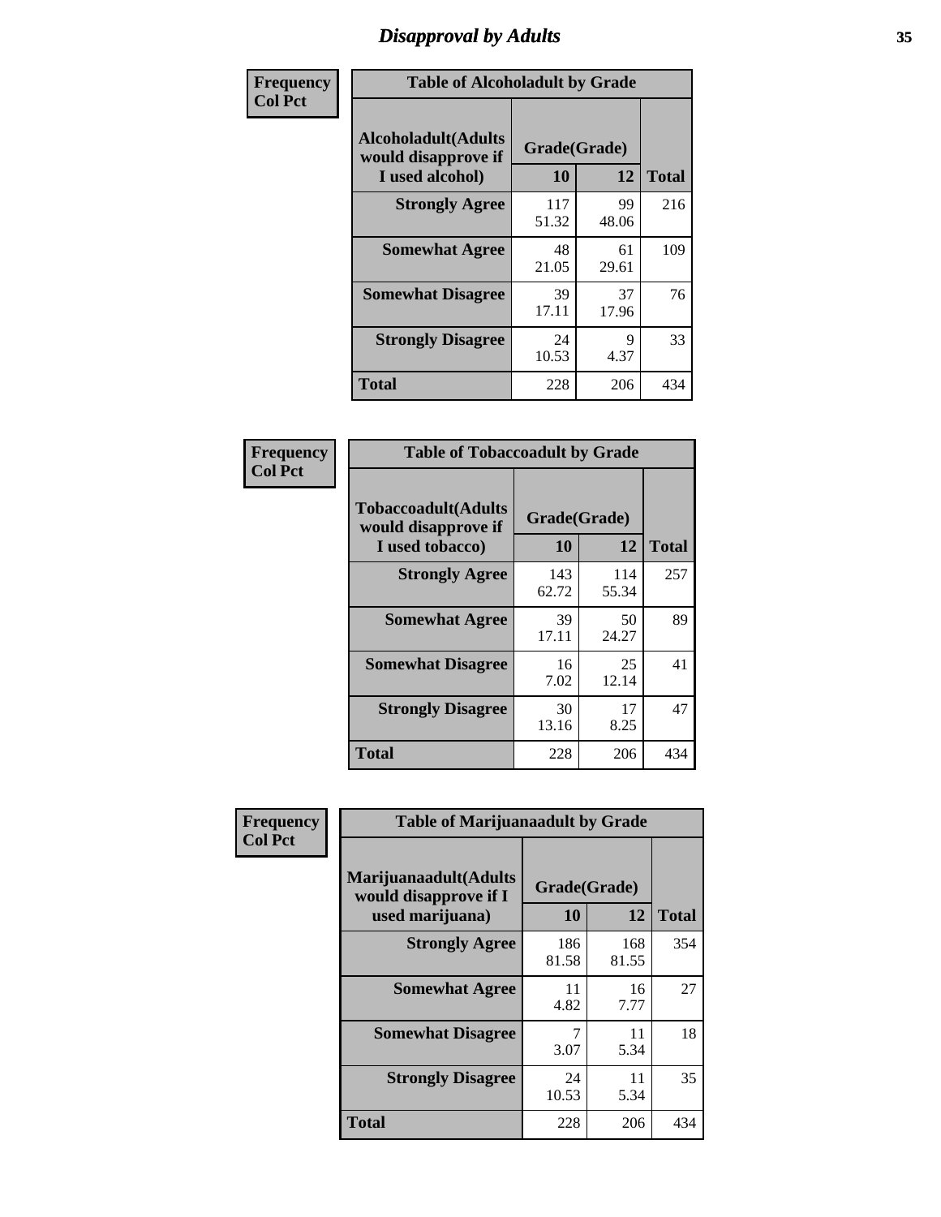# Disapproval by Adults

**Frequency**
**Col Pct**

| Table of Alcoholadult by Grade | | | |
|---|---|---|---|
| **Alcoholadult(Adults would disapprove if I used alcohol)** | **Grade(Grade)** | | **Total** |
| | **10** | **12** | |
| **Strongly Agree** | 117<br>51.32 | 99<br>48.06 | 216 |
| **Somewhat Agree** | 48<br>21.05 | 61<br>29.61 | 109 |
| **Somewhat Disagree** | 39<br>17.11 | 37<br>17.96 | 76 |
| **Strongly Disagree** | 24<br>10.53 | 9<br>4.37 | 33 |
| **Total** | 228 | 206 | 434 |

**Frequency**
**Col Pct**

| Table of Tobaccoadult by Grade | | | |
|---|---|---|---|
| **Tobaccoadult(Adults would disapprove if I used tobacco)** | **Grade(Grade)** | | **Total** |
| | **10** | **12** | |
| **Strongly Agree** | 143<br>62.72 | 114<br>55.34 | 257 |
| **Somewhat Agree** | 39<br>17.11 | 50<br>24.27 | 89 |
| **Somewhat Disagree** | 16<br>7.02 | 25<br>12.14 | 41 |
| **Strongly Disagree** | 30<br>13.16 | 17<br>8.25 | 47 |
| **Total** | 228 | 206 | 434 |

**Frequency**
**Col Pct**

| Table of Marijuanaadult by Grade | | | |
|---|---|---|---|
| **Marijuanaadult(Adults would disapprove if I used marijuana)** | **Grade(Grade)** | | **Total** |
| | **10** | **12** | |
| **Strongly Agree** | 186<br>81.58 | 168<br>81.55 | 354 |
| **Somewhat Agree** | 11<br>4.82 | 16<br>7.77 | 27 |
| **Somewhat Disagree** | 7<br>3.07 | 11<br>5.34 | 18 |
| **Strongly Disagree** | 24<br>10.53 | 11<br>5.34 | 35 |
| **Total** | 228 | 206 | 434 |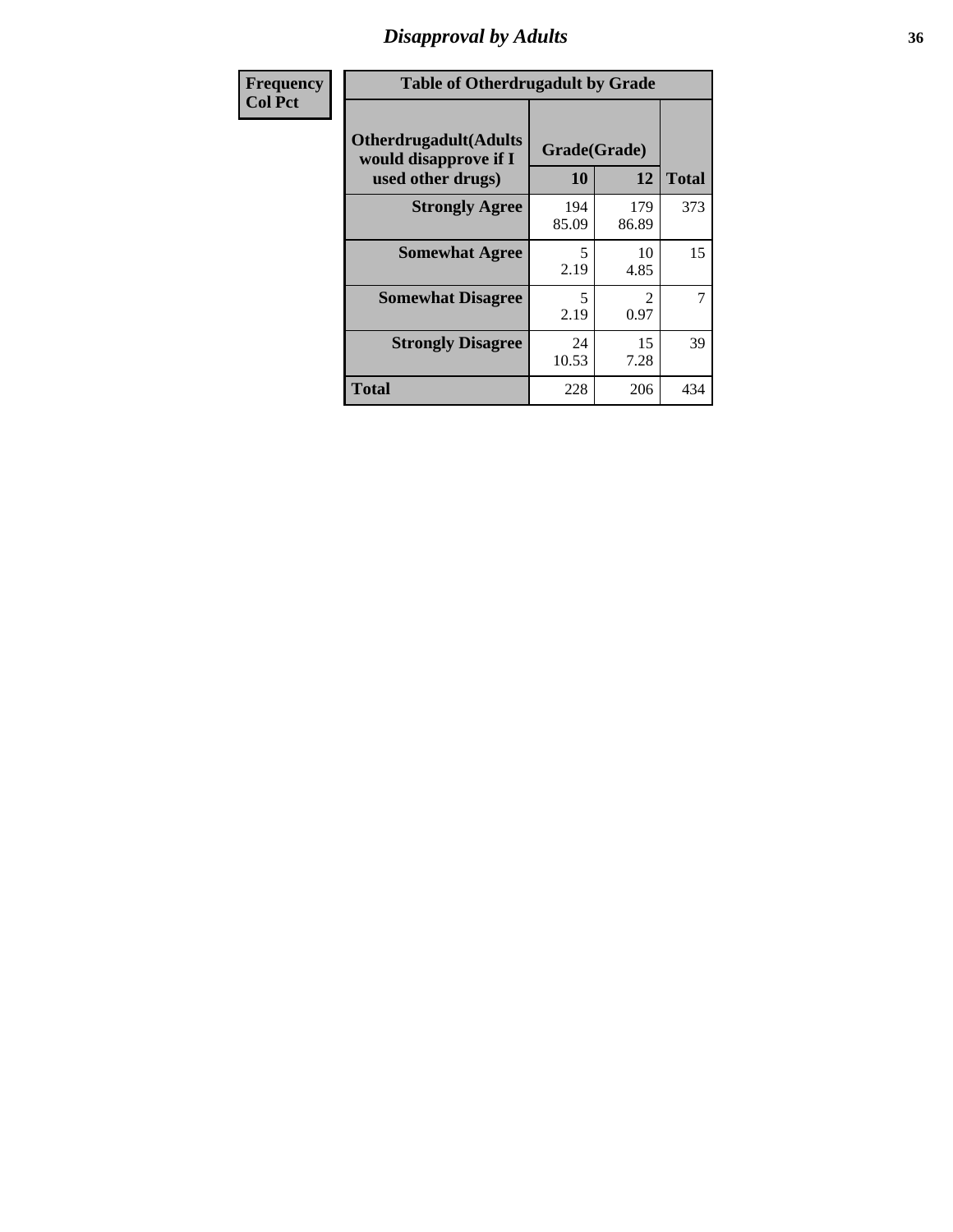# Disapproval by Adults

| Frequency<br>Col Pct |
|---|

**Table of Otherdrugadult by Grade**

| Otherdrugadult(Adults would disapprove if I used other drugs) | Grade(Grade) | | |
|---|---|---|---|
| | 10 | 12 | Total |
| **Strongly Agree** | 194<br>85.09 | 179<br>86.89 | 373 |
| **Somewhat Agree** | 5<br>2.19 | 10<br>4.85 | 15 |
| **Somewhat Disagree** | 5<br>2.19 | 2<br>0.97 | 7 |
| **Strongly Disagree** | 24<br>10.53 | 15<br>7.28 | 39 |
| **Total** | 228 | 206 | 434 |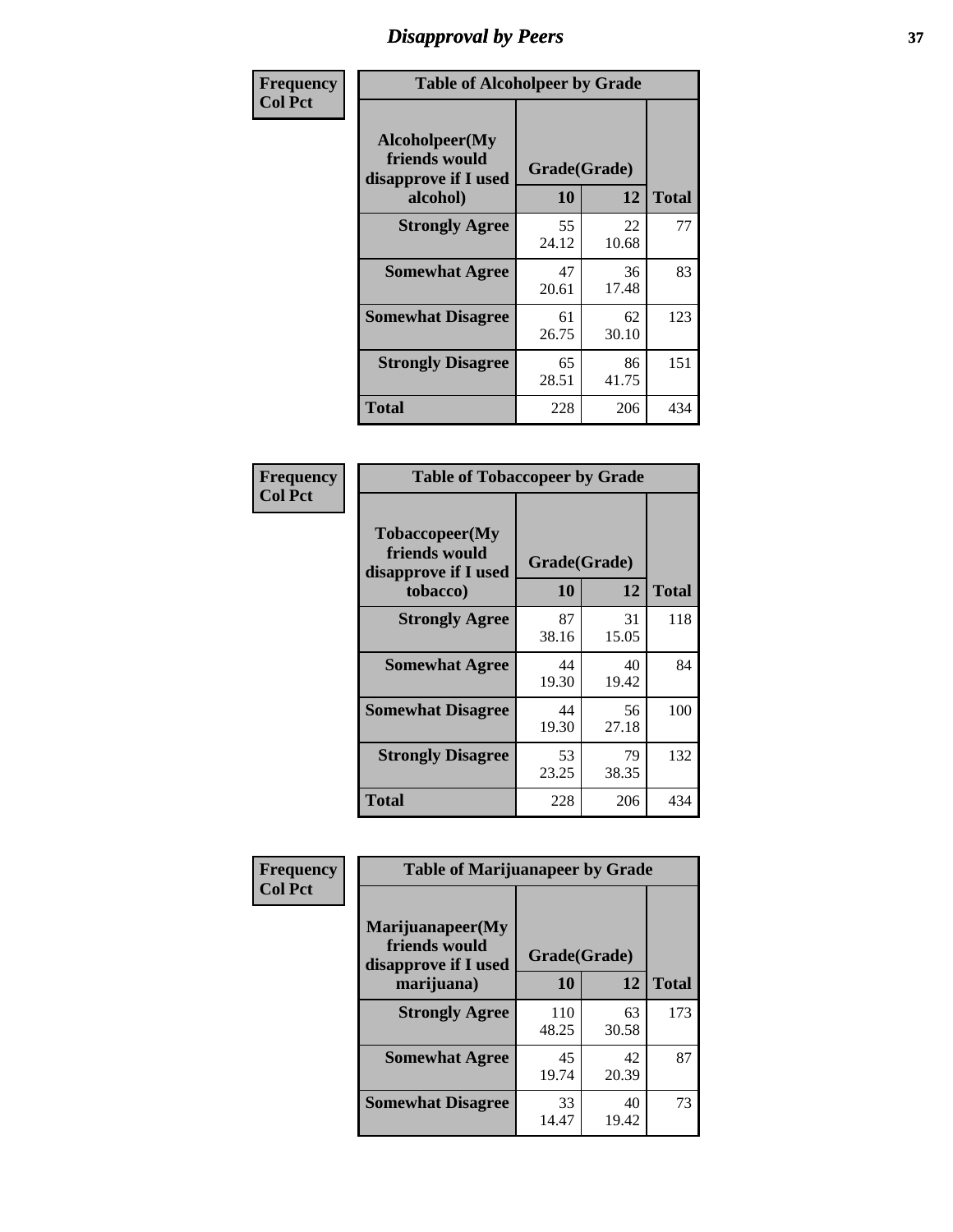# Disapproval by Peers

| Frequency Col Pct | Table of Alcoholpeer by Grade | | |
|---|---|---|---|
| **Alcoholpeer(My friends would disapprove if I used alcohol)** | **Grade(Grade)** | | |
| | **10** | **12** | **Total** |
| **Strongly Agree** | 55<br>24.12 | 22<br>10.68 | 77 |
| **Somewhat Agree** | 47<br>20.61 | 36<br>17.48 | 83 |
| **Somewhat Disagree** | 61<br>26.75 | 62<br>30.10 | 123 |
| **Strongly Disagree** | 65<br>28.51 | 86<br>41.75 | 151 |
| **Total** | 228 | 206 | 434 |

| Frequency Col Pct | Table of Tobaccopeer by Grade | | |
|---|---|---|---|
| **Tobaccopeer(My friends would disapprove if I used tobacco)** | **Grade(Grade)** | | |
| | **10** | **12** | **Total** |
| **Strongly Agree** | 87<br>38.16 | 31<br>15.05 | 118 |
| **Somewhat Agree** | 44<br>19.30 | 40<br>19.42 | 84 |
| **Somewhat Disagree** | 44<br>19.30 | 56<br>27.18 | 100 |
| **Strongly Disagree** | 53<br>23.25 | 79<br>38.35 | 132 |
| **Total** | 228 | 206 | 434 |

| Frequency Col Pct | Table of Marijuanapeer by Grade | | |
|---|---|---|---|
| **Marijuanapeer(My friends would disapprove if I used marijuana)** | **Grade(Grade)** | | |
| | **10** | **12** | **Total** |
| **Strongly Agree** | 110<br>48.25 | 63<br>30.58 | 173 |
| **Somewhat Agree** | 45<br>19.74 | 42<br>20.39 | 87 |
| **Somewhat Disagree** | 33<br>14.47 | 40<br>19.42 | 73 |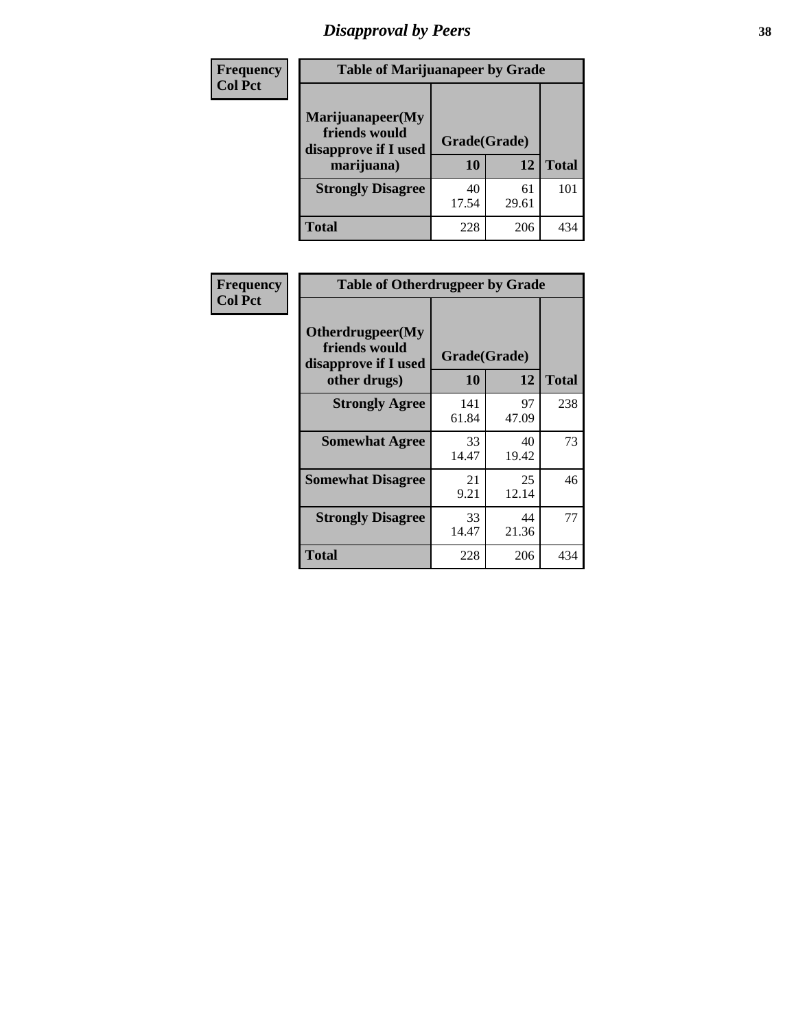# Disapproval by Peers

| Frequency<br>Col Pct |
|---|

**Table of Marijuanapeer by Grade**

| Marijuanapeer(My friends would disapprove if I used marijuana) | Grade(Grade) 10 | 12 | Total |
|---|---|---|---|
| **Strongly Disagree** | 40<br>17.54 | 61<br>29.61 | 101 |
| **Total** | 228 | 206 | 434 |

| Frequency<br>Col Pct |
|---|

**Table of Otherdrugpeer by Grade**

| Otherdrugpeer(My friends would disapprove if I used other drugs) | Grade(Grade) 10 | 12 | Total |
|---|---|---|---|
| **Strongly Agree** | 141<br>61.84 | 97<br>47.09 | 238 |
| **Somewhat Agree** | 33<br>14.47 | 40<br>19.42 | 73 |
| **Somewhat Disagree** | 21<br>9.21 | 25<br>12.14 | 46 |
| **Strongly Disagree** | 33<br>14.47 | 44<br>21.36 | 77 |
| **Total** | 228 | 206 | 434 |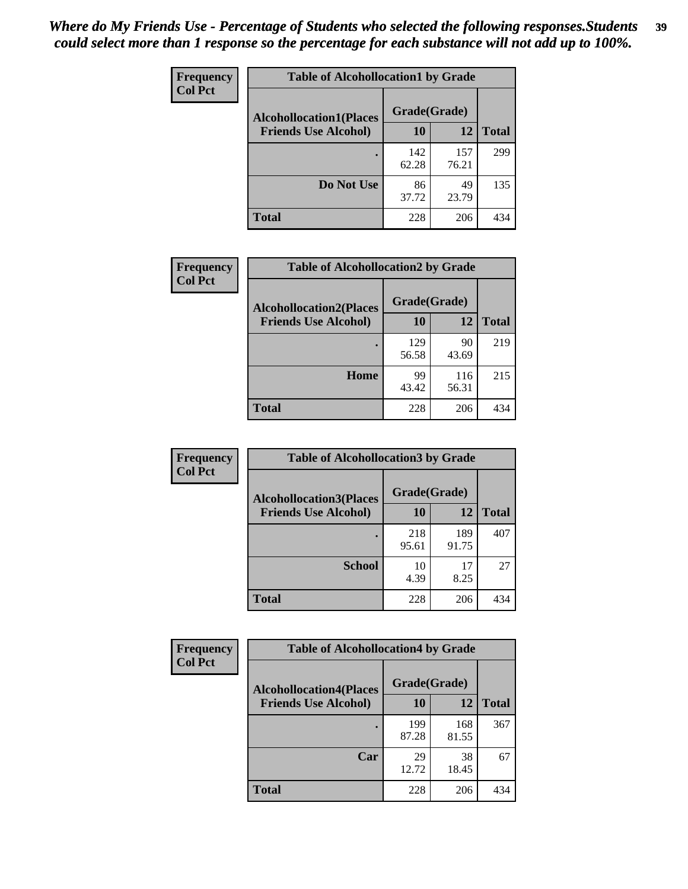*Where do My Friends Use - Percentage of Students who selected the following responses.Students could select more than 1 response so the percentage for each substance will not add up to 100%.*

**Frequency**
**Col Pct**

| Table of Alcohollocation1 by Grade | | | |
|---|---|---|---|
| **Alcohollocation1(Places Friends Use Alcohol)** | **Grade(Grade)** | | **Total** |
| | **10** | **12** | |
| **.** | 142<br>62.28 | 157<br>76.21 | 299 |
| **Do Not Use** | 86<br>37.72 | 49<br>23.79 | 135 |
| **Total** | 228 | 206 | 434 |

**Frequency**
**Col Pct**

| Table of Alcohollocation2 by Grade | | | |
|---|---|---|---|
| **Alcohollocation2(Places Friends Use Alcohol)** | **Grade(Grade)** | | **Total** |
| | **10** | **12** | |
| **.** | 129<br>56.58 | 90<br>43.69 | 219 |
| **Home** | 99<br>43.42 | 116<br>56.31 | 215 |
| **Total** | 228 | 206 | 434 |

**Frequency**
**Col Pct**

| Table of Alcohollocation3 by Grade | | | |
|---|---|---|---|
| **Alcohollocation3(Places Friends Use Alcohol)** | **Grade(Grade)** | | **Total** |
| | **10** | **12** | |
| **.** | 218<br>95.61 | 189<br>91.75 | 407 |
| **School** | 10<br>4.39 | 17<br>8.25 | 27 |
| **Total** | 228 | 206 | 434 |

**Frequency**
**Col Pct**

| Table of Alcohollocation4 by Grade | | | |
|---|---|---|---|
| **Alcohollocation4(Places Friends Use Alcohol)** | **Grade(Grade)** | | **Total** |
| | **10** | **12** | |
| **.** | 199<br>87.28 | 168<br>81.55 | 367 |
| **Car** | 29<br>12.72 | 38<br>18.45 | 67 |
| **Total** | 228 | 206 | 434 |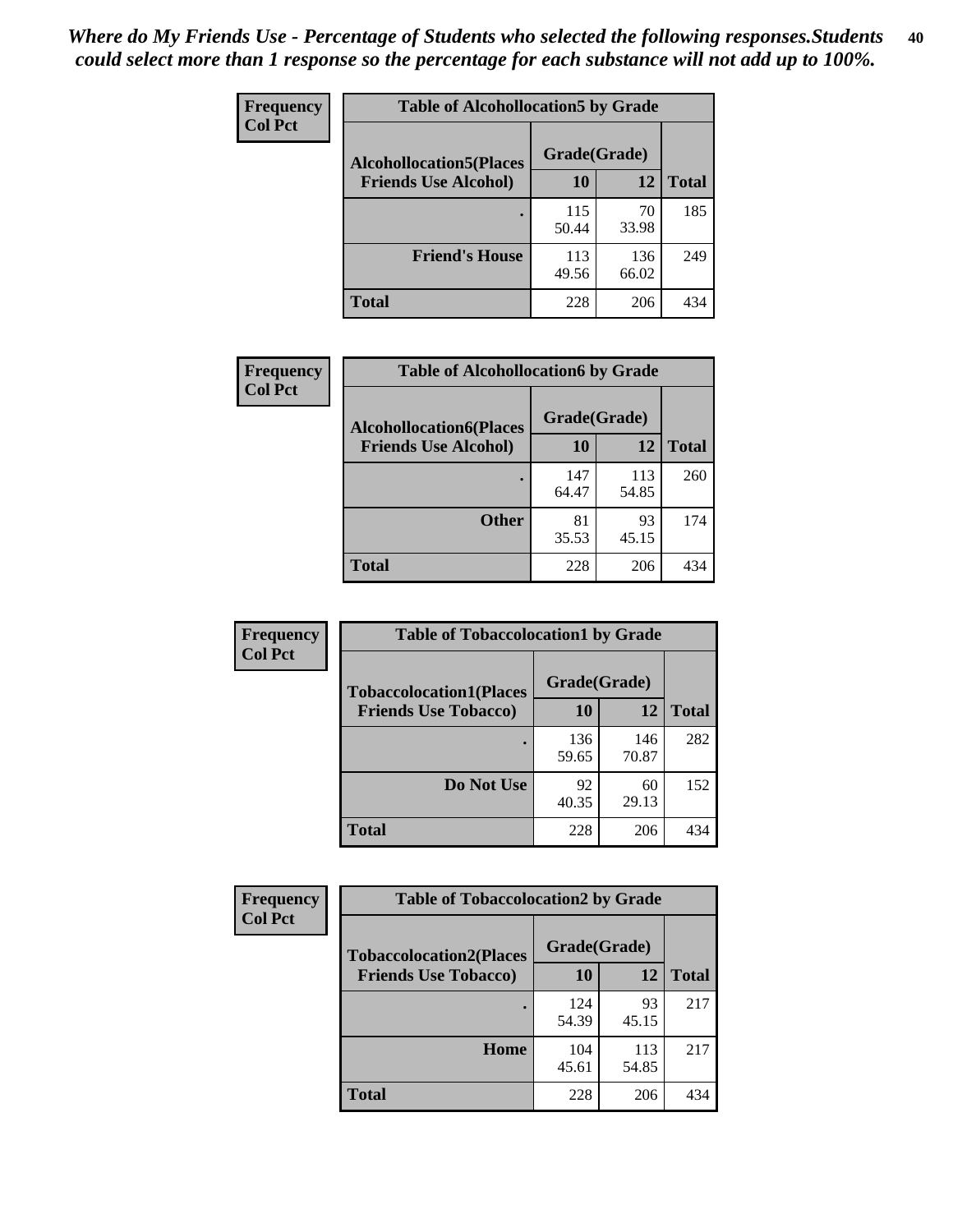*Where do My Friends Use - Percentage of Students who selected the following responses.Students could select more than 1 response so the percentage for each substance will not add up to 100%.*

**Frequency**
**Col Pct**

| Table of Alcohollocation5 by Grade | | | |
|---|---|---|---|
| **Alcohollocation5(Places Friends Use Alcohol)** | **Grade(Grade)** | | **Total** |
| | **10** | **12** | |
| **.** | 115<br>50.44 | 70<br>33.98 | 185 |
| **Friend's House** | 113<br>49.56 | 136<br>66.02 | 249 |
| **Total** | 228 | 206 | 434 |

**Frequency**
**Col Pct**

| Table of Alcohollocation6 by Grade | | | |
|---|---|---|---|
| **Alcohollocation6(Places Friends Use Alcohol)** | **Grade(Grade)** | | **Total** |
| | **10** | **12** | |
| **.** | 147<br>64.47 | 113<br>54.85 | 260 |
| **Other** | 81<br>35.53 | 93<br>45.15 | 174 |
| **Total** | 228 | 206 | 434 |

**Frequency**
**Col Pct**

| Table of Tobaccolocation1 by Grade | | | |
|---|---|---|---|
| **Tobaccolocation1(Places Friends Use Tobacco)** | **Grade(Grade)** | | **Total** |
| | **10** | **12** | |
| **.** | 136<br>59.65 | 146<br>70.87 | 282 |
| **Do Not Use** | 92<br>40.35 | 60<br>29.13 | 152 |
| **Total** | 228 | 206 | 434 |

**Frequency**
**Col Pct**

| Table of Tobaccolocation2 by Grade | | | |
|---|---|---|---|
| **Tobaccolocation2(Places Friends Use Tobacco)** | **Grade(Grade)** | | **Total** |
| | **10** | **12** | |
| **.** | 124<br>54.39 | 93<br>45.15 | 217 |
| **Home** | 104<br>45.61 | 113<br>54.85 | 217 |
| **Total** | 228 | 206 | 434 |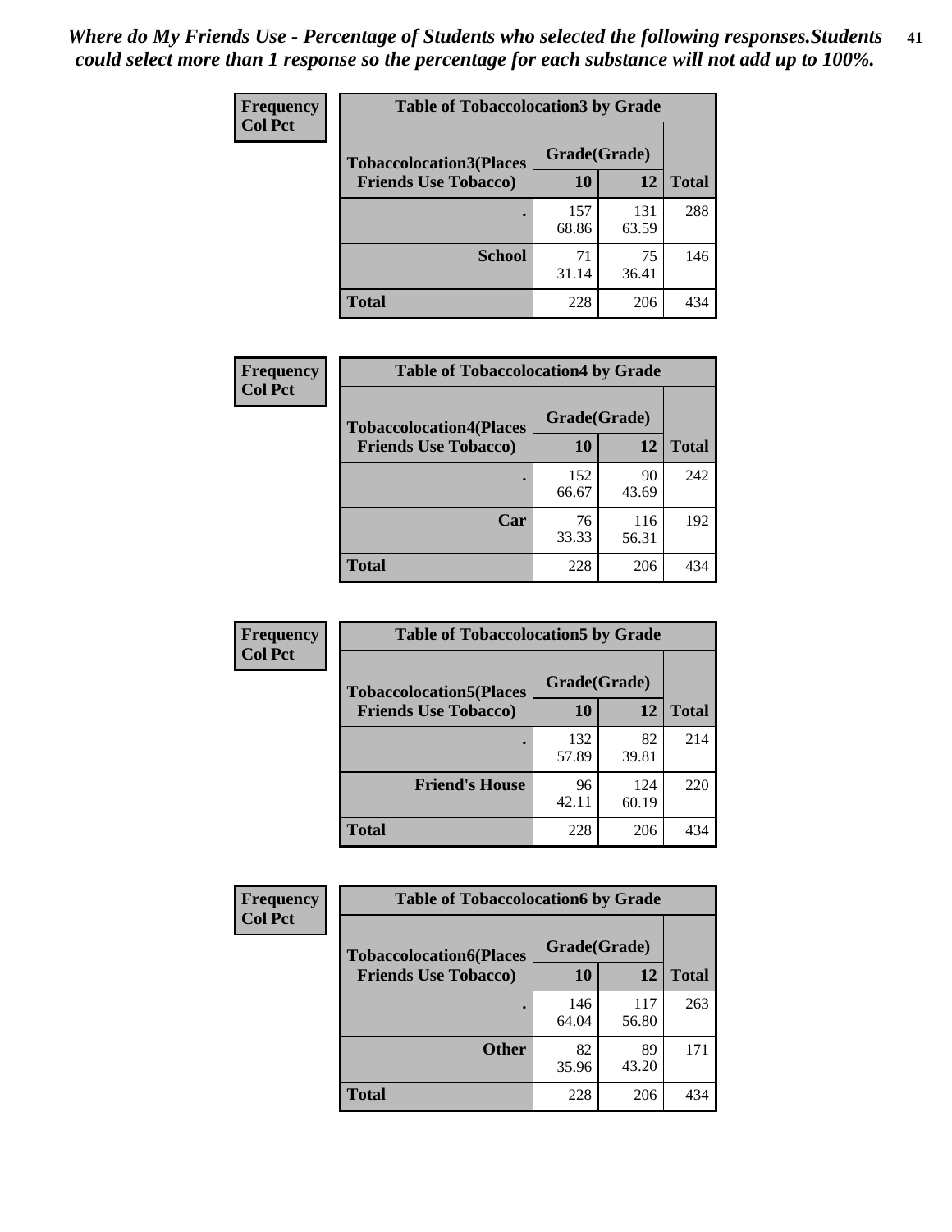*Where do My Friends Use - Percentage of Students who selected the following responses.Students could select more than 1 response so the percentage for each substance will not add up to 100%.*

**Frequency**
**Col Pct**

| Table of Tobaccolocation3 by Grade | | | |
|---|---|---|---|
| **Tobaccolocation3(Places Friends Use Tobacco)** | **Grade(Grade)** | | **Total** |
| | **10** | **12** | |
| **.** | 157<br>68.86 | 131<br>63.59 | 288 |
| **School** | 71<br>31.14 | 75<br>36.41 | 146 |
| **Total** | 228 | 206 | 434 |

**Frequency**
**Col Pct**

| Table of Tobaccolocation4 by Grade | | | |
|---|---|---|---|
| **Tobaccolocation4(Places Friends Use Tobacco)** | **Grade(Grade)** | | **Total** |
| | **10** | **12** | |
| **.** | 152<br>66.67 | 90<br>43.69 | 242 |
| **Car** | 76<br>33.33 | 116<br>56.31 | 192 |
| **Total** | 228 | 206 | 434 |

**Frequency**
**Col Pct**

| Table of Tobaccolocation5 by Grade | | | |
|---|---|---|---|
| **Tobaccolocation5(Places Friends Use Tobacco)** | **Grade(Grade)** | | **Total** |
| | **10** | **12** | |
| **.** | 132<br>57.89 | 82<br>39.81 | 214 |
| **Friend's House** | 96<br>42.11 | 124<br>60.19 | 220 |
| **Total** | 228 | 206 | 434 |

**Frequency**
**Col Pct**

| Table of Tobaccolocation6 by Grade | | | |
|---|---|---|---|
| **Tobaccolocation6(Places Friends Use Tobacco)** | **Grade(Grade)** | | **Total** |
| | **10** | **12** | |
| **.** | 146<br>64.04 | 117<br>56.80 | 263 |
| **Other** | 82<br>35.96 | 89<br>43.20 | 171 |
| **Total** | 228 | 206 | 434 |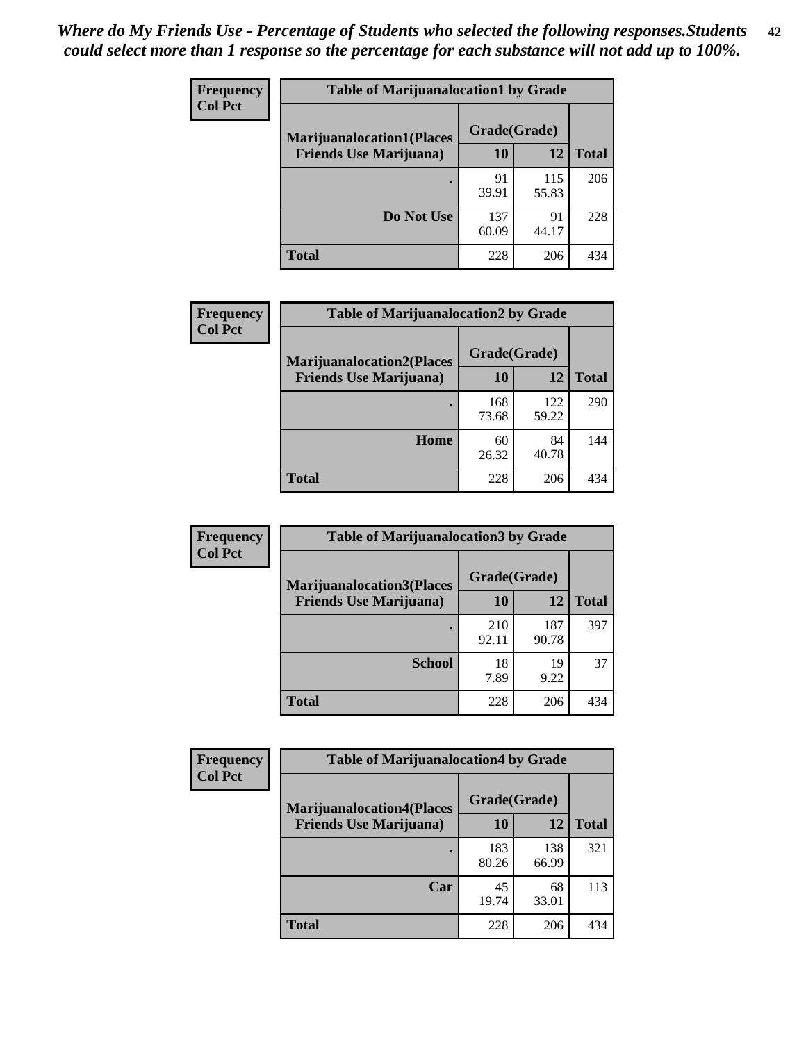*Where do My Friends Use - Percentage of Students who selected the following responses.Students could select more than 1 response so the percentage for each substance will not add up to 100%.*

**Frequency**
**Col Pct**

| Table of Marijuanalocation1 by Grade | | | |
|---|---|---|---|
| **Marijuanalocation1(Places Friends Use Marijuana)** | **Grade(Grade)** | | |
| | **10** | **12** | **Total** |
| **.** | 91<br>39.91 | 115<br>55.83 | 206 |
| **Do Not Use** | 137<br>60.09 | 91<br>44.17 | 228 |
| **Total** | 228 | 206 | 434 |

**Frequency**
**Col Pct**

| Table of Marijuanalocation2 by Grade | | | |
|---|---|---|---|
| **Marijuanalocation2(Places Friends Use Marijuana)** | **Grade(Grade)** | | |
| | **10** | **12** | **Total** |
| **.** | 168<br>73.68 | 122<br>59.22 | 290 |
| **Home** | 60<br>26.32 | 84<br>40.78 | 144 |
| **Total** | 228 | 206 | 434 |

**Frequency**
**Col Pct**

| Table of Marijuanalocation3 by Grade | | | |
|---|---|---|---|
| **Marijuanalocation3(Places Friends Use Marijuana)** | **Grade(Grade)** | | |
| | **10** | **12** | **Total** |
| **.** | 210<br>92.11 | 187<br>90.78 | 397 |
| **School** | 18<br>7.89 | 19<br>9.22 | 37 |
| **Total** | 228 | 206 | 434 |

**Frequency**
**Col Pct**

| Table of Marijuanalocation4 by Grade | | | |
|---|---|---|---|
| **Marijuanalocation4(Places Friends Use Marijuana)** | **Grade(Grade)** | | |
| | **10** | **12** | **Total** |
| **.** | 183<br>80.26 | 138<br>66.99 | 321 |
| **Car** | 45<br>19.74 | 68<br>33.01 | 113 |
| **Total** | 228 | 206 | 434 |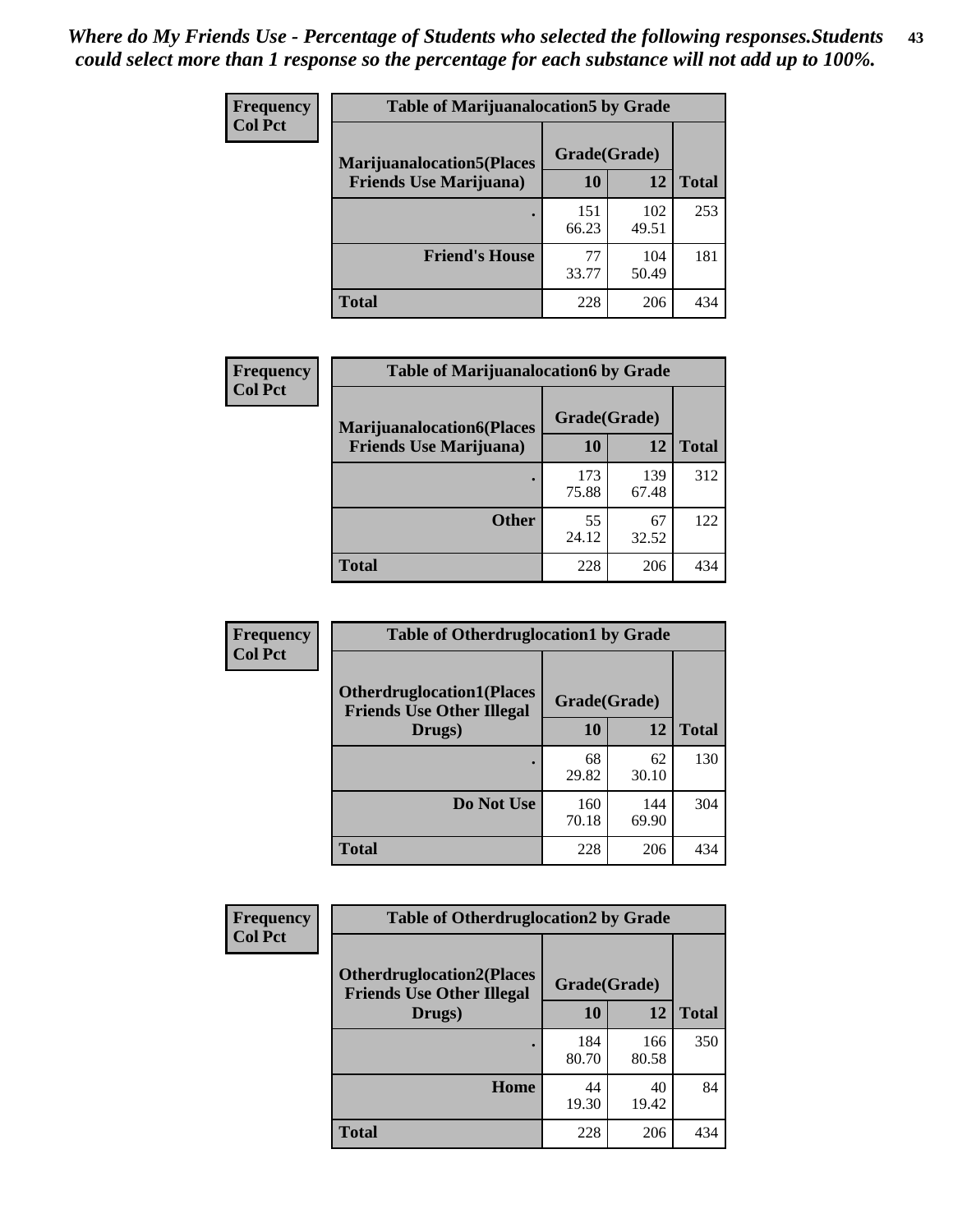*Where do My Friends Use - Percentage of Students who selected the following responses.Students could select more than 1 response so the percentage for each substance will not add up to 100%.*

**Frequency**
**Col Pct**

| Table of Marijuanalocation5 by Grade | | | |
|---|---|---|---|
| **Marijuanalocation5(Places Friends Use Marijuana)** | **Grade(Grade)** | | **Total** |
| | **10** | **12** | |
| **.** | 151<br>66.23 | 102<br>49.51 | 253 |
| **Friend's House** | 77<br>33.77 | 104<br>50.49 | 181 |
| **Total** | 228 | 206 | 434 |

**Frequency**
**Col Pct**

| Table of Marijuanalocation6 by Grade | | | |
|---|---|---|---|
| **Marijuanalocation6(Places Friends Use Marijuana)** | **Grade(Grade)** | | **Total** |
| | **10** | **12** | |
| **.** | 173<br>75.88 | 139<br>67.48 | 312 |
| **Other** | 55<br>24.12 | 67<br>32.52 | 122 |
| **Total** | 228 | 206 | 434 |

**Frequency**
**Col Pct**

| Table of Otherdruglocation1 by Grade | | | |
|---|---|---|---|
| **Otherdruglocation1(Places Friends Use Other Illegal Drugs)** | **Grade(Grade)** | | **Total** |
| | **10** | **12** | |
| **.** | 68<br>29.82 | 62<br>30.10 | 130 |
| **Do Not Use** | 160<br>70.18 | 144<br>69.90 | 304 |
| **Total** | 228 | 206 | 434 |

**Frequency**
**Col Pct**

| Table of Otherdruglocation2 by Grade | | | |
|---|---|---|---|
| **Otherdruglocation2(Places Friends Use Other Illegal Drugs)** | **Grade(Grade)** | | **Total** |
| | **10** | **12** | |
| **.** | 184<br>80.70 | 166<br>80.58 | 350 |
| **Home** | 44<br>19.30 | 40<br>19.42 | 84 |
| **Total** | 228 | 206 | 434 |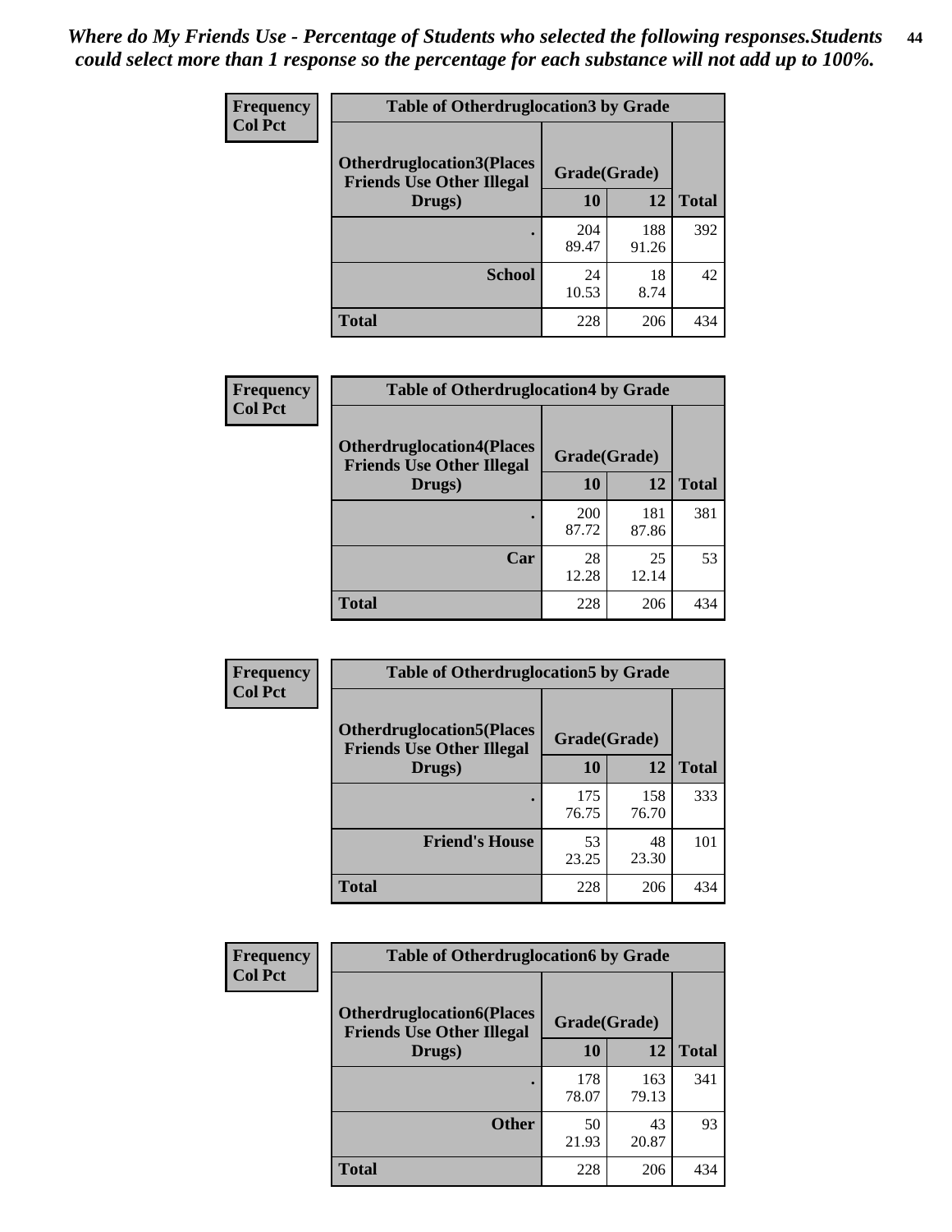*Where do My Friends Use - Percentage of Students who selected the following responses.Students could select more than 1 response so the percentage for each substance will not add up to 100%.*

**Frequency**
**Col Pct**

| Table of Otherdruglocation3 by Grade | | | |
|---|---|---|---|
| Otherdruglocation3(Places Friends Use Other Illegal Drugs) | Grade(Grade) | | |
| | 10 | 12 | Total |
| . | 204<br>89.47 | 188<br>91.26 | 392 |
| School | 24<br>10.53 | 18<br>8.74 | 42 |
| Total | 228 | 206 | 434 |

**Frequency**
**Col Pct**

| Table of Otherdruglocation4 by Grade | | | |
|---|---|---|---|
| Otherdruglocation4(Places Friends Use Other Illegal Drugs) | Grade(Grade) | | |
| | 10 | 12 | Total |
| . | 200<br>87.72 | 181<br>87.86 | 381 |
| Car | 28<br>12.28 | 25<br>12.14 | 53 |
| Total | 228 | 206 | 434 |

**Frequency**
**Col Pct**

| Table of Otherdruglocation5 by Grade | | | |
|---|---|---|---|
| Otherdruglocation5(Places Friends Use Other Illegal Drugs) | Grade(Grade) | | |
| | 10 | 12 | Total |
| . | 175<br>76.75 | 158<br>76.70 | 333 |
| Friend's House | 53<br>23.25 | 48<br>23.30 | 101 |
| Total | 228 | 206 | 434 |

**Frequency**
**Col Pct**

| Table of Otherdruglocation6 by Grade | | | |
|---|---|---|---|
| Otherdruglocation6(Places Friends Use Other Illegal Drugs) | Grade(Grade) | | |
| | 10 | 12 | Total |
| . | 178<br>78.07 | 163<br>79.13 | 341 |
| Other | 50<br>21.93 | 43<br>20.87 | 93 |
| Total | 228 | 206 | 434 |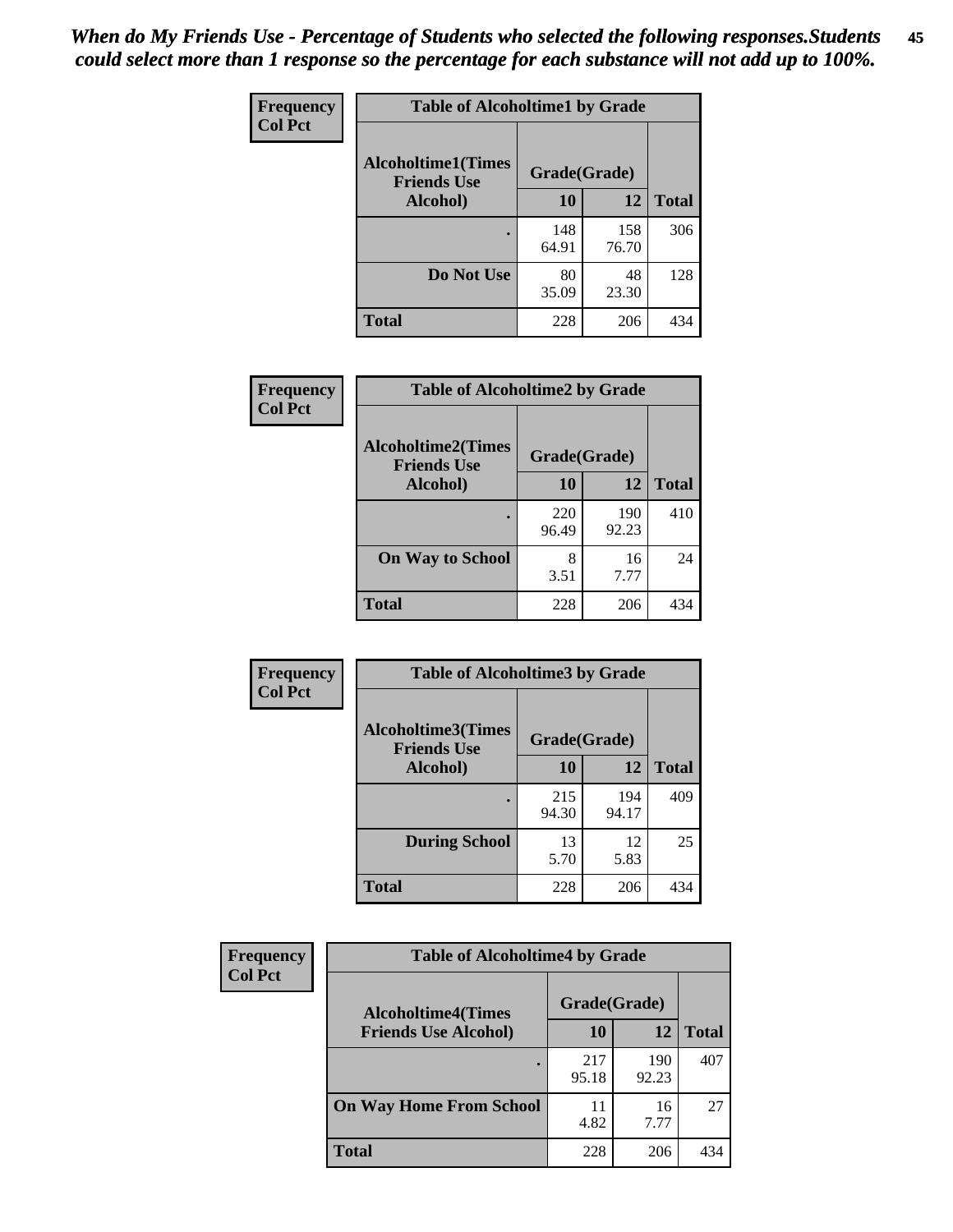*When do My Friends Use - Percentage of Students who selected the following responses.Students could select more than 1 response so the percentage for each substance will not add up to 100%.*

**Frequency**
**Col Pct**

| Table of Alcoholtime1 by Grade | | | |
|---|---|---|---|
| **Alcoholtime1(Times Friends Use Alcohol)** | **Grade(Grade)** | | **Total** |
| | **10** | **12** | |
| **.** | 148<br>64.91 | 158<br>76.70 | 306 |
| **Do Not Use** | 80<br>35.09 | 48<br>23.30 | 128 |
| **Total** | 228 | 206 | 434 |

**Frequency**
**Col Pct**

| Table of Alcoholtime2 by Grade | | | |
|---|---|---|---|
| **Alcoholtime2(Times Friends Use Alcohol)** | **Grade(Grade)** | | **Total** |
| | **10** | **12** | |
| **.** | 220<br>96.49 | 190<br>92.23 | 410 |
| **On Way to School** | 8<br>3.51 | 16<br>7.77 | 24 |
| **Total** | 228 | 206 | 434 |

**Frequency**
**Col Pct**

| Table of Alcoholtime3 by Grade | | | |
|---|---|---|---|
| **Alcoholtime3(Times Friends Use Alcohol)** | **Grade(Grade)** | | **Total** |
| | **10** | **12** | |
| **.** | 215<br>94.30 | 194<br>94.17 | 409 |
| **During School** | 13<br>5.70 | 12<br>5.83 | 25 |
| **Total** | 228 | 206 | 434 |

**Frequency**
**Col Pct**

| Table of Alcoholtime4 by Grade | | | |
|---|---|---|---|
| **Alcoholtime4(Times Friends Use Alcohol)** | **Grade(Grade)** | | **Total** |
| | **10** | **12** | |
| **.** | 217<br>95.18 | 190<br>92.23 | 407 |
| **On Way Home From School** | 11<br>4.82 | 16<br>7.77 | 27 |
| **Total** | 228 | 206 | 434 |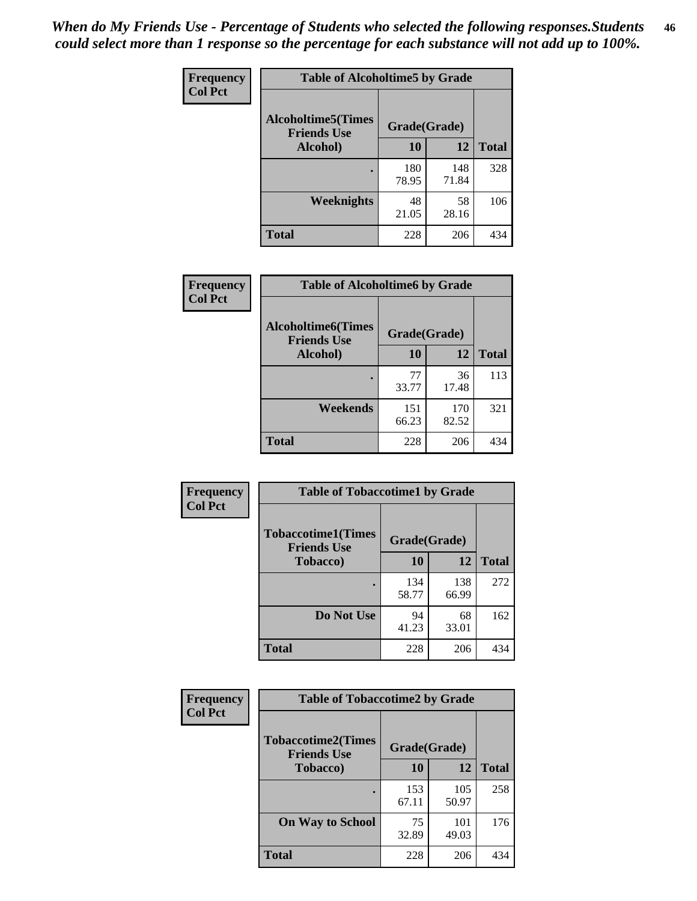*When do My Friends Use - Percentage of Students who selected the following responses.Students could select more than 1 response so the percentage for each substance will not add up to 100%.*

**Frequency**
**Col Pct**

| Table of Alcoholtime5 by Grade | | | |
|---|---|---|---|
| **Alcoholtime5(Times Friends Use Alcohol)** | **Grade(Grade)** | | **Total** |
| | **10** | **12** | |
| . | 180<br>78.95 | 148<br>71.84 | 328 |
| **Weeknights** | 48<br>21.05 | 58<br>28.16 | 106 |
| **Total** | 228 | 206 | 434 |

**Frequency**
**Col Pct**

| Table of Alcoholtime6 by Grade | | | |
|---|---|---|---|
| **Alcoholtime6(Times Friends Use Alcohol)** | **Grade(Grade)** | | **Total** |
| | **10** | **12** | |
| . | 77<br>33.77 | 36<br>17.48 | 113 |
| **Weekends** | 151<br>66.23 | 170<br>82.52 | 321 |
| **Total** | 228 | 206 | 434 |

**Frequency**
**Col Pct**

| Table of Tobaccotime1 by Grade | | | |
|---|---|---|---|
| **Tobaccotime1(Times Friends Use Tobacco)** | **Grade(Grade)** | | **Total** |
| | **10** | **12** | |
| . | 134<br>58.77 | 138<br>66.99 | 272 |
| **Do Not Use** | 94<br>41.23 | 68<br>33.01 | 162 |
| **Total** | 228 | 206 | 434 |

**Frequency**
**Col Pct**

| Table of Tobaccotime2 by Grade | | | |
|---|---|---|---|
| **Tobaccotime2(Times Friends Use Tobacco)** | **Grade(Grade)** | | **Total** |
| | **10** | **12** | |
| . | 153<br>67.11 | 105<br>50.97 | 258 |
| **On Way to School** | 75<br>32.89 | 101<br>49.03 | 176 |
| **Total** | 228 | 206 | 434 |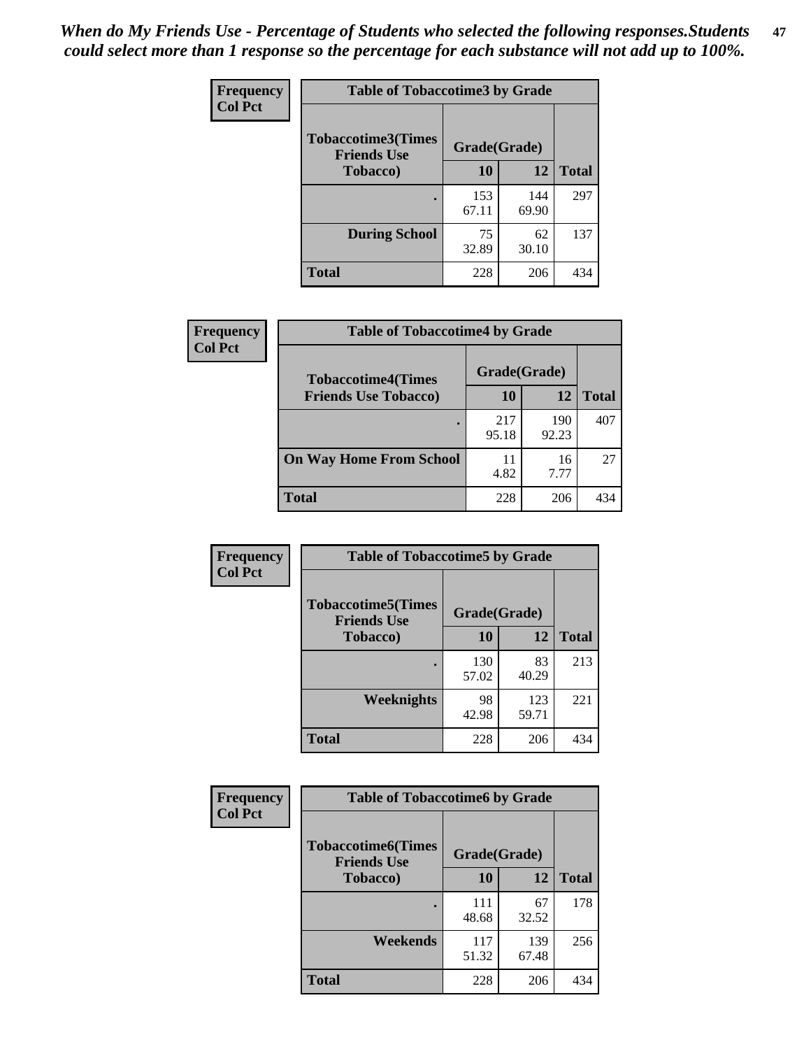*When do My Friends Use - Percentage of Students who selected the following responses.Students could select more than 1 response so the percentage for each substance will not add up to 100%.*

**Frequency / Col Pct**

| Table of Tobaccotime3 by Grade | | | |
|---|---|---|---|
| **Tobaccotime3(Times Friends Use Tobacco)** | **Grade(Grade)** | | **Total** |
| | **10** | **12** | |
| **.** | 153<br>67.11 | 144<br>69.90 | 297 |
| **During School** | 75<br>32.89 | 62<br>30.10 | 137 |
| **Total** | 228 | 206 | 434 |

**Frequency / Col Pct**

| Table of Tobaccotime4 by Grade | | | |
|---|---|---|---|
| **Tobaccotime4(Times Friends Use Tobacco)** | **Grade(Grade)** | | **Total** |
| | **10** | **12** | |
| **.** | 217<br>95.18 | 190<br>92.23 | 407 |
| **On Way Home From School** | 11<br>4.82 | 16<br>7.77 | 27 |
| **Total** | 228 | 206 | 434 |

**Frequency / Col Pct**

| Table of Tobaccotime5 by Grade | | | |
|---|---|---|---|
| **Tobaccotime5(Times Friends Use Tobacco)** | **Grade(Grade)** | | **Total** |
| | **10** | **12** | |
| **.** | 130<br>57.02 | 83<br>40.29 | 213 |
| **Weeknights** | 98<br>42.98 | 123<br>59.71 | 221 |
| **Total** | 228 | 206 | 434 |

**Frequency / Col Pct**

| Table of Tobaccotime6 by Grade | | | |
|---|---|---|---|
| **Tobaccotime6(Times Friends Use Tobacco)** | **Grade(Grade)** | | **Total** |
| | **10** | **12** | |
| **.** | 111<br>48.68 | 67<br>32.52 | 178 |
| **Weekends** | 117<br>51.32 | 139<br>67.48 | 256 |
| **Total** | 228 | 206 | 434 |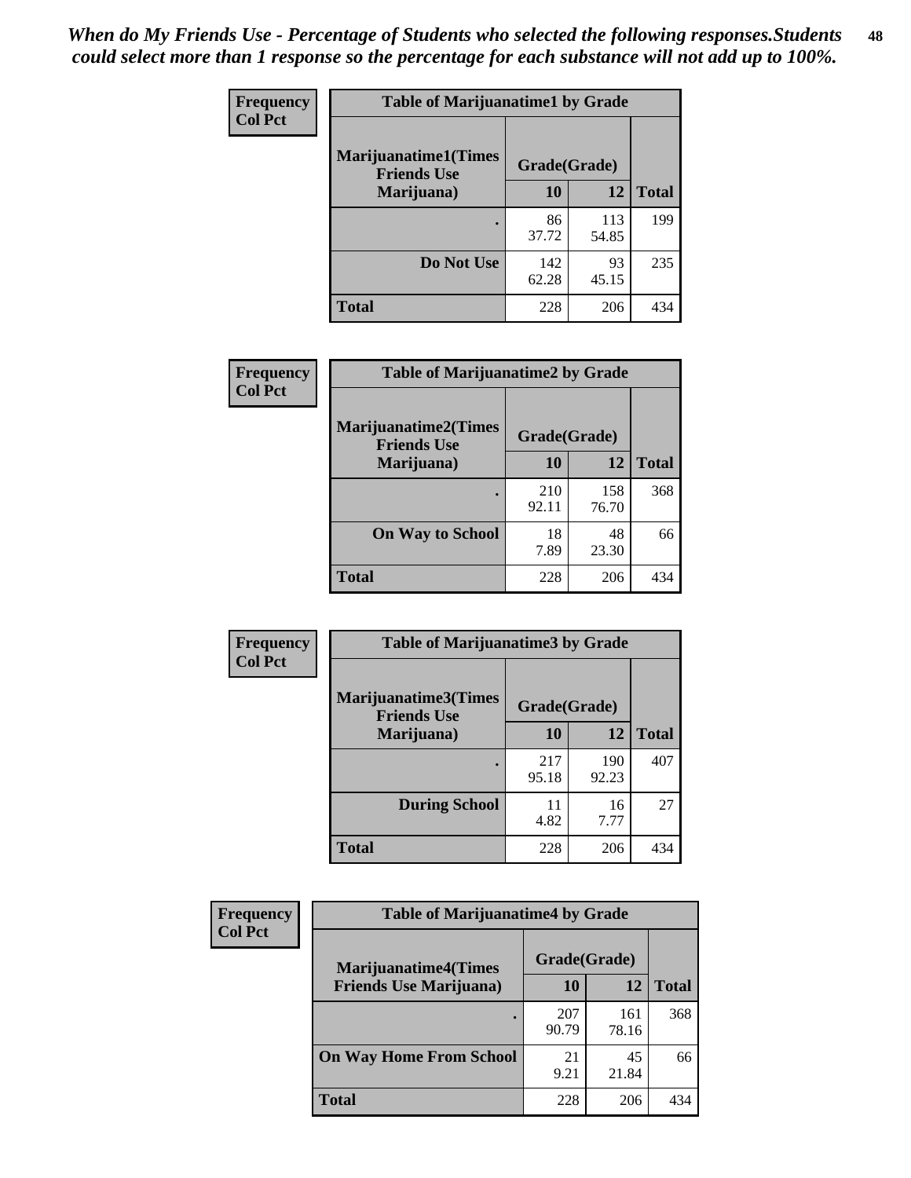*When do My Friends Use - Percentage of Students who selected the following responses.Students could select more than 1 response so the percentage for each substance will not add up to 100%.*

**Frequency**
**Col Pct**

| Table of Marijuanatime1 by Grade | | | |
|---|---|---|---|
| **Marijuanatime1(Times Friends Use Marijuana)** | **Grade(Grade)** | | |
| | **10** | **12** | **Total** |
| . | 86<br>37.72 | 113<br>54.85 | 199 |
| **Do Not Use** | 142<br>62.28 | 93<br>45.15 | 235 |
| **Total** | 228 | 206 | 434 |

**Frequency**
**Col Pct**

| Table of Marijuanatime2 by Grade | | | |
|---|---|---|---|
| **Marijuanatime2(Times Friends Use Marijuana)** | **Grade(Grade)** | | |
| | **10** | **12** | **Total** |
| . | 210<br>92.11 | 158<br>76.70 | 368 |
| **On Way to School** | 18<br>7.89 | 48<br>23.30 | 66 |
| **Total** | 228 | 206 | 434 |

**Frequency**
**Col Pct**

| Table of Marijuanatime3 by Grade | | | |
|---|---|---|---|
| **Marijuanatime3(Times Friends Use Marijuana)** | **Grade(Grade)** | | |
| | **10** | **12** | **Total** |
| . | 217<br>95.18 | 190<br>92.23 | 407 |
| **During School** | 11<br>4.82 | 16<br>7.77 | 27 |
| **Total** | 228 | 206 | 434 |

**Frequency**
**Col Pct**

| Table of Marijuanatime4 by Grade | | | |
|---|---|---|---|
| **Marijuanatime4(Times Friends Use Marijuana)** | **Grade(Grade)** | | |
| | **10** | **12** | **Total** |
| . | 207<br>90.79 | 161<br>78.16 | 368 |
| **On Way Home From School** | 21<br>9.21 | 45<br>21.84 | 66 |
| **Total** | 228 | 206 | 434 |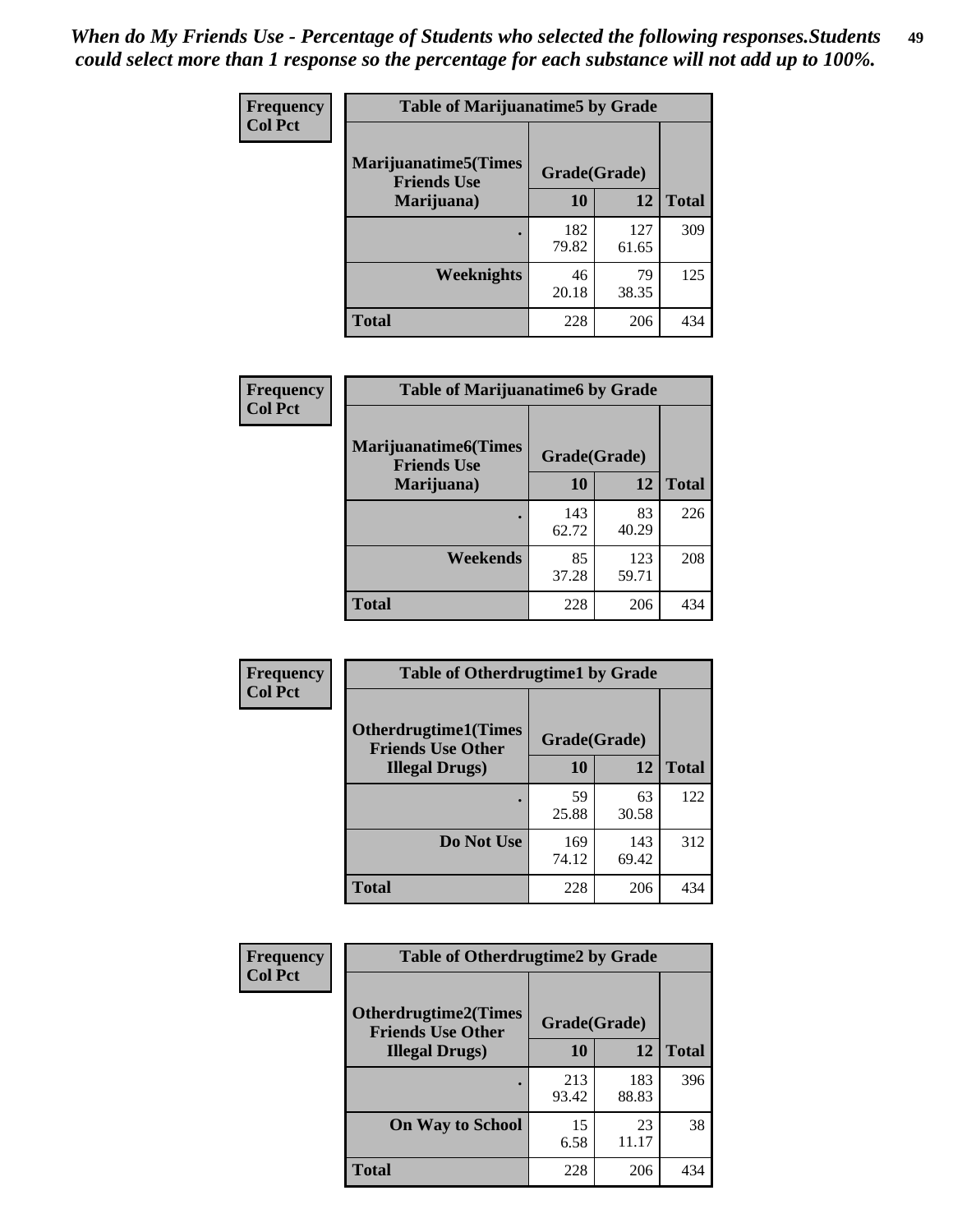*When do My Friends Use - Percentage of Students who selected the following responses.Students could select more than 1 response so the percentage for each substance will not add up to 100%.*

**Frequency**
**Col Pct**

| Table of Marijuanatime5 by Grade | | | |
|---|---|---|---|
| **Marijuanatime5(Times Friends Use Marijuana)** | **Grade(Grade)** | | **Total** |
| | **10** | **12** | |
| **.** | 182<br>79.82 | 127<br>61.65 | 309 |
| **Weeknights** | 46<br>20.18 | 79<br>38.35 | 125 |
| **Total** | 228 | 206 | 434 |

**Frequency**
**Col Pct**

| Table of Marijuanatime6 by Grade | | | |
|---|---|---|---|
| **Marijuanatime6(Times Friends Use Marijuana)** | **Grade(Grade)** | | **Total** |
| | **10** | **12** | |
| **.** | 143<br>62.72 | 83<br>40.29 | 226 |
| **Weekends** | 85<br>37.28 | 123<br>59.71 | 208 |
| **Total** | 228 | 206 | 434 |

**Frequency**
**Col Pct**

| Table of Otherdrugtime1 by Grade | | | |
|---|---|---|---|
| **Otherdrugtime1(Times Friends Use Other Illegal Drugs)** | **Grade(Grade)** | | **Total** |
| | **10** | **12** | |
| **.** | 59<br>25.88 | 63<br>30.58 | 122 |
| **Do Not Use** | 169<br>74.12 | 143<br>69.42 | 312 |
| **Total** | 228 | 206 | 434 |

**Frequency**
**Col Pct**

| Table of Otherdrugtime2 by Grade | | | |
|---|---|---|---|
| **Otherdrugtime2(Times Friends Use Other Illegal Drugs)** | **Grade(Grade)** | | **Total** |
| | **10** | **12** | |
| **.** | 213<br>93.42 | 183<br>88.83 | 396 |
| **On Way to School** | 15<br>6.58 | 23<br>11.17 | 38 |
| **Total** | 228 | 206 | 434 |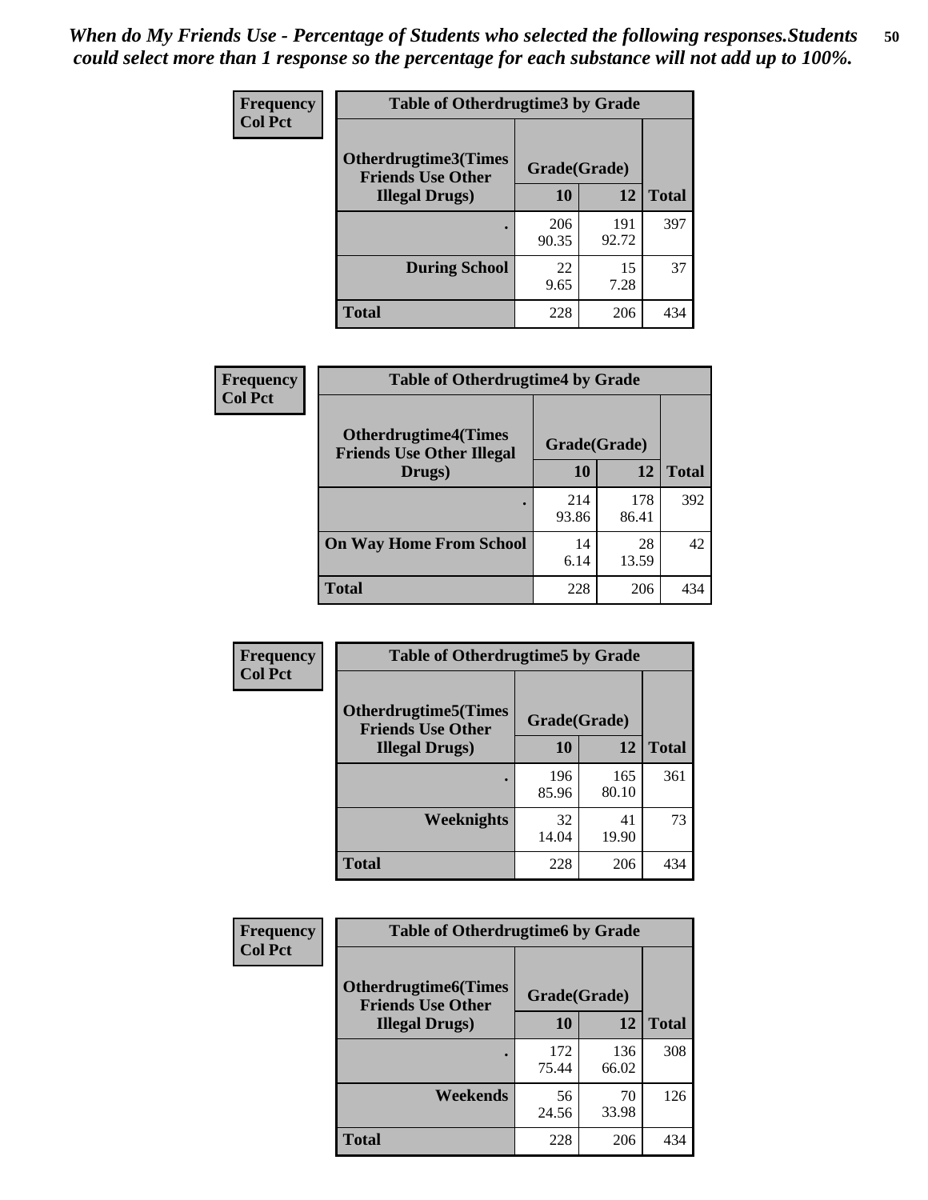*When do My Friends Use - Percentage of Students who selected the following responses.Students could select more than 1 response so the percentage for each substance will not add up to 100%.*

**Frequency**
**Col Pct**

| Table of Otherdrugtime3 by Grade | | | |
|---|---|---|---|
| **Otherdrugtime3(Times Friends Use Other Illegal Drugs)** | **Grade(Grade)** | | **Total** |
| | **10** | **12** | |
| **.** | 206<br>90.35 | 191<br>92.72 | 397 |
| **During School** | 22<br>9.65 | 15<br>7.28 | 37 |
| **Total** | 228 | 206 | 434 |

**Frequency**
**Col Pct**

| Table of Otherdrugtime4 by Grade | | | |
|---|---|---|---|
| **Otherdrugtime4(Times Friends Use Other Illegal Drugs)** | **Grade(Grade)** | | **Total** |
| | **10** | **12** | |
| **.** | 214<br>93.86 | 178<br>86.41 | 392 |
| **On Way Home From School** | 14<br>6.14 | 28<br>13.59 | 42 |
| **Total** | 228 | 206 | 434 |

**Frequency**
**Col Pct**

| Table of Otherdrugtime5 by Grade | | | |
|---|---|---|---|
| **Otherdrugtime5(Times Friends Use Other Illegal Drugs)** | **Grade(Grade)** | | **Total** |
| | **10** | **12** | |
| **.** | 196<br>85.96 | 165<br>80.10 | 361 |
| **Weeknights** | 32<br>14.04 | 41<br>19.90 | 73 |
| **Total** | 228 | 206 | 434 |

**Frequency**
**Col Pct**

| Table of Otherdrugtime6 by Grade | | | |
|---|---|---|---|
| **Otherdrugtime6(Times Friends Use Other Illegal Drugs)** | **Grade(Grade)** | | **Total** |
| | **10** | **12** | |
| **.** | 172<br>75.44 | 136<br>66.02 | 308 |
| **Weekends** | 56<br>24.56 | 70<br>33.98 | 126 |
| **Total** | 228 | 206 | 434 |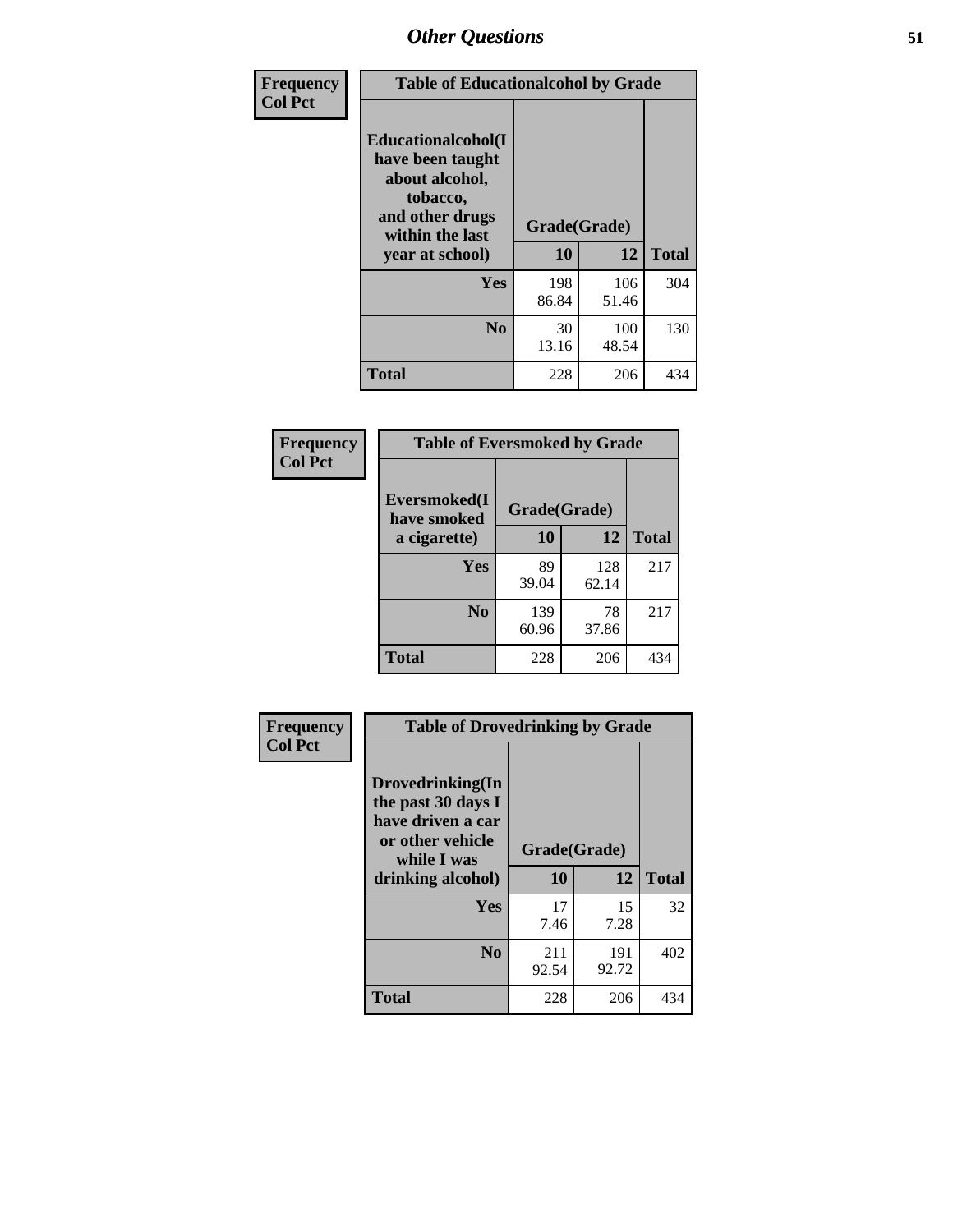## Other Questions

**Frequency**
**Col Pct**

| Table of Educationalalcohol by Grade | | | |
|---|---|---|---|
| **Educationalalcohol(I have been taught about alcohol, tobacco, and other drugs within the last year at school)** | **Grade(Grade)** | | |
| | **10** | **12** | **Total** |
| **Yes** | 198<br>86.84 | 106<br>51.46 | 304 |
| **No** | 30<br>13.16 | 100<br>48.54 | 130 |
| **Total** | 228 | 206 | 434 |

**Frequency**
**Col Pct**

| Table of Eversmoked by Grade | | | |
|---|---|---|---|
| **Eversmoked(I have smoked a cigarette)** | **Grade(Grade)** | | |
| | **10** | **12** | **Total** |
| **Yes** | 89<br>39.04 | 128<br>62.14 | 217 |
| **No** | 139<br>60.96 | 78<br>37.86 | 217 |
| **Total** | 228 | 206 | 434 |

**Frequency**
**Col Pct**

| Table of Drovedrinking by Grade | | | |
|---|---|---|---|
| **Drovedrinking(In the past 30 days I have driven a car or other vehicle while I was drinking alcohol)** | **Grade(Grade)** | | |
| | **10** | **12** | **Total** |
| **Yes** | 17<br>7.46 | 15<br>7.28 | 32 |
| **No** | 211<br>92.54 | 191<br>92.72 | 402 |
| **Total** | 228 | 206 | 434 |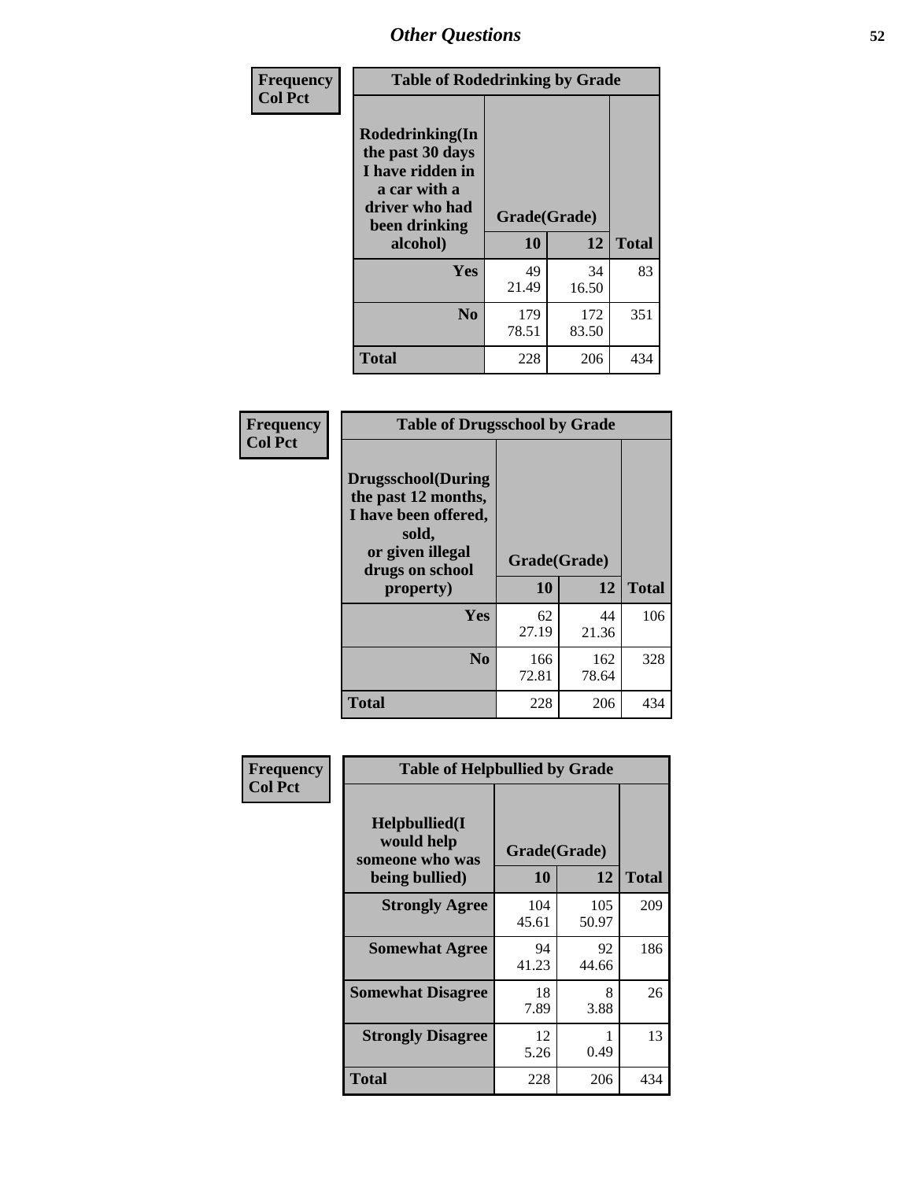## Other Questions

**Frequency**
**Col Pct**

**Table of Rodedrinking by Grade**

| Rodedrinking(In the past 30 days I have ridden in a car with a driver who had been drinking alcohol) | Grade(Grade) 10 | 12 | Total |
|---|---|---|---|
| **Yes** | 49<br>21.49 | 34<br>16.50 | 83 |
| **No** | 179<br>78.51 | 172<br>83.50 | 351 |
| **Total** | 228 | 206 | 434 |

**Frequency**
**Col Pct**

**Table of Drugsschool by Grade**

| Drugsschool(During the past 12 months, I have been offered, sold, or given illegal drugs on school property) | Grade(Grade) 10 | 12 | Total |
|---|---|---|---|
| **Yes** | 62<br>27.19 | 44<br>21.36 | 106 |
| **No** | 166<br>72.81 | 162<br>78.64 | 328 |
| **Total** | 228 | 206 | 434 |

**Frequency**
**Col Pct**

**Table of Helpbullied by Grade**

| Helpbullied(I would help someone who was being bullied) | Grade(Grade) 10 | 12 | Total |
|---|---|---|---|
| **Strongly Agree** | 104<br>45.61 | 105<br>50.97 | 209 |
| **Somewhat Agree** | 94<br>41.23 | 92<br>44.66 | 186 |
| **Somewhat Disagree** | 18<br>7.89 | 8<br>3.88 | 26 |
| **Strongly Disagree** | 12<br>5.26 | 1<br>0.49 | 13 |
| **Total** | 228 | 206 | 434 |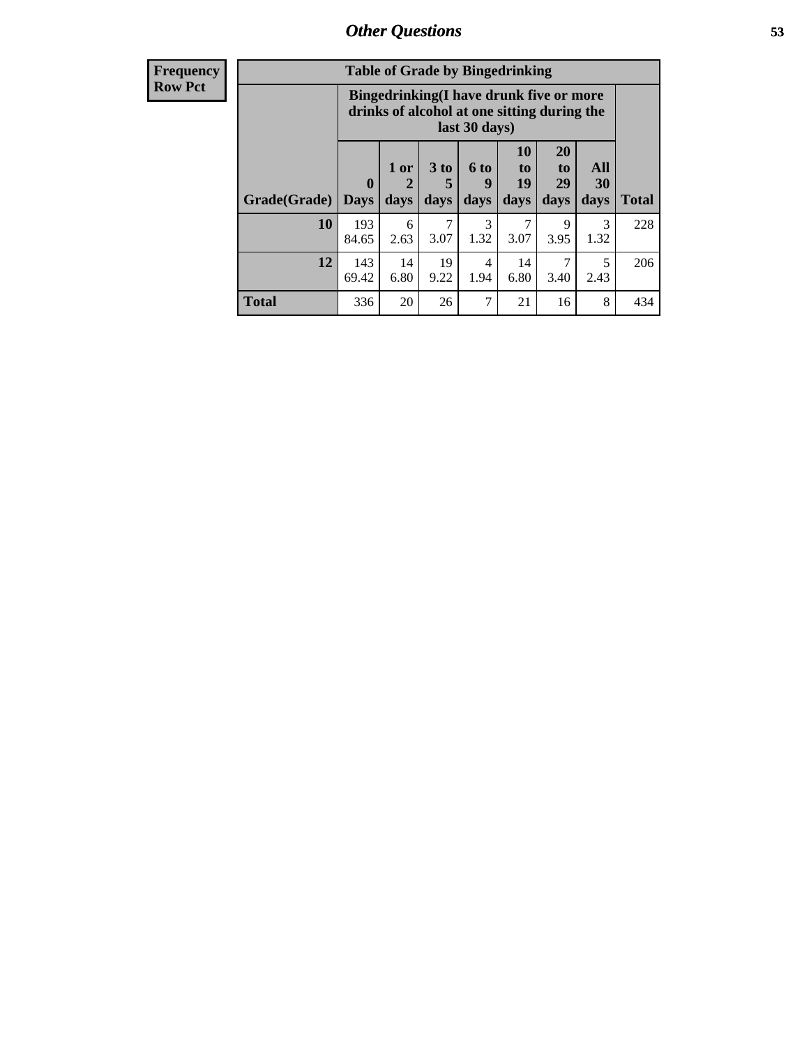## Other Questions

**Frequency**
**Row Pct**

| Table of Grade by Bingedrinking | | | | | | | | |
|---|---|---|---|---|---|---|---|---|
| | Bingedrinking(I have drunk five or more drinks of alcohol at one sitting during the last 30 days) | | | | | | | |
| Grade(Grade) | 0 Days | 1 or 2 days | 3 to 5 days | 6 to 9 days | 10 to 19 days | 20 to 29 days | All 30 days | Total |
| 10 | 193<br>84.65 | 6<br>2.63 | 7<br>3.07 | 3<br>1.32 | 7<br>3.07 | 9<br>3.95 | 3<br>1.32 | 228 |
| 12 | 143<br>69.42 | 14<br>6.80 | 19<br>9.22 | 4<br>1.94 | 14<br>6.80 | 7<br>3.40 | 5<br>2.43 | 206 |
| Total | 336 | 20 | 26 | 7 | 21 | 16 | 8 | 434 |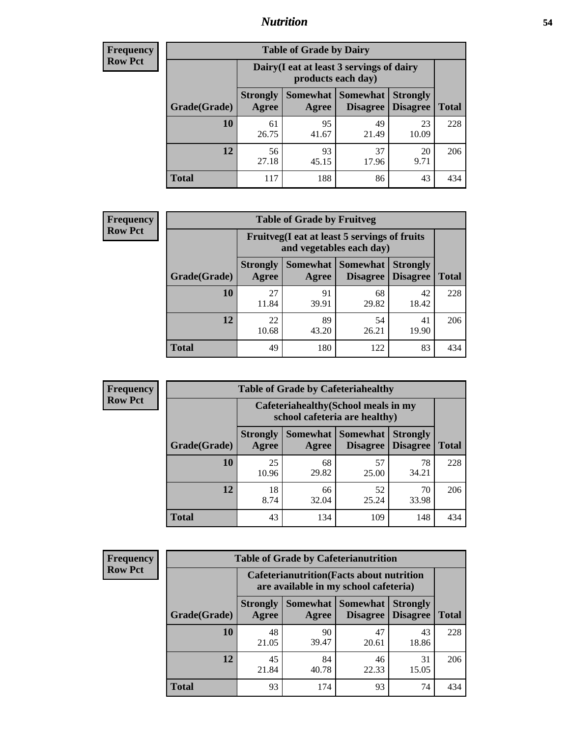## Nutrition

**Frequency**
**Row Pct**

| Table of Grade by Dairy | | | | | |
|---|---|---|---|---|---|
| | Dairy(I eat at least 3 servings of dairy products each day) | | | | |
| Grade(Grade) | Strongly Agree | Somewhat Agree | Somewhat Disagree | Strongly Disagree | Total |
| 10 | 61<br>26.75 | 95<br>41.67 | 49<br>21.49 | 23<br>10.09 | 228 |
| 12 | 56<br>27.18 | 93<br>45.15 | 37<br>17.96 | 20<br>9.71 | 206 |
| Total | 117 | 188 | 86 | 43 | 434 |

**Frequency**
**Row Pct**

| Table of Grade by Fruitveg | | | | | |
|---|---|---|---|---|---|
| | Fruitveg(I eat at least 5 servings of fruits and vegetables each day) | | | | |
| Grade(Grade) | Strongly Agree | Somewhat Agree | Somewhat Disagree | Strongly Disagree | Total |
| 10 | 27<br>11.84 | 91<br>39.91 | 68<br>29.82 | 42<br>18.42 | 228 |
| 12 | 22<br>10.68 | 89<br>43.20 | 54<br>26.21 | 41<br>19.90 | 206 |
| Total | 49 | 180 | 122 | 83 | 434 |

**Frequency**
**Row Pct**

| Table of Grade by Cafeteriahealthy | | | | | |
|---|---|---|---|---|---|
| | Cafeteriahealthy(School meals in my school cafeteria are healthy) | | | | |
| Grade(Grade) | Strongly Agree | Somewhat Agree | Somewhat Disagree | Strongly Disagree | Total |
| 10 | 25<br>10.96 | 68<br>29.82 | 57<br>25.00 | 78<br>34.21 | 228 |
| 12 | 18<br>8.74 | 66<br>32.04 | 52<br>25.24 | 70<br>33.98 | 206 |
| Total | 43 | 134 | 109 | 148 | 434 |

**Frequency**
**Row Pct**

| Table of Grade by Cafeterianutrition | | | | | |
|---|---|---|---|---|---|
| | Cafeterianutrition(Facts about nutrition are available in my school cafeteria) | | | | |
| Grade(Grade) | Strongly Agree | Somewhat Agree | Somewhat Disagree | Strongly Disagree | Total |
| 10 | 48<br>21.05 | 90<br>39.47 | 47<br>20.61 | 43<br>18.86 | 228 |
| 12 | 45<br>21.84 | 84<br>40.78 | 46<br>22.33 | 31<br>15.05 | 206 |
| Total | 93 | 174 | 93 | 74 | 434 |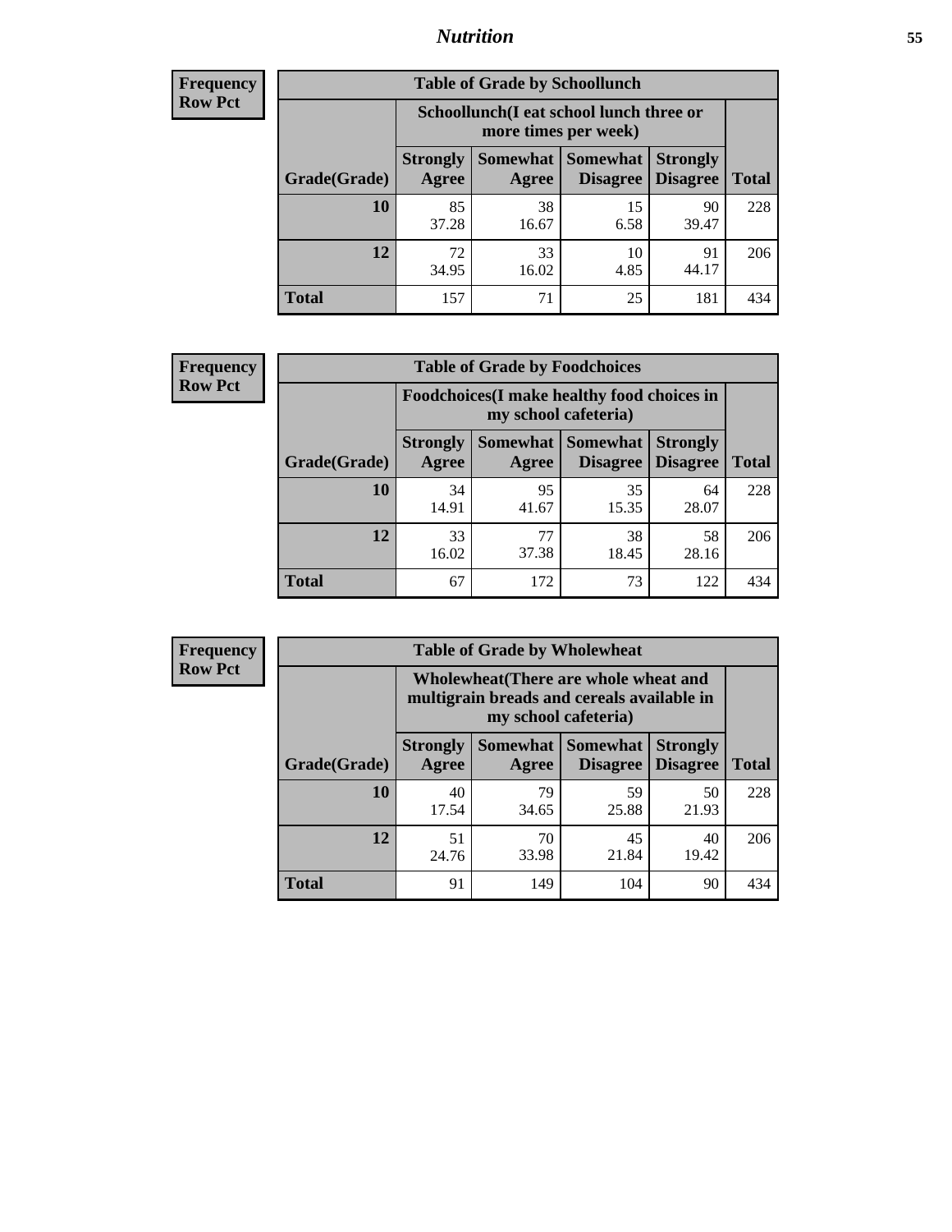**Frequency**
**Row Pct**

| Table of Grade by Schoollunch | | | | | |
|---|---|---|---|---|---|
| | Schoollunch(I eat school lunch three or more times per week) | | | | |
| Grade(Grade) | Strongly Agree | Somewhat Agree | Somewhat Disagree | Strongly Disagree | Total |
| 10 | 85<br>37.28 | 38<br>16.67 | 15<br>6.58 | 90<br>39.47 | 228 |
| 12 | 72<br>34.95 | 33<br>16.02 | 10<br>4.85 | 91<br>44.17 | 206 |
| Total | 157 | 71 | 25 | 181 | 434 |

**Frequency**
**Row Pct**

| Table of Grade by Foodchoices | | | | | |
|---|---|---|---|---|---|
| | Foodchoices(I make healthy food choices in my school cafeteria) | | | | |
| Grade(Grade) | Strongly Agree | Somewhat Agree | Somewhat Disagree | Strongly Disagree | Total |
| 10 | 34<br>14.91 | 95<br>41.67 | 35<br>15.35 | 64<br>28.07 | 228 |
| 12 | 33<br>16.02 | 77<br>37.38 | 38<br>18.45 | 58<br>28.16 | 206 |
| Total | 67 | 172 | 73 | 122 | 434 |

**Frequency**
**Row Pct**

| Table of Grade by Wholewheat | | | | | |
|---|---|---|---|---|---|
| | Wholewheat(There are whole wheat and multigrain breads and cereals available in my school cafeteria) | | | | |
| Grade(Grade) | Strongly Agree | Somewhat Agree | Somewhat Disagree | Strongly Disagree | Total |
| 10 | 40<br>17.54 | 79<br>34.65 | 59<br>25.88 | 50<br>21.93 | 228 |
| 12 | 51<br>24.76 | 70<br>33.98 | 45<br>21.84 | 40<br>19.42 | 206 |
| Total | 91 | 149 | 104 | 90 | 434 |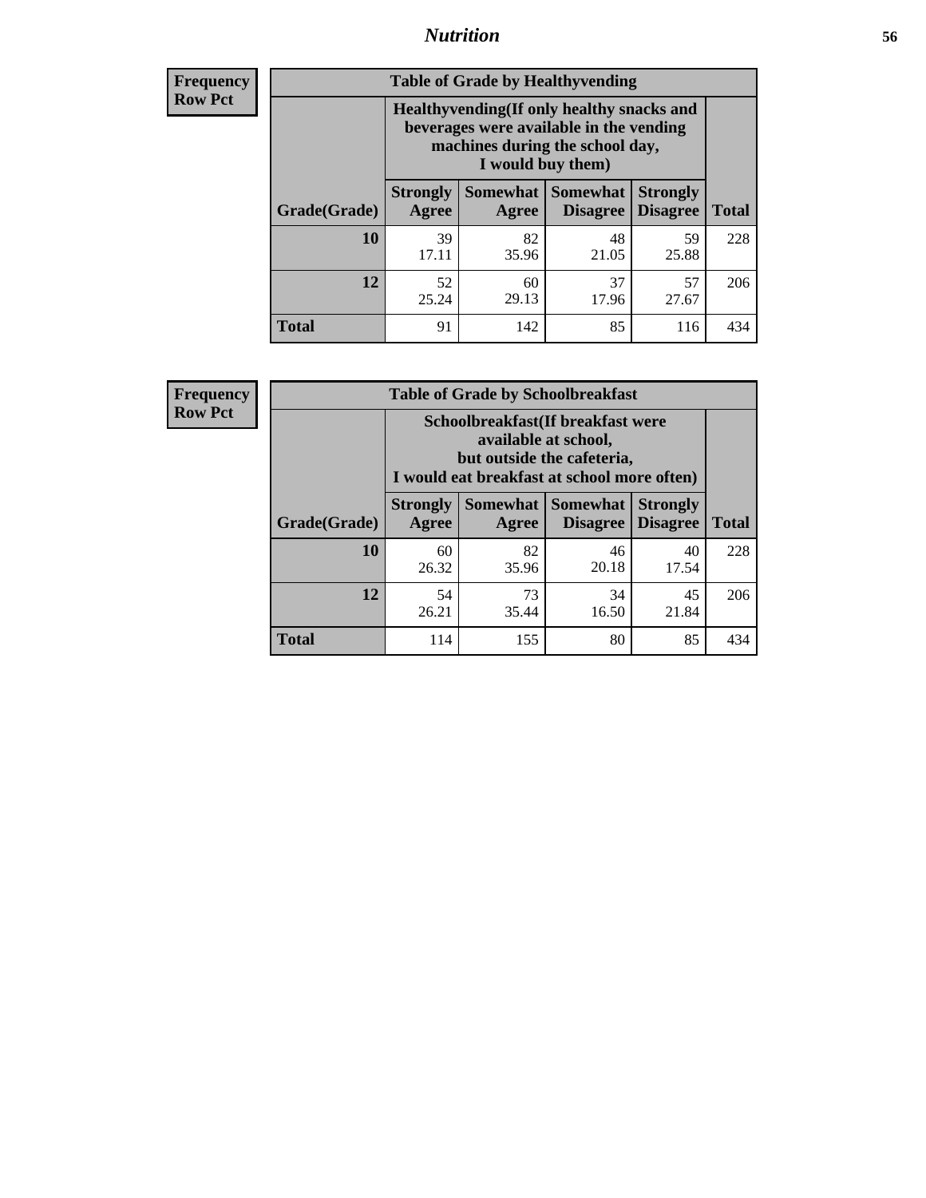## Nutrition

**Frequency**
**Row Pct**

| Table of Grade by Healthyvending | | | | | |
|---|---|---|---|---|---|
| | Healthyvending(If only healthy snacks and beverages were available in the vending machines during the school day, I would buy them) | | | | |
| Grade(Grade) | Strongly Agree | Somewhat Agree | Somewhat Disagree | Strongly Disagree | Total |
| **10** | 39<br>17.11 | 82<br>35.96 | 48<br>21.05 | 59<br>25.88 | 228 |
| **12** | 52<br>25.24 | 60<br>29.13 | 37<br>17.96 | 57<br>27.67 | 206 |
| **Total** | 91 | 142 | 85 | 116 | 434 |

**Frequency**
**Row Pct**

| Table of Grade by Schoolbreakfast | | | | | |
|---|---|---|---|---|---|
| | Schoolbreakfast(If breakfast were available at school, but outside the cafeteria, I would eat breakfast at school more often) | | | | |
| Grade(Grade) | Strongly Agree | Somewhat Agree | Somewhat Disagree | Strongly Disagree | Total |
| **10** | 60<br>26.32 | 82<br>35.96 | 46<br>20.18 | 40<br>17.54 | 228 |
| **12** | 54<br>26.21 | 73<br>35.44 | 34<br>16.50 | 45<br>21.84 | 206 |
| **Total** | 114 | 155 | 80 | 85 | 434 |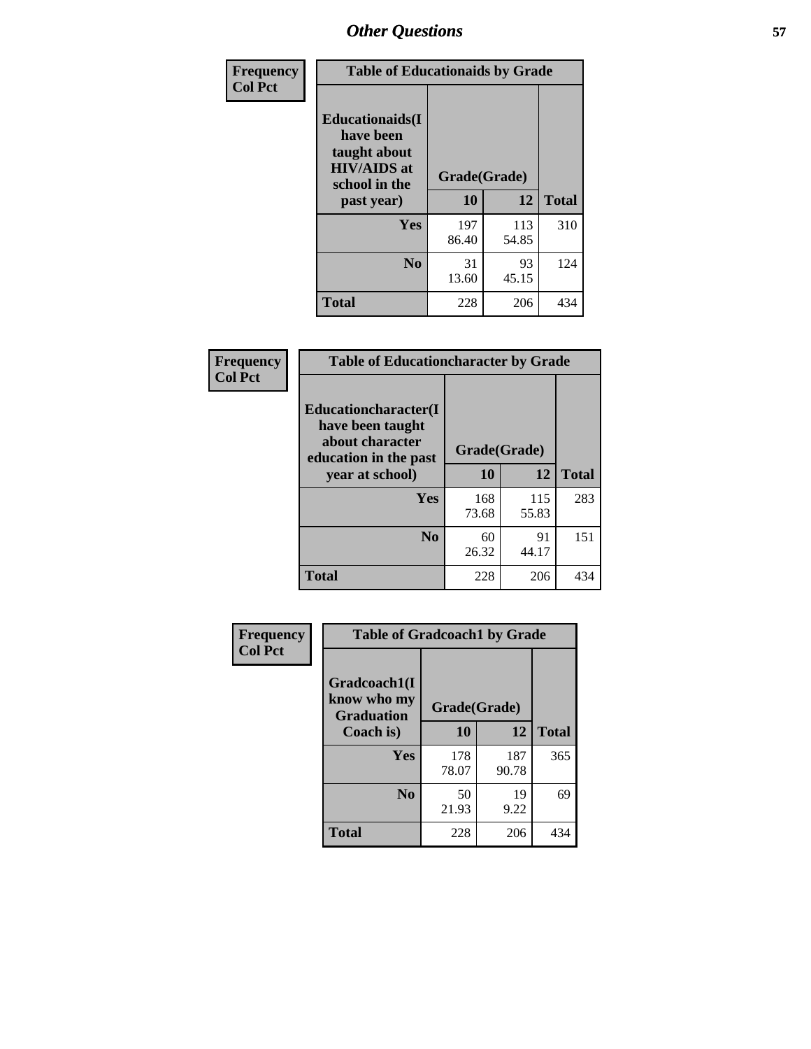## Other Questions

**Frequency**
**Col Pct**

| Table of Educationaids by Grade | | | |
|---|---|---|---|
| **Educationaids(I have been taught about HIV/AIDS at school in the past year)** | **Grade(Grade)** | | |
| | **10** | **12** | **Total** |
| **Yes** | 197<br>86.40 | 113<br>54.85 | 310 |
| **No** | 31<br>13.60 | 93<br>45.15 | 124 |
| **Total** | 228 | 206 | 434 |

**Frequency**
**Col Pct**

| Table of Educationcharacter by Grade | | | |
|---|---|---|---|
| **Educationcharacter(I have been taught about character education in the past year at school)** | **Grade(Grade)** | | |
| | **10** | **12** | **Total** |
| **Yes** | 168<br>73.68 | 115<br>55.83 | 283 |
| **No** | 60<br>26.32 | 91<br>44.17 | 151 |
| **Total** | 228 | 206 | 434 |

**Frequency**
**Col Pct**

| Table of Gradcoach1 by Grade | | | |
|---|---|---|---|
| **Gradcoach1(I know who my Graduation Coach is)** | **Grade(Grade)** | | |
| | **10** | **12** | **Total** |
| **Yes** | 178<br>78.07 | 187<br>90.78 | 365 |
| **No** | 50<br>21.93 | 19<br>9.22 | 69 |
| **Total** | 228 | 206 | 434 |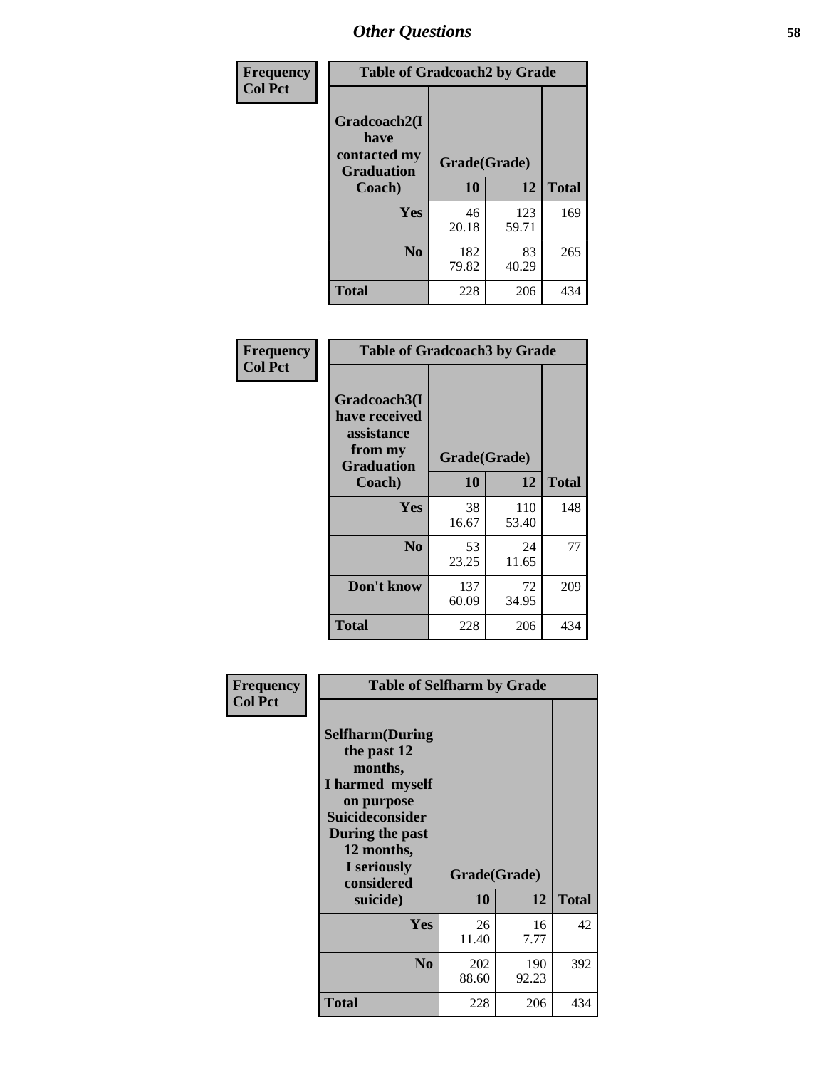## Other Questions

**Frequency / Col Pct**

| Gradcoach2(I have contacted my Graduation Coach) | Grade(Grade) 10 | 12 | Total |
|---|---|---|---|
| Yes | 46<br>20.18 | 123<br>59.71 | 169 |
| No | 182<br>79.82 | 83<br>40.29 | 265 |
| Total | 228 | 206 | 434 |

Table of Gradcoach2 by Grade

**Frequency / Col Pct**

| Gradcoach3(I have received assistance from my Graduation Coach) | Grade(Grade) 10 | 12 | Total |
|---|---|---|---|
| Yes | 38<br>16.67 | 110<br>53.40 | 148 |
| No | 53<br>23.25 | 24<br>11.65 | 77 |
| Don't know | 137<br>60.09 | 72<br>34.95 | 209 |
| Total | 228 | 206 | 434 |

Table of Gradcoach3 by Grade

**Frequency / Col Pct**

| Selfharm(During the past 12 months, I harmed myself on purpose Suicideconsider During the past 12 months, I seriously considered suicide) | Grade(Grade) 10 | 12 | Total |
|---|---|---|---|
| Yes | 26<br>11.40 | 16<br>7.77 | 42 |
| No | 202<br>88.60 | 190<br>92.23 | 392 |
| Total | 228 | 206 | 434 |

Table of Selfharm by Grade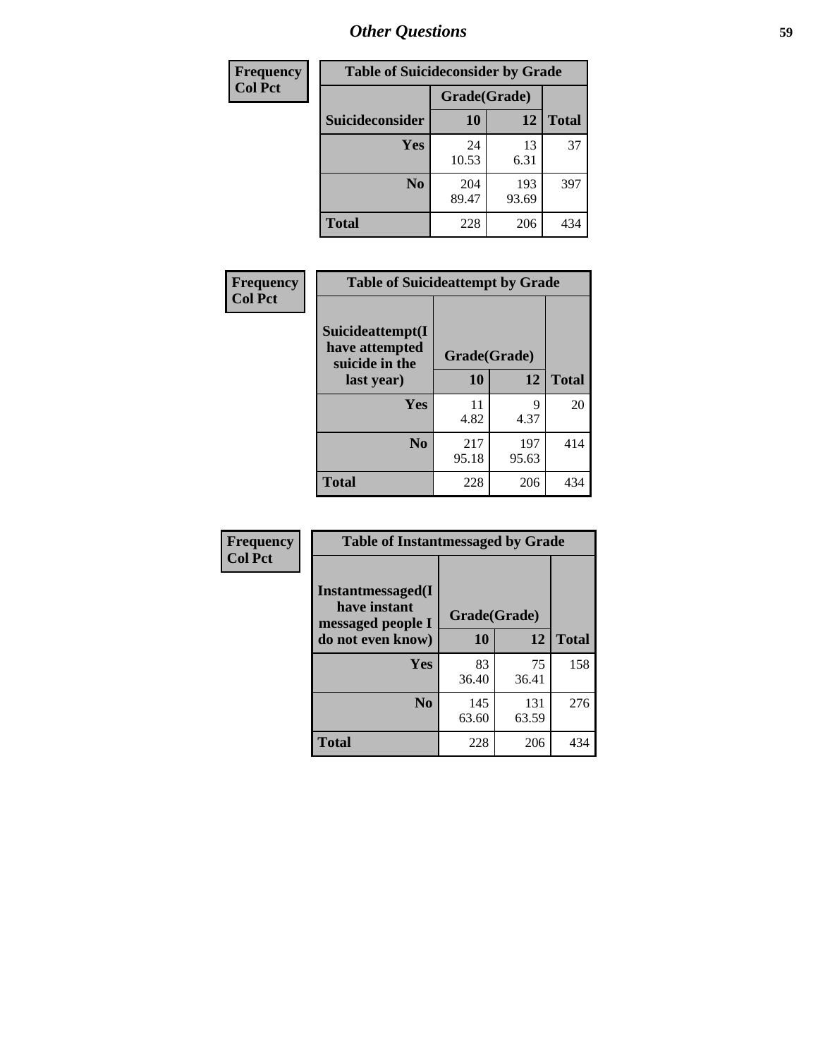| Frequency |
|---|
| Col Pct |

| Table of Suicideconsider by Grade | | | |
|---|---|---|---|
| | Grade(Grade) | | |
| Suicideconsider | 10 | 12 | Total |
| Yes | 24<br>10.53 | 13<br>6.31 | 37 |
| No | 204<br>89.47 | 193<br>93.69 | 397 |
| Total | 228 | 206 | 434 |

| Frequency |
|---|
| Col Pct |

| Table of Suicideattempt by Grade | | | |
|---|---|---|---|
| Suicideattempt(I have attempted suicide in the last year) | Grade(Grade) | | |
| | 10 | 12 | Total |
| Yes | 11<br>4.82 | 9<br>4.37 | 20 |
| No | 217<br>95.18 | 197<br>95.63 | 414 |
| Total | 228 | 206 | 434 |

| Frequency |
|---|
| Col Pct |

| Table of Instantmessaged by Grade | | | |
|---|---|---|---|
| Instantmessaged(I have instant messaged people I do not even know) | Grade(Grade) | | |
| | 10 | 12 | Total |
| Yes | 83<br>36.40 | 75<br>36.41 | 158 |
| No | 145<br>63.60 | 131<br>63.59 | 276 |
| Total | 228 | 206 | 434 |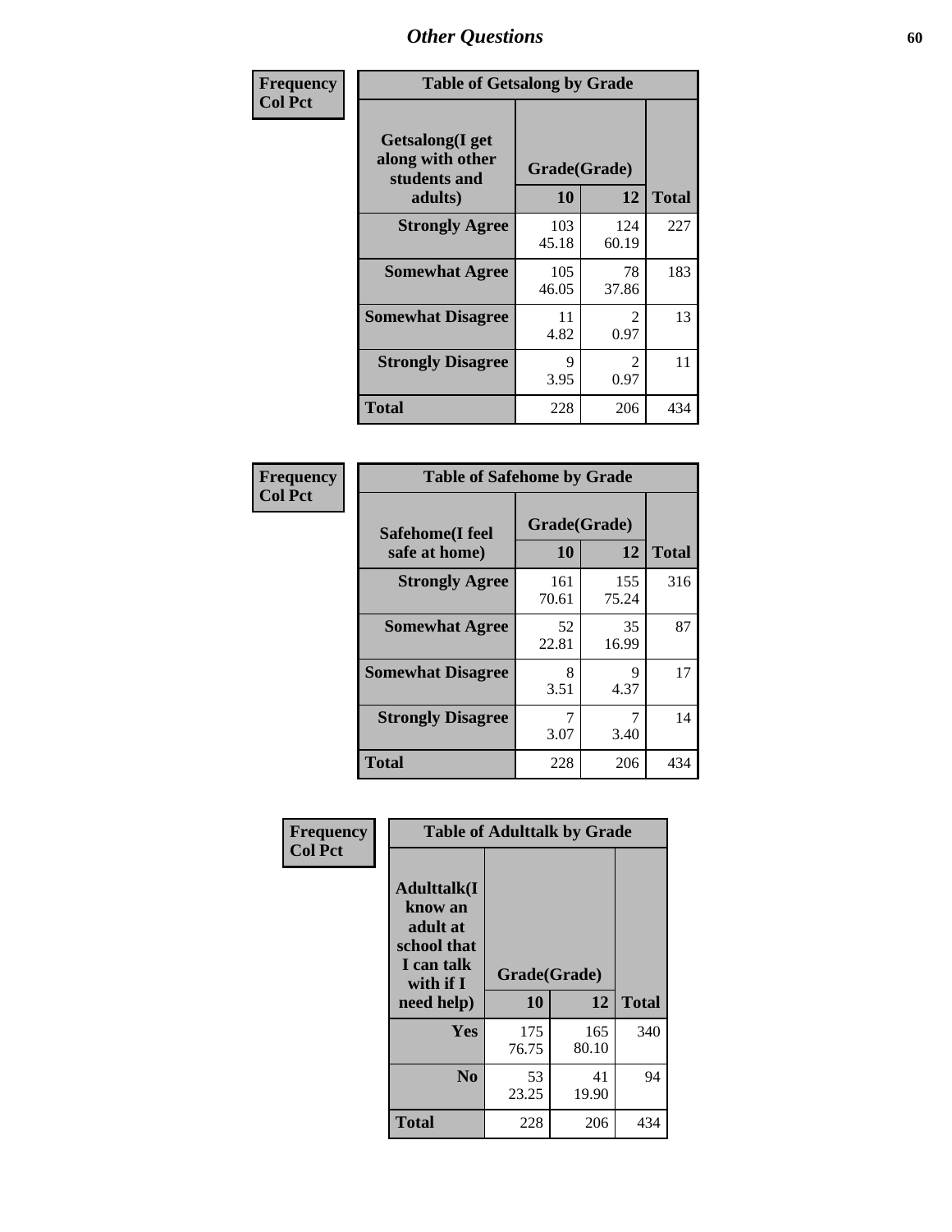| Frequency Col Pct |
|---|

**Table of Getsalong by Grade**

| Getsalong(I get along with other students and adults) | Grade(Grade) | | Total |
|---|---|---|---|
| | 10 | 12 | |
| **Strongly Agree** | 103<br>45.18 | 124<br>60.19 | 227 |
| **Somewhat Agree** | 105<br>46.05 | 78<br>37.86 | 183 |
| **Somewhat Disagree** | 11<br>4.82 | 2<br>0.97 | 13 |
| **Strongly Disagree** | 9<br>3.95 | 2<br>0.97 | 11 |
| **Total** | 228 | 206 | 434 |

| Frequency Col Pct |
|---|

**Table of Safehome by Grade**

| Safehome(I feel safe at home) | Grade(Grade) | | Total |
|---|---|---|---|
| | 10 | 12 | |
| **Strongly Agree** | 161<br>70.61 | 155<br>75.24 | 316 |
| **Somewhat Agree** | 52<br>22.81 | 35<br>16.99 | 87 |
| **Somewhat Disagree** | 8<br>3.51 | 9<br>4.37 | 17 |
| **Strongly Disagree** | 7<br>3.07 | 7<br>3.40 | 14 |
| **Total** | 228 | 206 | 434 |

| Frequency Col Pct |
|---|

**Table of Adulttalk by Grade**

| Adulttalk(I know an adult at school that I can talk with if I need help) | Grade(Grade) | | Total |
|---|---|---|---|
| | 10 | 12 | |
| **Yes** | 175<br>76.75 | 165<br>80.10 | 340 |
| **No** | 53<br>23.25 | 41<br>19.90 | 94 |
| **Total** | 228 | 206 | 434 |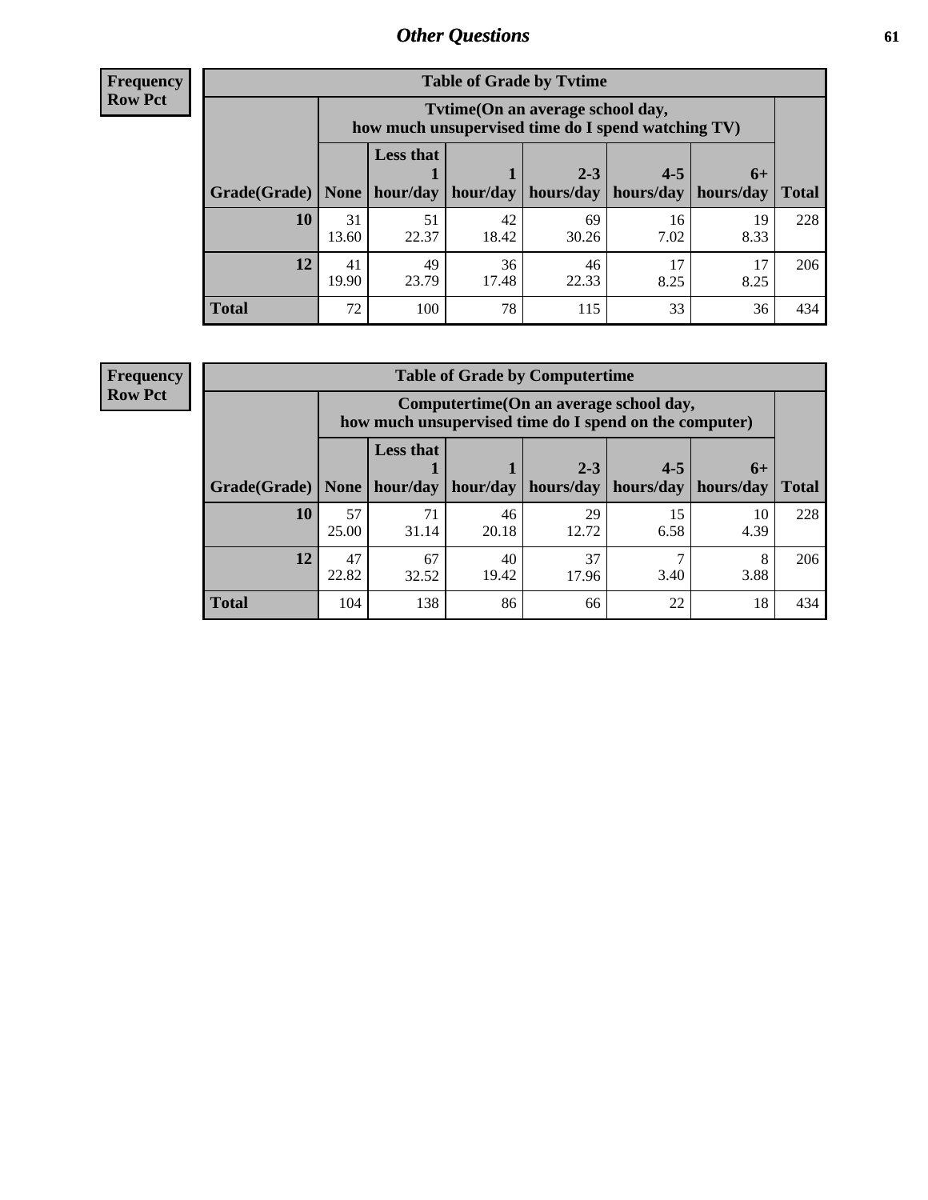## Other Questions

**Frequency**
**Row Pct**

**Table of Grade by Tvtime**

| Grade(Grade) | Tvtime(On an average school day, how much unsupervised time do I spend watching TV) | | | | | | Total |
|---|---|---|---|---|---|---|---|
| | None | Less that 1 hour/day | 1 hour/day | 2-3 hours/day | 4-5 hours/day | 6+ hours/day | |
| **10** | 31<br>13.60 | 51<br>22.37 | 42<br>18.42 | 69<br>30.26 | 16<br>7.02 | 19<br>8.33 | 228 |
| **12** | 41<br>19.90 | 49<br>23.79 | 36<br>17.48 | 46<br>22.33 | 17<br>8.25 | 17<br>8.25 | 206 |
| **Total** | 72 | 100 | 78 | 115 | 33 | 36 | 434 |

**Frequency**
**Row Pct**

**Table of Grade by Computertime**

| Grade(Grade) | Computertime(On an average school day, how much unsupervised time do I spend on the computer) | | | | | | Total |
|---|---|---|---|---|---|---|---|
| | None | Less that 1 hour/day | 1 hour/day | 2-3 hours/day | 4-5 hours/day | 6+ hours/day | |
| **10** | 57<br>25.00 | 71<br>31.14 | 46<br>20.18 | 29<br>12.72 | 15<br>6.58 | 10<br>4.39 | 228 |
| **12** | 47<br>22.82 | 67<br>32.52 | 40<br>19.42 | 37<br>17.96 | 7<br>3.40 | 8<br>3.88 | 206 |
| **Total** | 104 | 138 | 86 | 66 | 22 | 18 | 434 |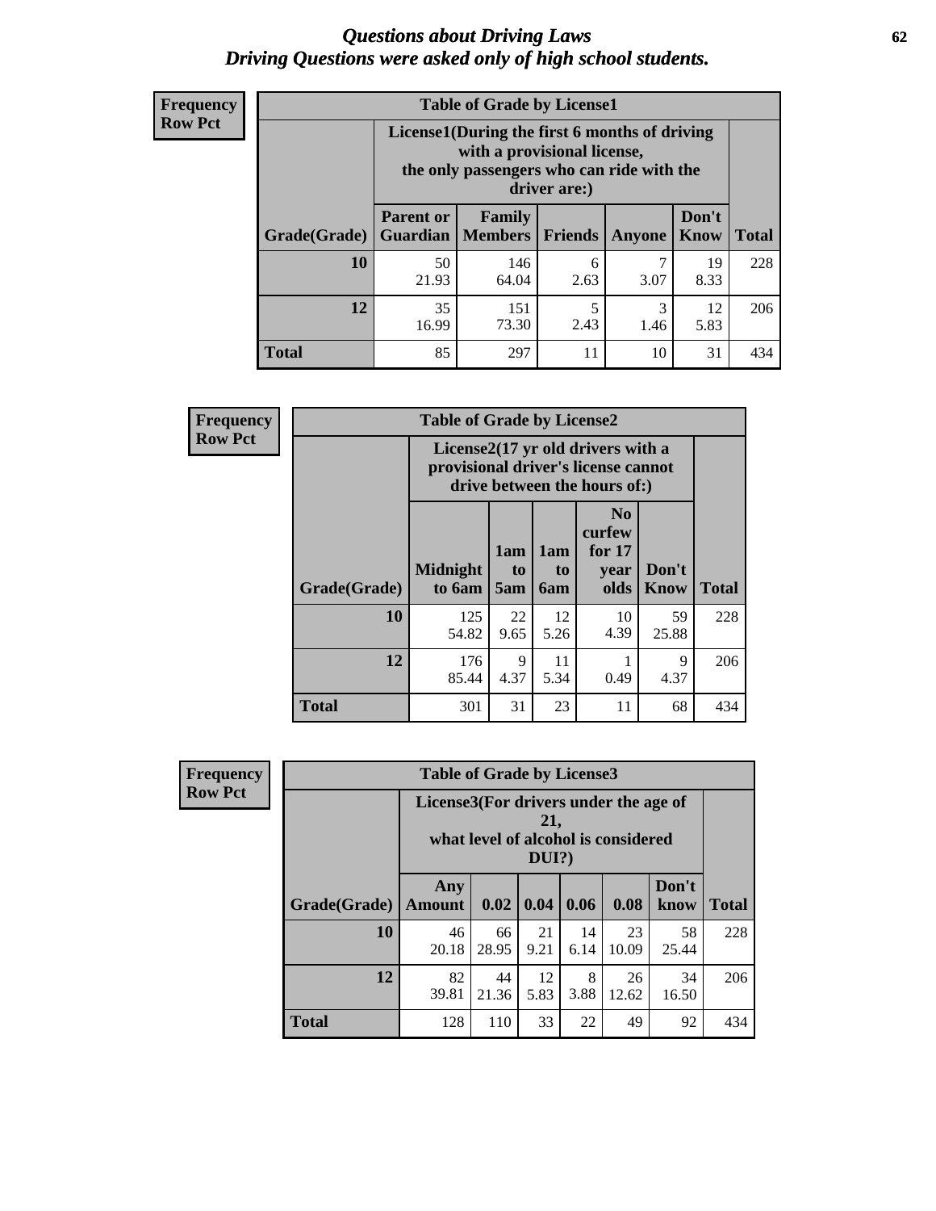# *Questions about Driving Laws*
## *Driving Questions were asked only of high school students.*

**Frequency**
**Row Pct**

**Table of Grade by License1**

| Grade(Grade) | License1(During the first 6 months of driving with a provisional license, the only passengers who can ride with the driver are:) | | | | | Total |
|---|---|---|---|---|---|---|
| | Parent or Guardian | Family Members | Friends | Anyone | Don't Know | |
| 10 | 50<br>21.93 | 146<br>64.04 | 6<br>2.63 | 7<br>3.07 | 19<br>8.33 | 228 |
| 12 | 35<br>16.99 | 151<br>73.30 | 5<br>2.43 | 3<br>1.46 | 12<br>5.83 | 206 |
| Total | 85 | 297 | 11 | 10 | 31 | 434 |

**Frequency**
**Row Pct**

**Table of Grade by License2**

| Grade(Grade) | License2(17 yr old drivers with a provisional driver's license cannot drive between the hours of:) | | | | | Total |
|---|---|---|---|---|---|---|
| | Midnight to 6am | 1am to 5am | 1am to 6am | No curfew for 17 year olds | Don't Know | |
| 10 | 125<br>54.82 | 22<br>9.65 | 12<br>5.26 | 10<br>4.39 | 59<br>25.88 | 228 |
| 12 | 176<br>85.44 | 9<br>4.37 | 11<br>5.34 | 1<br>0.49 | 9<br>4.37 | 206 |
| Total | 301 | 31 | 23 | 11 | 68 | 434 |

**Frequency**
**Row Pct**

**Table of Grade by License3**

| Grade(Grade) | License3(For drivers under the age of 21, what level of alcohol is considered DUI?) | | | | | | Total |
|---|---|---|---|---|---|---|---|
| | Any Amount | 0.02 | 0.04 | 0.06 | 0.08 | Don't know | |
| 10 | 46<br>20.18 | 66<br>28.95 | 21<br>9.21 | 14<br>6.14 | 23<br>10.09 | 58<br>25.44 | 228 |
| 12 | 82<br>39.81 | 44<br>21.36 | 12<br>5.83 | 8<br>3.88 | 26<br>12.62 | 34<br>16.50 | 206 |
| Total | 128 | 110 | 33 | 22 | 49 | 92 | 434 |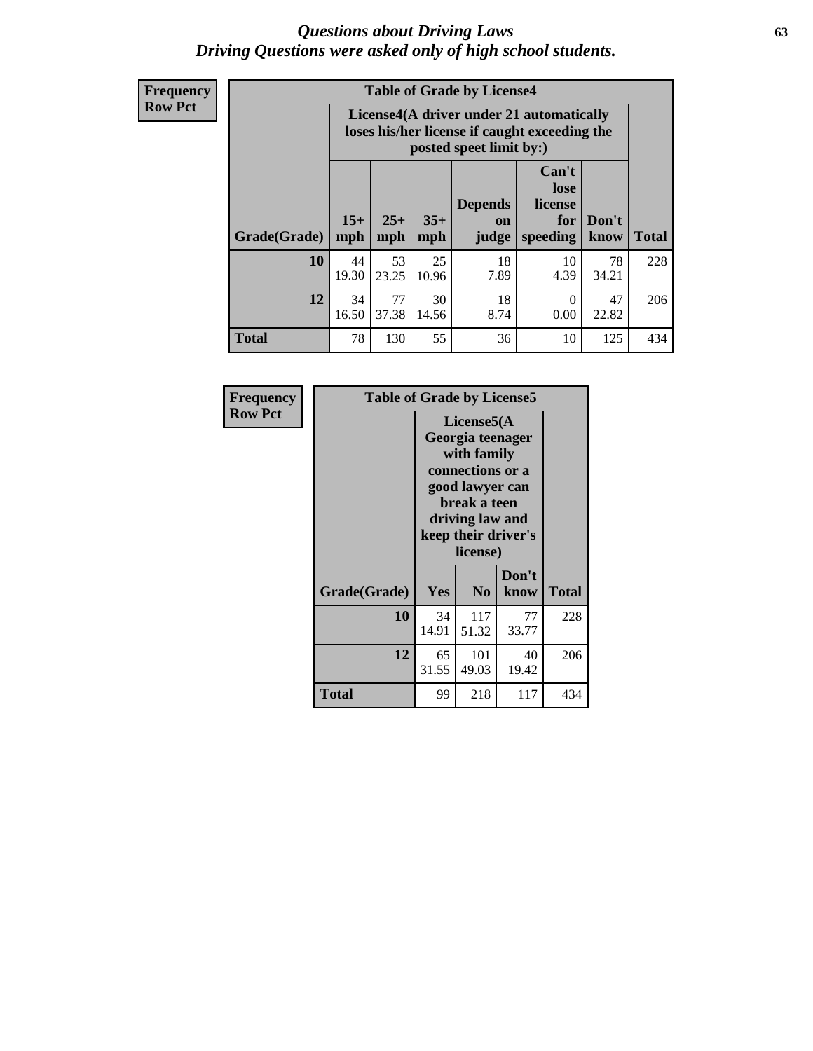# *Questions about Driving Laws*
## *Driving Questions were asked only of high school students.*

**Frequency**
**Row Pct**

**Table of Grade by License4**

| Grade(Grade) | License4(A driver under 21 automatically loses his/her license if caught exceeding the posted speet limit by:) | | | | | | Total |
|---|---|---|---|---|---|---|---|
| | 15+ mph | 25+ mph | 35+ mph | Depends on judge | Can't lose license for speeding | Don't know | |
| **10** | 44<br>19.30 | 53<br>23.25 | 25<br>10.96 | 18<br>7.89 | 10<br>4.39 | 78<br>34.21 | 228 |
| **12** | 34<br>16.50 | 77<br>37.38 | 30<br>14.56 | 18<br>8.74 | 0<br>0.00 | 47<br>22.82 | 206 |
| **Total** | 78 | 130 | 55 | 36 | 10 | 125 | 434 |

**Frequency**
**Row Pct**

**Table of Grade by License5**

| Grade(Grade) | License5(A Georgia teenager with family connections or a good lawyer can break a teen driving law and keep their driver's license) | | | Total |
|---|---|---|---|---|
| | Yes | No | Don't know | |
| **10** | 34<br>14.91 | 117<br>51.32 | 77<br>33.77 | 228 |
| **12** | 65<br>31.55 | 101<br>49.03 | 40<br>19.42 | 206 |
| **Total** | 99 | 218 | 117 | 434 |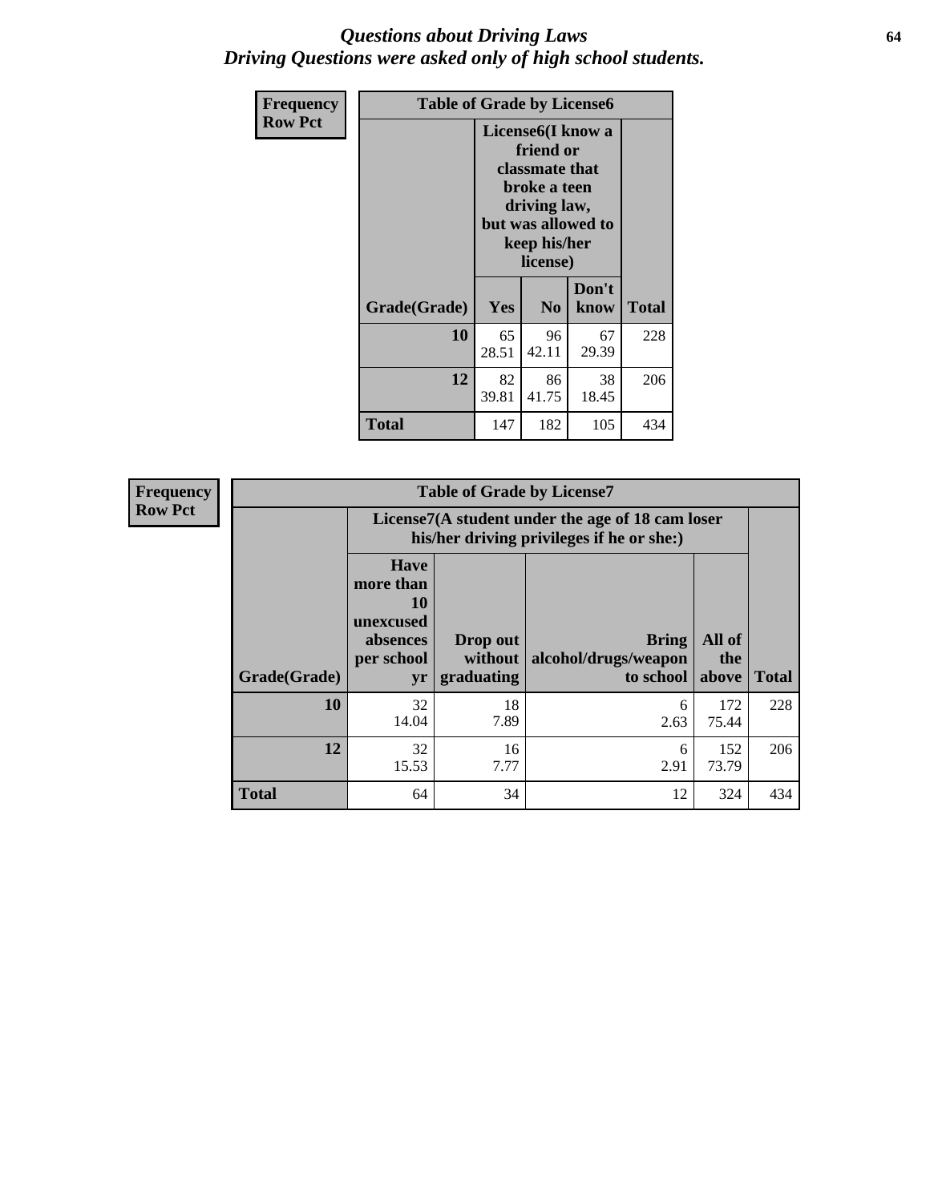# Questions about Driving Laws
## Driving Questions were asked only of high school students.

| Frequency<br>Row Pct | Table of Grade by License6 | | | |
|---|---|---|---|---|
| | License6(I know a friend or classmate that broke a teen driving law, but was allowed to keep his/her license) | | | |
| Grade(Grade) | Yes | No | Don't know | Total |
| 10 | 65<br>28.51 | 96<br>42.11 | 67<br>29.39 | 228 |
| 12 | 82<br>39.81 | 86<br>41.75 | 38<br>18.45 | 206 |
| Total | 147 | 182 | 105 | 434 |

| Frequency<br>Row Pct | Table of Grade by License7 | | | | |
|---|---|---|---|---|---|
| | License7(A student under the age of 18 cam loser his/her driving privileges if he or she:) | | | | |
| Grade(Grade) | Have more than 10 unexcused absences per school yr | Drop out without graduating | Bring alcohol/drugs/weapon to school | All of the above | Total |
| 10 | 32<br>14.04 | 18<br>7.89 | 6<br>2.63 | 172<br>75.44 | 228 |
| 12 | 32<br>15.53 | 16<br>7.77 | 6<br>2.91 | 152<br>73.79 | 206 |
| Total | 64 | 34 | 12 | 324 | 434 |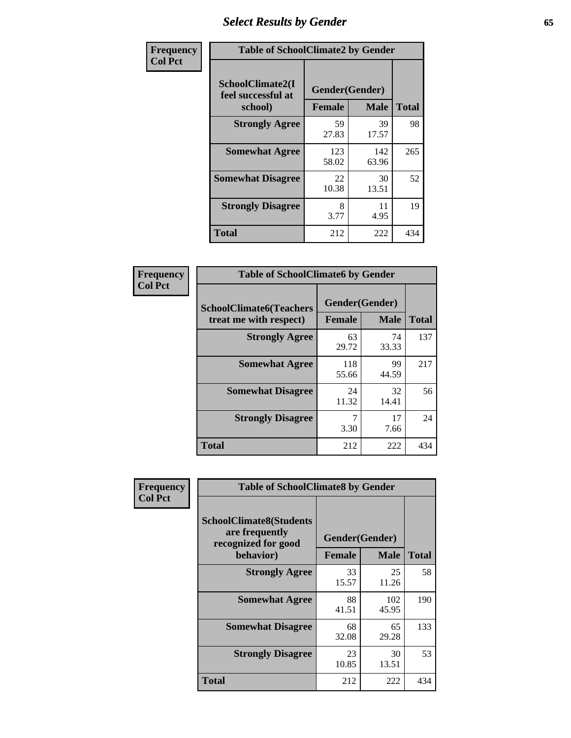# Select Results by Gender

| Frequency<br>Col Pct | Table of SchoolClimate2 by Gender | | |
|---|---|---|---|
| SchoolClimate2(I feel successful at school) | Gender(Gender) | | |
| | Female | Male | Total |
| Strongly Agree | 59<br>27.83 | 39<br>17.57 | 98 |
| Somewhat Agree | 123<br>58.02 | 142<br>63.96 | 265 |
| Somewhat Disagree | 22<br>10.38 | 30<br>13.51 | 52 |
| Strongly Disagree | 8<br>3.77 | 11<br>4.95 | 19 |
| Total | 212 | 222 | 434 |

| Frequency<br>Col Pct | Table of SchoolClimate6 by Gender | | |
|---|---|---|---|
| SchoolClimate6(Teachers treat me with respect) | Gender(Gender) | | |
| | Female | Male | Total |
| Strongly Agree | 63<br>29.72 | 74<br>33.33 | 137 |
| Somewhat Agree | 118<br>55.66 | 99<br>44.59 | 217 |
| Somewhat Disagree | 24<br>11.32 | 32<br>14.41 | 56 |
| Strongly Disagree | 7<br>3.30 | 17<br>7.66 | 24 |
| Total | 212 | 222 | 434 |

| Frequency<br>Col Pct | Table of SchoolClimate8 by Gender | | |
|---|---|---|---|
| SchoolClimate8(Students are frequently recognized for good behavior) | Gender(Gender) | | |
| | Female | Male | Total |
| Strongly Agree | 33<br>15.57 | 25<br>11.26 | 58 |
| Somewhat Agree | 88<br>41.51 | 102<br>45.95 | 190 |
| Somewhat Disagree | 68<br>32.08 | 65<br>29.28 | 133 |
| Strongly Disagree | 23<br>10.85 | 30<br>13.51 | 53 |
| Total | 212 | 222 | 434 |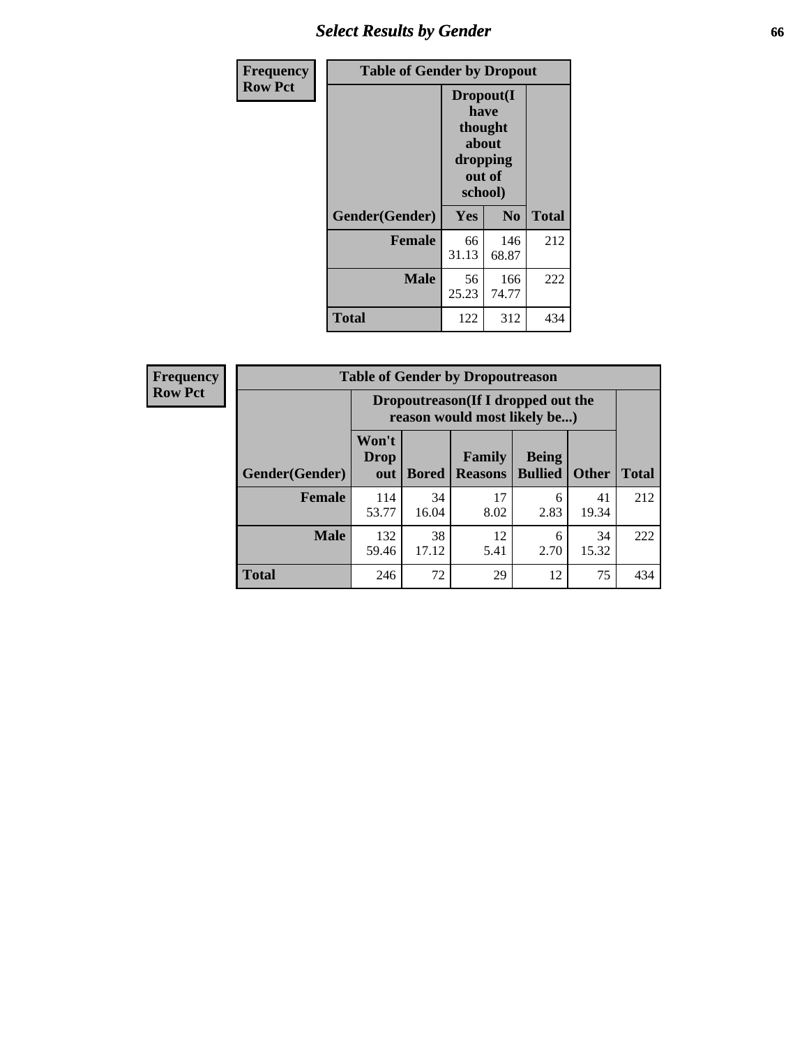# Select Results by Gender

**Frequency**
**Row Pct**

| Table of Gender by Dropout | | | |
|---|---|---|---|
| | Dropout(I have thought about dropping out of school) | | |
| Gender(Gender) | Yes | No | Total |
| **Female** | 66<br>31.13 | 146<br>68.87 | 212 |
| **Male** | 56<br>25.23 | 166<br>74.77 | 222 |
| **Total** | 122 | 312 | 434 |

**Frequency**
**Row Pct**

| Table of Gender by Dropoutreason | | | | | | |
|---|---|---|---|---|---|---|
| | Dropoutreason(If I dropped out the reason would most likely be...) | | | | | |
| Gender(Gender) | Won't Drop out | Bored | Family Reasons | Being Bullied | Other | Total |
| **Female** | 114<br>53.77 | 34<br>16.04 | 17<br>8.02 | 6<br>2.83 | 41<br>19.34 | 212 |
| **Male** | 132<br>59.46 | 38<br>17.12 | 12<br>5.41 | 6<br>2.70 | 34<br>15.32 | 222 |
| **Total** | 246 | 72 | 29 | 12 | 75 | 434 |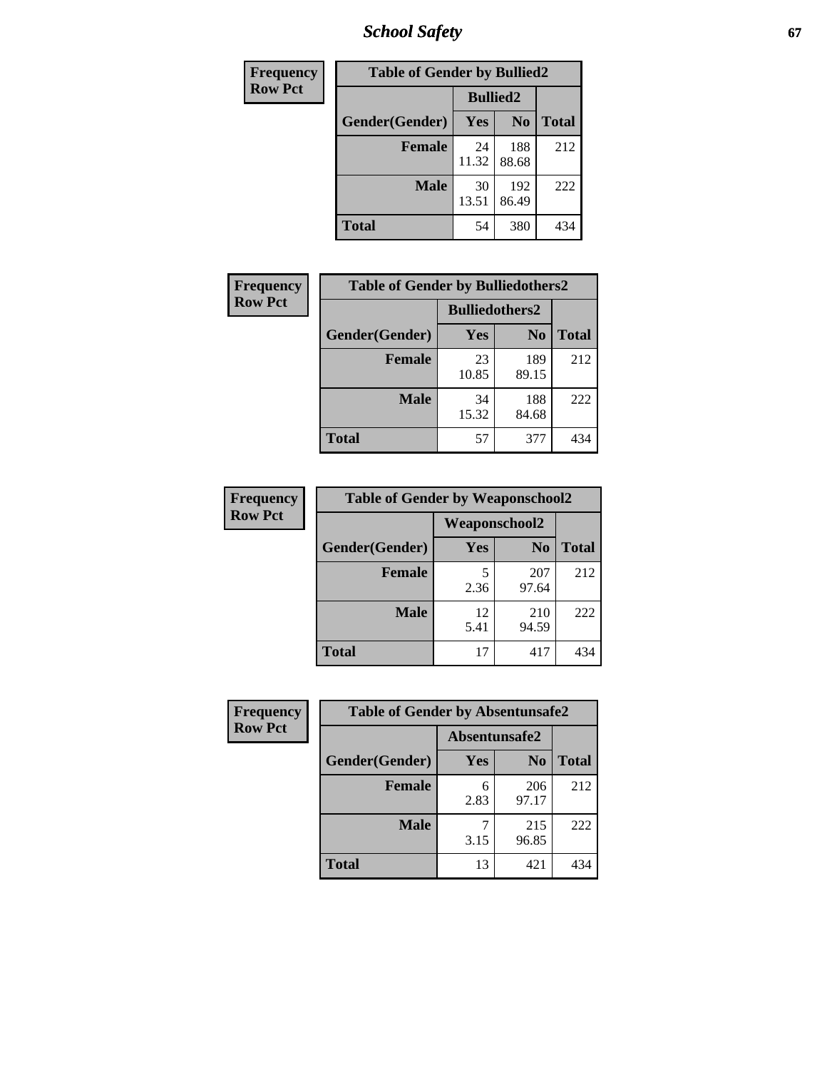| Frequency<br>Row Pct | Table of Gender by Bullied2 | | |
|---|---|---|---|
| | Bullied2 | | |
| Gender(Gender) | Yes | No | Total |
| Female | 24<br>11.32 | 188<br>88.68 | 212 |
| Male | 30<br>13.51 | 192<br>86.49 | 222 |
| Total | 54 | 380 | 434 |

| Frequency<br>Row Pct | Table of Gender by Bulliedothers2 | | |
|---|---|---|---|
| | Bulliedothers2 | | |
| Gender(Gender) | Yes | No | Total |
| Female | 23<br>10.85 | 189<br>89.15 | 212 |
| Male | 34<br>15.32 | 188<br>84.68 | 222 |
| Total | 57 | 377 | 434 |

| Frequency<br>Row Pct | Table of Gender by Weaponschool2 | | |
|---|---|---|---|
| | Weaponschool2 | | |
| Gender(Gender) | Yes | No | Total |
| Female | 5<br>2.36 | 207<br>97.64 | 212 |
| Male | 12<br>5.41 | 210<br>94.59 | 222 |
| Total | 17 | 417 | 434 |

| Frequency<br>Row Pct | Table of Gender by Absentunsafe2 | | |
|---|---|---|---|
| | Absentunsafe2 | | |
| Gender(Gender) | Yes | No | Total |
| Female | 6<br>2.83 | 206<br>97.17 | 212 |
| Male | 7<br>3.15 | 215<br>96.85 | 222 |
| Total | 13 | 421 | 434 |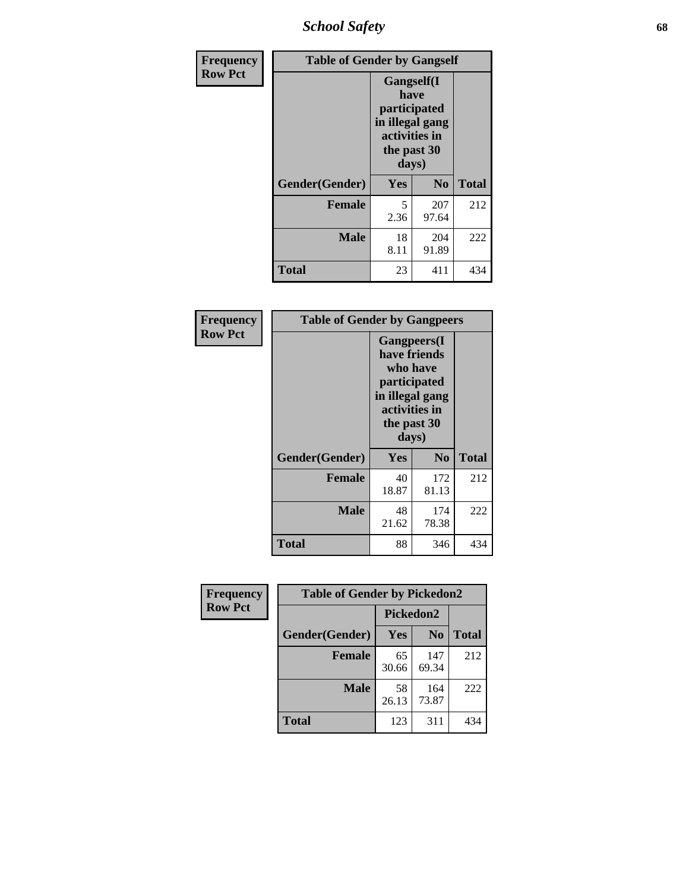| Frequency Row Pct | Table of Gender by Gangself | | |
|---|---|---|---|
| | Gangself(I have participated in illegal gang activities in the past 30 days) | | |
| Gender(Gender) | Yes | No | Total |
| Female | 5<br>2.36 | 207<br>97.64 | 212 |
| Male | 18<br>8.11 | 204<br>91.89 | 222 |
| Total | 23 | 411 | 434 |

| Frequency Row Pct | Table of Gender by Gangpeers | | |
|---|---|---|---|
| | Gangpeers(I have friends who have participated in illegal gang activities in the past 30 days) | | |
| Gender(Gender) | Yes | No | Total |
| Female | 40<br>18.87 | 172<br>81.13 | 212 |
| Male | 48<br>21.62 | 174<br>78.38 | 222 |
| Total | 88 | 346 | 434 |

| Frequency Row Pct | Table of Gender by Pickedon2 | | |
|---|---|---|---|
| | Pickedon2 | | |
| Gender(Gender) | Yes | No | Total |
| Female | 65<br>30.66 | 147<br>69.34 | 212 |
| Male | 58<br>26.13 | 164<br>73.87 | 222 |
| Total | 123 | 311 | 434 |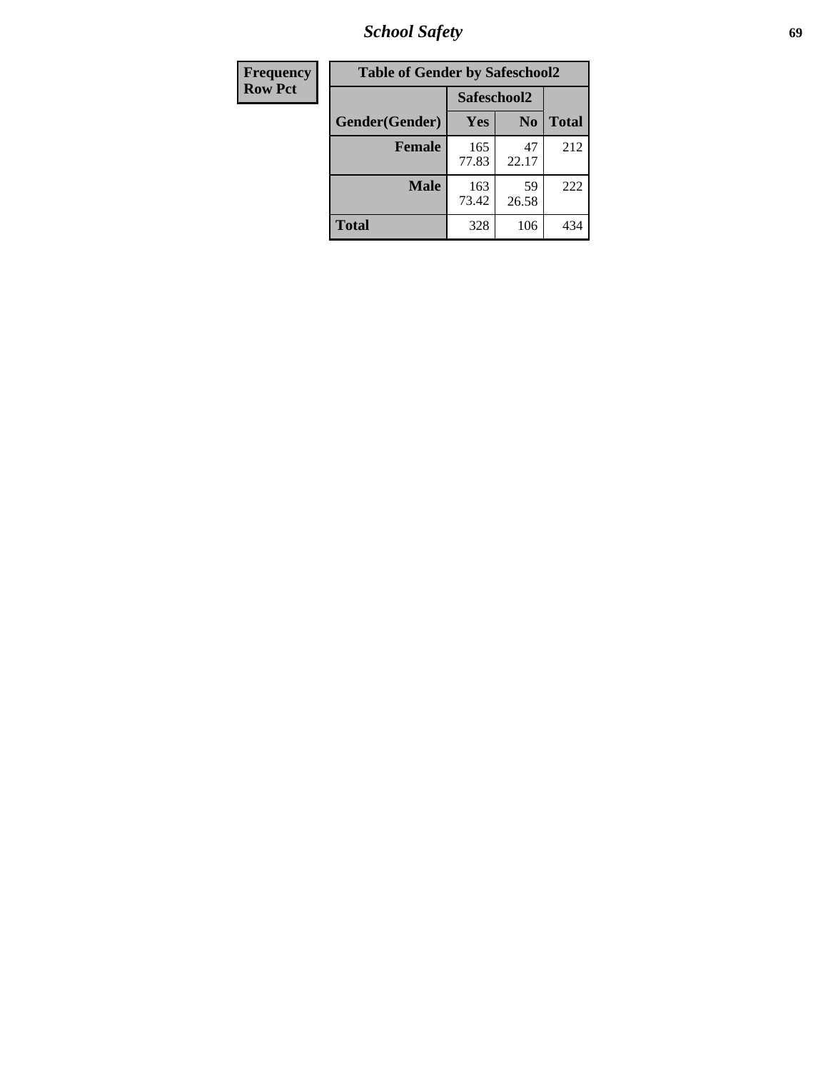| Frequency |
|---|
| Row Pct |

| Table of Gender by Safeschool2 | | | |
|---|---|---|---|
| | Safeschool2 | | |
| Gender(Gender) | Yes | No | Total |
| Female | 165<br>77.83 | 47<br>22.17 | 212 |
| Male | 163<br>73.42 | 59<br>26.58 | 222 |
| Total | 328 | 106 | 434 |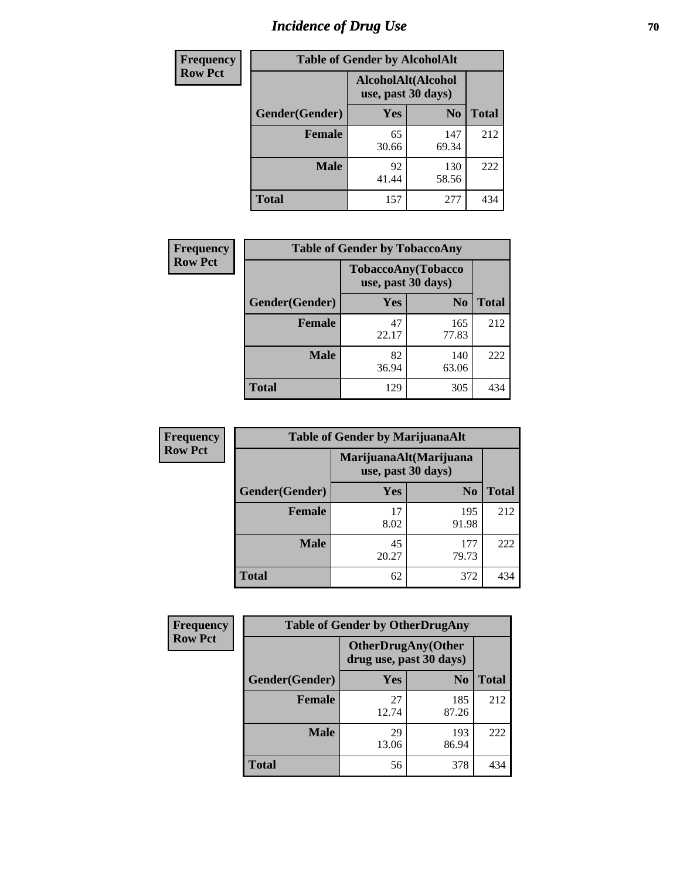# Incidence of Drug Use

**Frequency**
**Row Pct**

| Table of Gender by AlcoholAlt | | | |
|---|---|---|---|
| | AlcoholAlt(Alcohol use, past 30 days) | | |
| Gender(Gender) | Yes | No | Total |
| Female | 65<br>30.66 | 147<br>69.34 | 212 |
| Male | 92<br>41.44 | 130<br>58.56 | 222 |
| Total | 157 | 277 | 434 |

**Frequency**
**Row Pct**

| Table of Gender by TobaccoAny | | | |
|---|---|---|---|
| | TobaccoAny(Tobacco use, past 30 days) | | |
| Gender(Gender) | Yes | No | Total |
| Female | 47<br>22.17 | 165<br>77.83 | 212 |
| Male | 82<br>36.94 | 140<br>63.06 | 222 |
| Total | 129 | 305 | 434 |

**Frequency**
**Row Pct**

| Table of Gender by MarijuanaAlt | | | |
|---|---|---|---|
| | MarijuanaAlt(Marijuana use, past 30 days) | | |
| Gender(Gender) | Yes | No | Total |
| Female | 17<br>8.02 | 195<br>91.98 | 212 |
| Male | 45<br>20.27 | 177<br>79.73 | 222 |
| Total | 62 | 372 | 434 |

**Frequency**
**Row Pct**

| Table of Gender by OtherDrugAny | | | |
|---|---|---|---|
| | OtherDrugAny(Other drug use, past 30 days) | | |
| Gender(Gender) | Yes | No | Total |
| Female | 27<br>12.74 | 185<br>87.26 | 212 |
| Male | 29<br>13.06 | 193<br>86.94 | 222 |
| Total | 56 | 378 | 434 |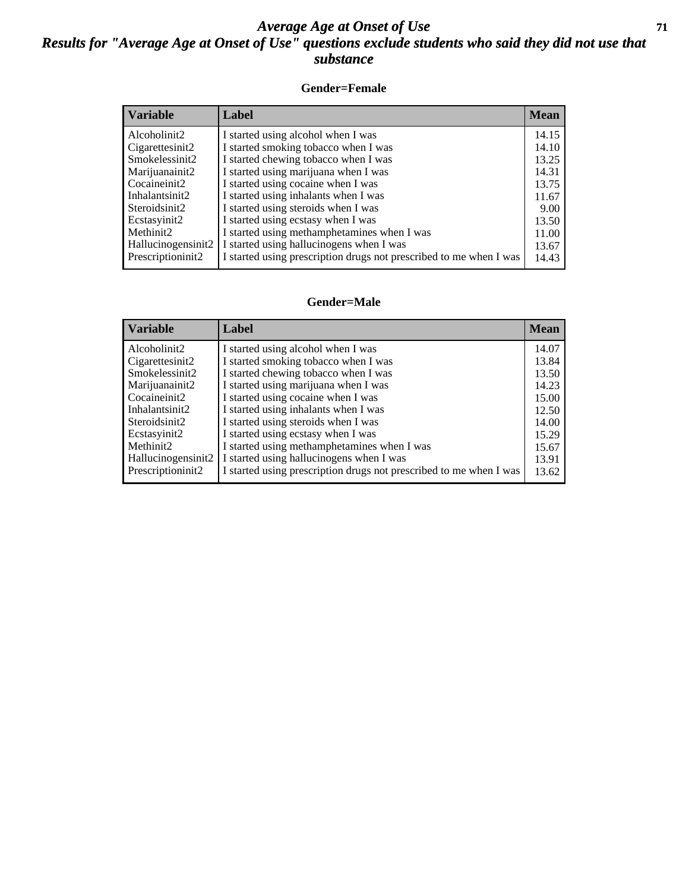# *Average Age at Onset of Use*
## *Results for "Average Age at Onset of Use" questions exclude students who said they did not use that substance*

### Gender=Female

| Variable | Label | Mean |
|---|---|---|
| Alcoholinit2 | I started using alcohol when I was | 14.15 |
| Cigarettesinit2 | I started smoking tobacco when I was | 14.10 |
| Smokelessinit2 | I started chewing tobacco when I was | 13.25 |
| Marijuanainit2 | I started using marijuana when I was | 14.31 |
| Cocaineinit2 | I started using cocaine when I was | 13.75 |
| Inhalantsinit2 | I started using inhalants when I was | 11.67 |
| Steroidsinit2 | I started using steroids when I was | 9.00 |
| Ecstasyinit2 | I started using ecstasy when I was | 13.50 |
| Methinit2 | I started using methamphetamines when I was | 11.00 |
| Hallucinogensinit2 | I started using hallucinogens when I was | 13.67 |
| Prescriptioninit2 | I started using prescription drugs not prescribed to me when I was | 14.43 |

### Gender=Male

| Variable | Label | Mean |
|---|---|---|
| Alcoholinit2 | I started using alcohol when I was | 14.07 |
| Cigarettesinit2 | I started smoking tobacco when I was | 13.84 |
| Smokelessinit2 | I started chewing tobacco when I was | 13.50 |
| Marijuanainit2 | I started using marijuana when I was | 14.23 |
| Cocaineinit2 | I started using cocaine when I was | 15.00 |
| Inhalantsinit2 | I started using inhalants when I was | 12.50 |
| Steroidsinit2 | I started using steroids when I was | 14.00 |
| Ecstasyinit2 | I started using ecstasy when I was | 15.29 |
| Methinit2 | I started using methamphetamines when I was | 15.67 |
| Hallucinogensinit2 | I started using hallucinogens when I was | 13.91 |
| Prescriptioninit2 | I started using prescription drugs not prescribed to me when I was | 13.62 |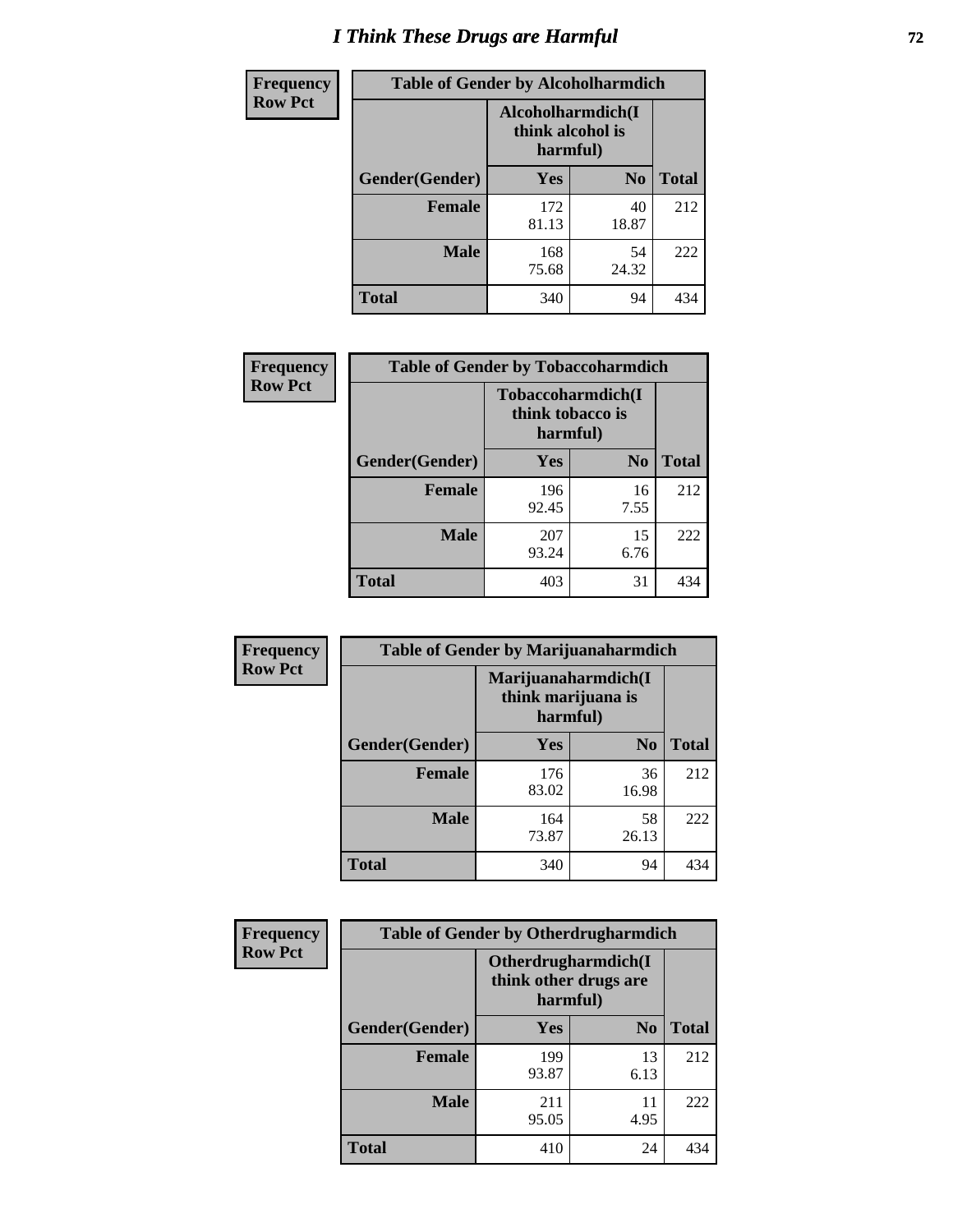# I Think These Drugs are Harmful

| Frequency Row Pct | Table of Gender by Alcoholharmdich | | |
|---|---|---|---|
| | Alcoholharmdich(I think alcohol is harmful) | | |
| Gender(Gender) | Yes | No | Total |
| Female | 172<br>81.13 | 40<br>18.87 | 212 |
| Male | 168<br>75.68 | 54<br>24.32 | 222 |
| Total | 340 | 94 | 434 |

| Frequency Row Pct | Table of Gender by Tobaccoharmdich | | |
|---|---|---|---|
| | Tobaccoharmdich(I think tobacco is harmful) | | |
| Gender(Gender) | Yes | No | Total |
| Female | 196<br>92.45 | 16<br>7.55 | 212 |
| Male | 207<br>93.24 | 15<br>6.76 | 222 |
| Total | 403 | 31 | 434 |

| Frequency Row Pct | Table of Gender by Marijuanaharmdich | | |
|---|---|---|---|
| | Marijuanaharmdich(I think marijuana is harmful) | | |
| Gender(Gender) | Yes | No | Total |
| Female | 176<br>83.02 | 36<br>16.98 | 212 |
| Male | 164<br>73.87 | 58<br>26.13 | 222 |
| Total | 340 | 94 | 434 |

| Frequency Row Pct | Table of Gender by Otherdrugharmdich | | |
|---|---|---|---|
| | Otherdrugharmdich(I think other drugs are harmful) | | |
| Gender(Gender) | Yes | No | Total |
| Female | 199<br>93.87 | 13<br>6.13 | 212 |
| Male | 211<br>95.05 | 11<br>4.95 | 222 |
| Total | 410 | 24 | 434 |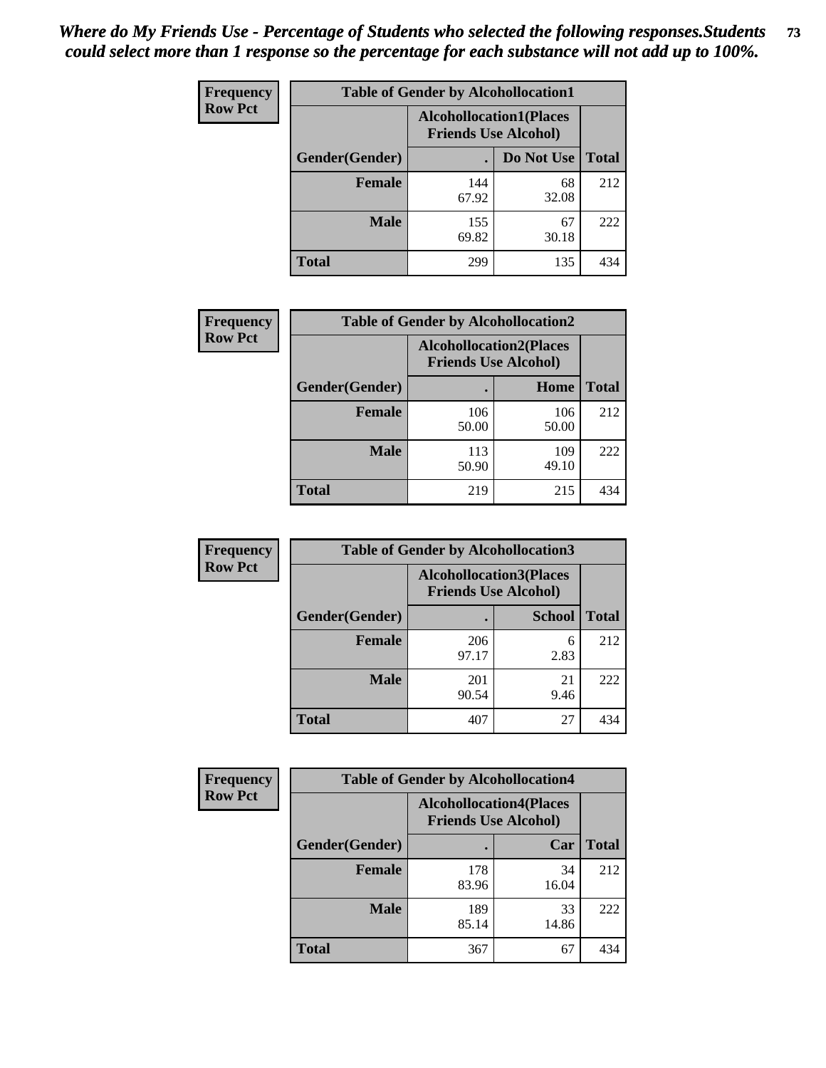*Where do My Friends Use - Percentage of Students who selected the following responses.Students could select more than 1 response so the percentage for each substance will not add up to 100%.*

**Frequency**
**Row Pct**

| Table of Gender by Alcohollocation1 | | | |
|---|---|---|---|
| | Alcohollocation1(Places Friends Use Alcohol) | | |
| Gender(Gender) | . | Do Not Use | Total |
| **Female** | 144<br>67.92 | 68<br>32.08 | 212 |
| **Male** | 155<br>69.82 | 67<br>30.18 | 222 |
| **Total** | 299 | 135 | 434 |

**Frequency**
**Row Pct**

| Table of Gender by Alcohollocation2 | | | |
|---|---|---|---|
| | Alcohollocation2(Places Friends Use Alcohol) | | |
| Gender(Gender) | . | Home | Total |
| **Female** | 106<br>50.00 | 106<br>50.00 | 212 |
| **Male** | 113<br>50.90 | 109<br>49.10 | 222 |
| **Total** | 219 | 215 | 434 |

**Frequency**
**Row Pct**

| Table of Gender by Alcohollocation3 | | | |
|---|---|---|---|
| | Alcohollocation3(Places Friends Use Alcohol) | | |
| Gender(Gender) | . | School | Total |
| **Female** | 206<br>97.17 | 6<br>2.83 | 212 |
| **Male** | 201<br>90.54 | 21<br>9.46 | 222 |
| **Total** | 407 | 27 | 434 |

**Frequency**
**Row Pct**

| Table of Gender by Alcohollocation4 | | | |
|---|---|---|---|
| | Alcohollocation4(Places Friends Use Alcohol) | | |
| Gender(Gender) | . | Car | Total |
| **Female** | 178<br>83.96 | 34<br>16.04 | 212 |
| **Male** | 189<br>85.14 | 33<br>14.86 | 222 |
| **Total** | 367 | 67 | 434 |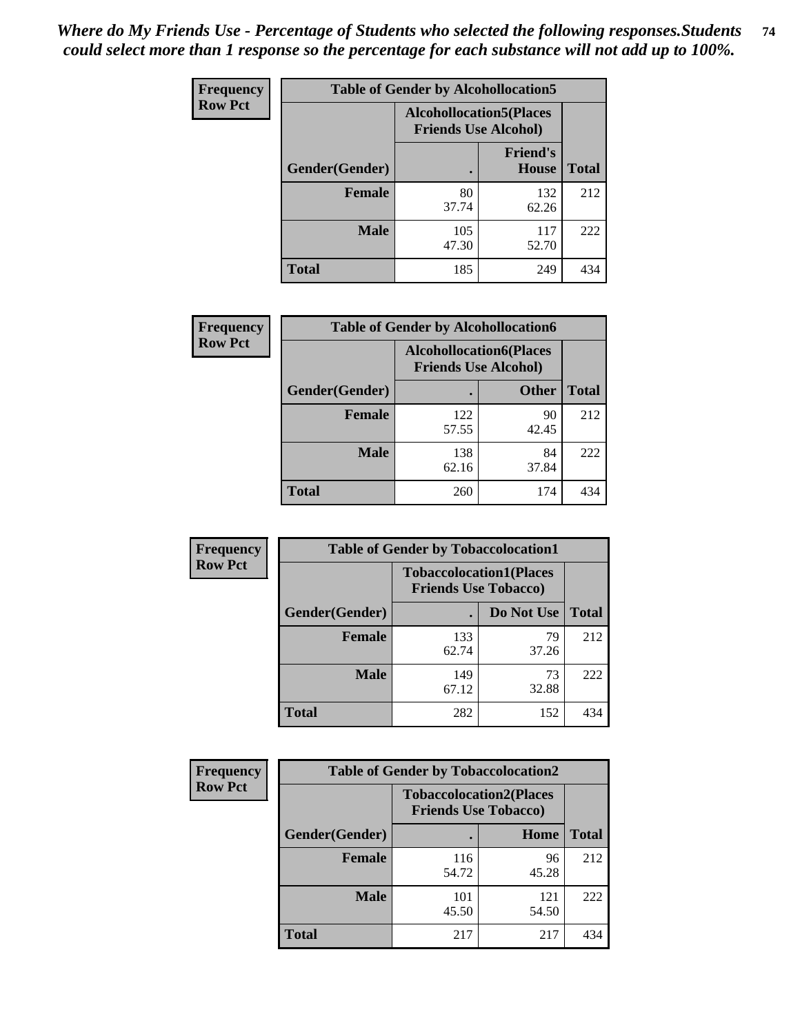*Where do My Friends Use - Percentage of Students who selected the following responses.Students could select more than 1 response so the percentage for each substance will not add up to 100%.*

**Frequency**
**Row Pct**

| Table of Gender by Alcohollocation5 | | | |
|---|---|---|---|
| | Alcohollocation5(Places Friends Use Alcohol) | | |
| Gender(Gender) | . | Friend's House | Total |
| **Female** | 80<br>37.74 | 132<br>62.26 | 212 |
| **Male** | 105<br>47.30 | 117<br>52.70 | 222 |
| **Total** | 185 | 249 | 434 |

**Frequency**
**Row Pct**

| Table of Gender by Alcohollocation6 | | | |
|---|---|---|---|
| | Alcohollocation6(Places Friends Use Alcohol) | | |
| Gender(Gender) | . | Other | Total |
| **Female** | 122<br>57.55 | 90<br>42.45 | 212 |
| **Male** | 138<br>62.16 | 84<br>37.84 | 222 |
| **Total** | 260 | 174 | 434 |

**Frequency**
**Row Pct**

| Table of Gender by Tobaccolocation1 | | | |
|---|---|---|---|
| | Tobaccolocation1(Places Friends Use Tobacco) | | |
| Gender(Gender) | . | Do Not Use | Total |
| **Female** | 133<br>62.74 | 79<br>37.26 | 212 |
| **Male** | 149<br>67.12 | 73<br>32.88 | 222 |
| **Total** | 282 | 152 | 434 |

**Frequency**
**Row Pct**

| Table of Gender by Tobaccolocation2 | | | |
|---|---|---|---|
| | Tobaccolocation2(Places Friends Use Tobacco) | | |
| Gender(Gender) | . | Home | Total |
| **Female** | 116<br>54.72 | 96<br>45.28 | 212 |
| **Male** | 101<br>45.50 | 121<br>54.50 | 222 |
| **Total** | 217 | 217 | 434 |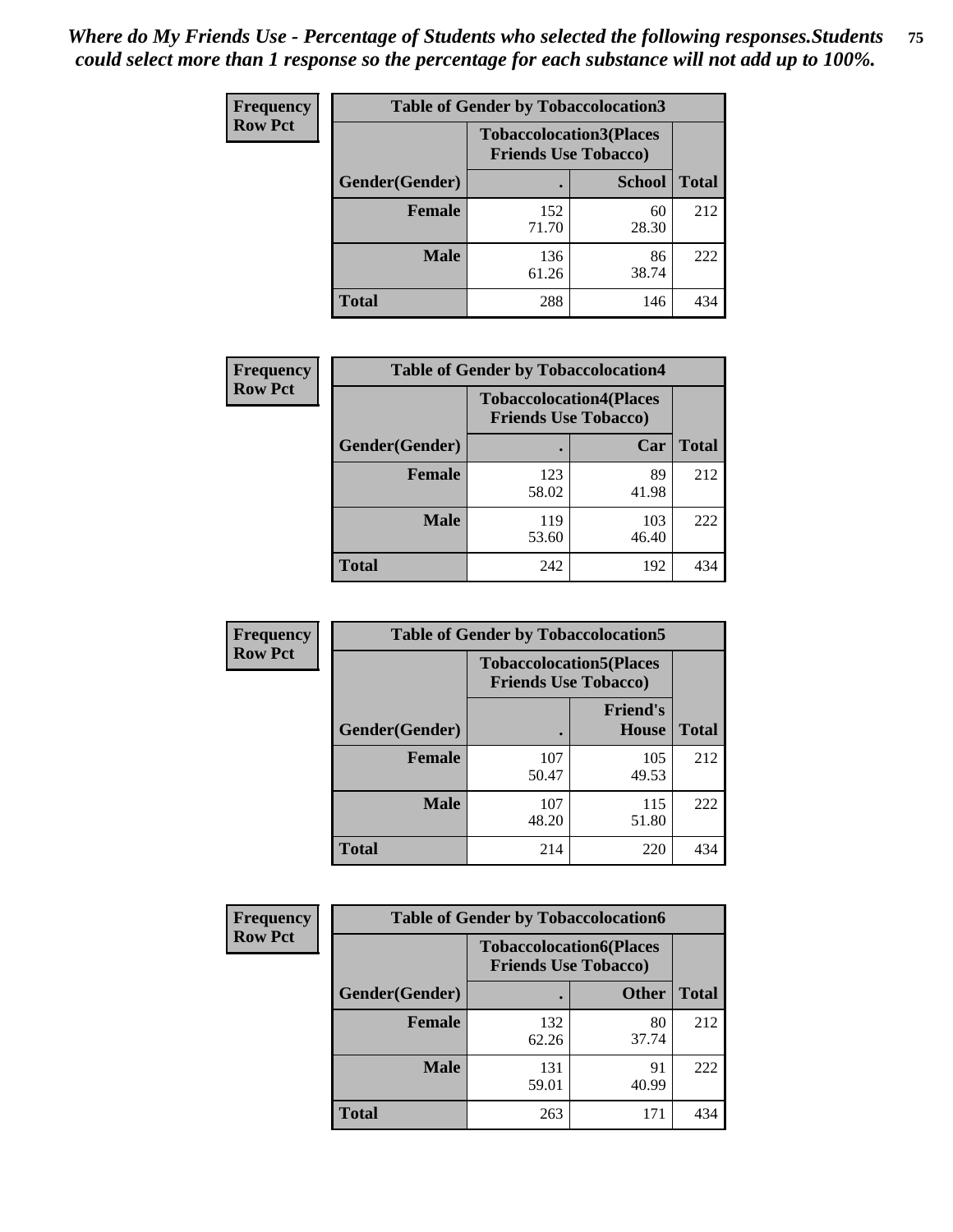*Where do My Friends Use - Percentage of Students who selected the following responses.Students could select more than 1 response so the percentage for each substance will not add up to 100%.*

**Frequency Row Pct**

| Table of Gender by Tobaccolocation3 | | | |
|---|---|---|---|
| | Tobaccolocation3(Places Friends Use Tobacco) | | |
| Gender(Gender) | . | School | Total |
| Female | 152<br>71.70 | 60<br>28.30 | 212 |
| Male | 136<br>61.26 | 86<br>38.74 | 222 |
| Total | 288 | 146 | 434 |

**Frequency Row Pct**

| Table of Gender by Tobaccolocation4 | | | |
|---|---|---|---|
| | Tobaccolocation4(Places Friends Use Tobacco) | | |
| Gender(Gender) | . | Car | Total |
| Female | 123<br>58.02 | 89<br>41.98 | 212 |
| Male | 119<br>53.60 | 103<br>46.40 | 222 |
| Total | 242 | 192 | 434 |

**Frequency Row Pct**

| Table of Gender by Tobaccolocation5 | | | |
|---|---|---|---|
| | Tobaccolocation5(Places Friends Use Tobacco) | | |
| Gender(Gender) | . | Friend's House | Total |
| Female | 107<br>50.47 | 105<br>49.53 | 212 |
| Male | 107<br>48.20 | 115<br>51.80 | 222 |
| Total | 214 | 220 | 434 |

**Frequency Row Pct**

| Table of Gender by Tobaccolocation6 | | | |
|---|---|---|---|
| | Tobaccolocation6(Places Friends Use Tobacco) | | |
| Gender(Gender) | . | Other | Total |
| Female | 132<br>62.26 | 80<br>37.74 | 212 |
| Male | 131<br>59.01 | 91<br>40.99 | 222 |
| Total | 263 | 171 | 434 |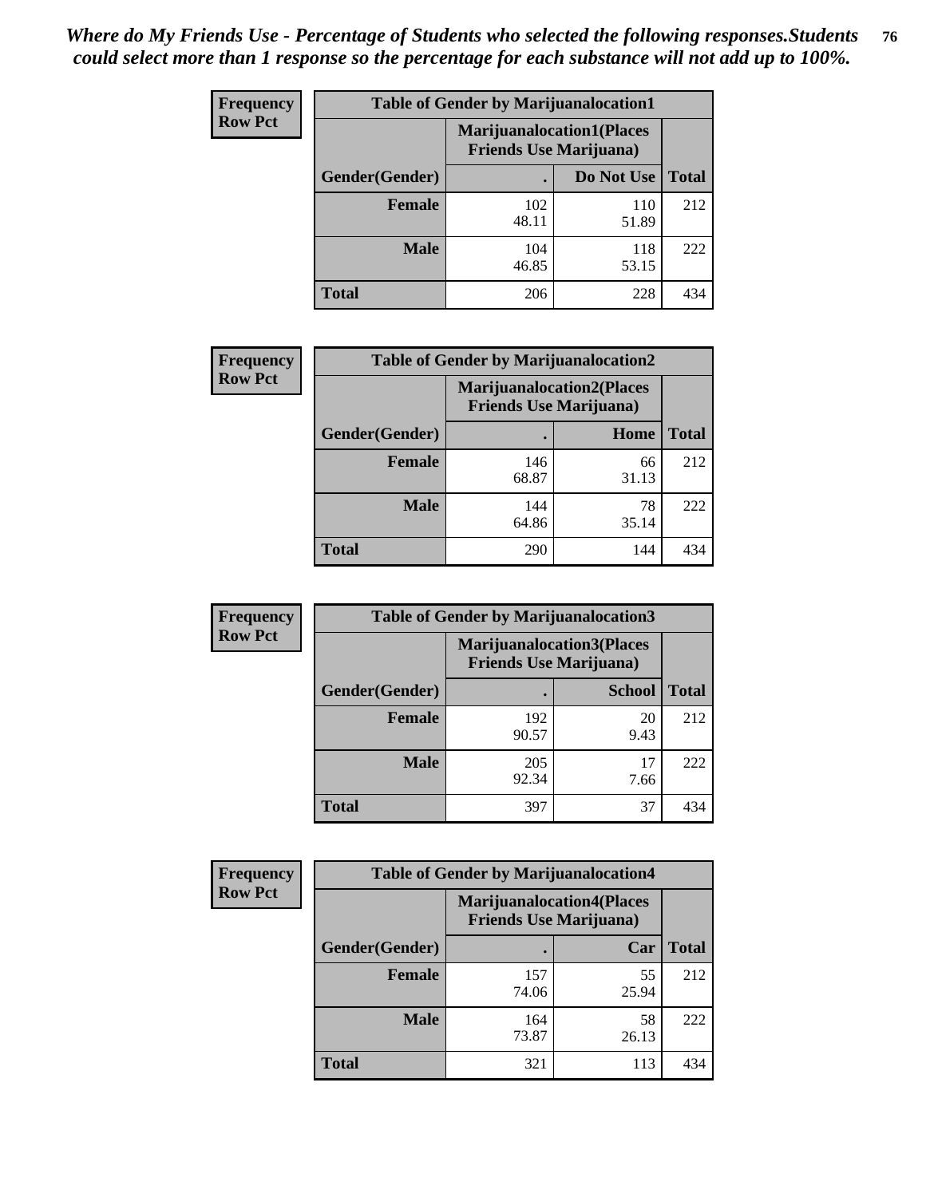*Where do My Friends Use - Percentage of Students who selected the following responses.Students could select more than 1 response so the percentage for each substance will not add up to 100%.*

**Frequency**
**Row Pct**

| Table of Gender by Marijuanalocation1 | | | |
|---|---|---|---|
| | Marijuanalocation1(Places Friends Use Marijuana) | | |
| Gender(Gender) | . | Do Not Use | Total |
| Female | 102<br>48.11 | 110<br>51.89 | 212 |
| Male | 104<br>46.85 | 118<br>53.15 | 222 |
| Total | 206 | 228 | 434 |

**Frequency**
**Row Pct**

| Table of Gender by Marijuanalocation2 | | | |
|---|---|---|---|
| | Marijuanalocation2(Places Friends Use Marijuana) | | |
| Gender(Gender) | . | Home | Total |
| Female | 146<br>68.87 | 66<br>31.13 | 212 |
| Male | 144<br>64.86 | 78<br>35.14 | 222 |
| Total | 290 | 144 | 434 |

**Frequency**
**Row Pct**

| Table of Gender by Marijuanalocation3 | | | |
|---|---|---|---|
| | Marijuanalocation3(Places Friends Use Marijuana) | | |
| Gender(Gender) | . | School | Total |
| Female | 192<br>90.57 | 20<br>9.43 | 212 |
| Male | 205<br>92.34 | 17<br>7.66 | 222 |
| Total | 397 | 37 | 434 |

**Frequency**
**Row Pct**

| Table of Gender by Marijuanalocation4 | | | |
|---|---|---|---|
| | Marijuanalocation4(Places Friends Use Marijuana) | | |
| Gender(Gender) | . | Car | Total |
| Female | 157<br>74.06 | 55<br>25.94 | 212 |
| Male | 164<br>73.87 | 58<br>26.13 | 222 |
| Total | 321 | 113 | 434 |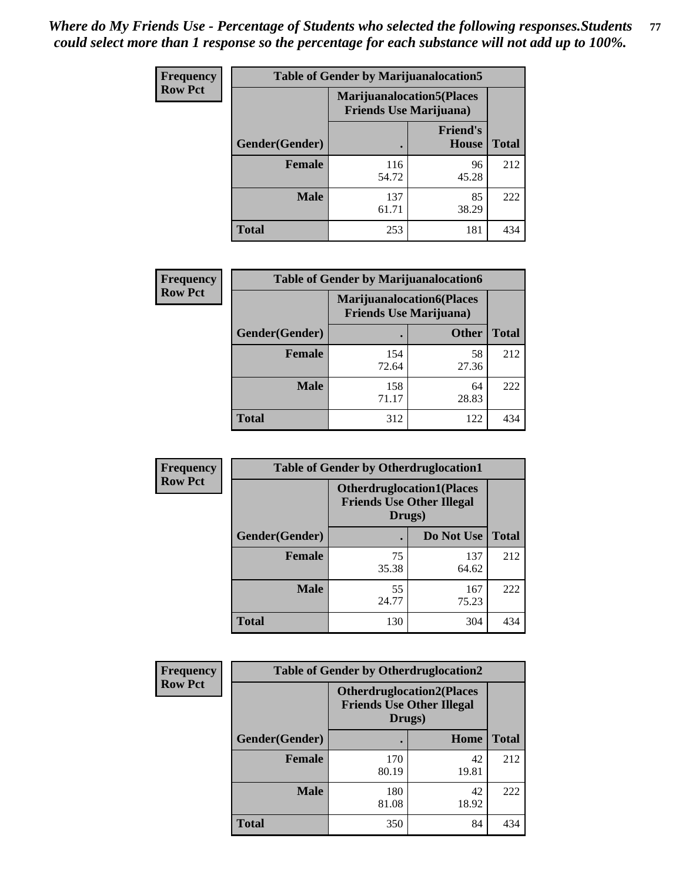*Where do My Friends Use - Percentage of Students who selected the following responses.Students could select more than 1 response so the percentage for each substance will not add up to 100%.*

**Frequency**
**Row Pct**

| Table of Gender by Marijuanalocation5 | | | |
|---|---|---|---|
| | Marijuanalocation5(Places Friends Use Marijuana) | | |
| Gender(Gender) | . | Friend's House | Total |
| **Female** | 116<br>54.72 | 96<br>45.28 | 212 |
| **Male** | 137<br>61.71 | 85<br>38.29 | 222 |
| **Total** | 253 | 181 | 434 |

**Frequency**
**Row Pct**

| Table of Gender by Marijuanalocation6 | | | |
|---|---|---|---|
| | Marijuanalocation6(Places Friends Use Marijuana) | | |
| Gender(Gender) | . | Other | Total |
| **Female** | 154<br>72.64 | 58<br>27.36 | 212 |
| **Male** | 158<br>71.17 | 64<br>28.83 | 222 |
| **Total** | 312 | 122 | 434 |

**Frequency**
**Row Pct**

| Table of Gender by Otherdruglocation1 | | | |
|---|---|---|---|
| | Otherdruglocation1(Places Friends Use Other Illegal Drugs) | | |
| Gender(Gender) | . | Do Not Use | Total |
| **Female** | 75<br>35.38 | 137<br>64.62 | 212 |
| **Male** | 55<br>24.77 | 167<br>75.23 | 222 |
| **Total** | 130 | 304 | 434 |

**Frequency**
**Row Pct**

| Table of Gender by Otherdruglocation2 | | | |
|---|---|---|---|
| | Otherdruglocation2(Places Friends Use Other Illegal Drugs) | | |
| Gender(Gender) | . | Home | Total |
| **Female** | 170<br>80.19 | 42<br>19.81 | 212 |
| **Male** | 180<br>81.08 | 42<br>18.92 | 222 |
| **Total** | 350 | 84 | 434 |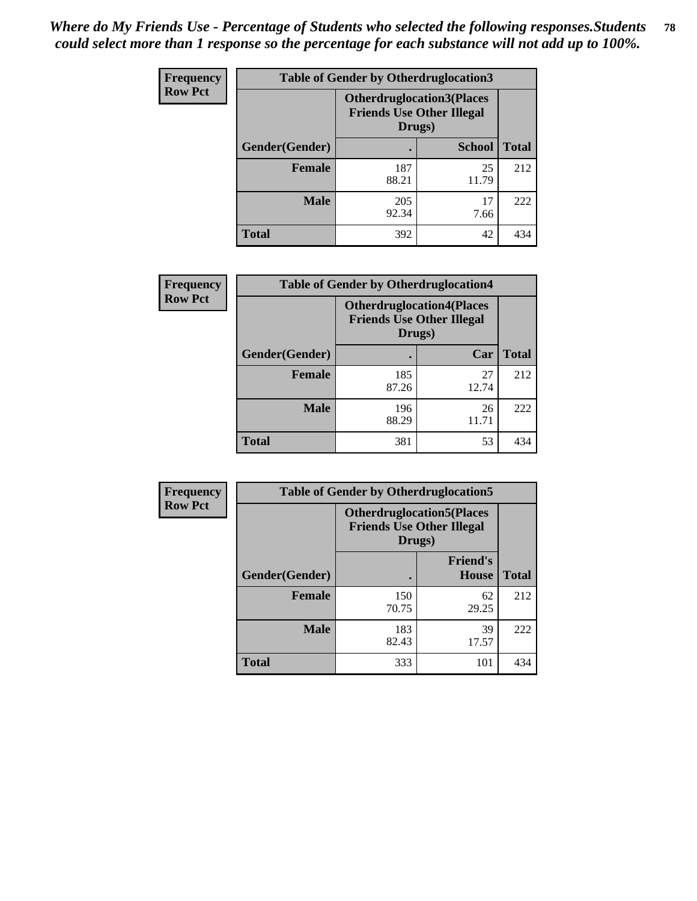*Where do My Friends Use - Percentage of Students who selected the following responses.Students could select more than 1 response so the percentage for each substance will not add up to 100%.*

**Frequency**
**Row Pct**

| Table of Gender by Otherdruglocation3 | | | |
|---|---|---|---|
| | Otherdruglocation3(Places Friends Use Other Illegal Drugs) | | |
| Gender(Gender) | . | School | Total |
| Female | 187<br>88.21 | 25<br>11.79 | 212 |
| Male | 205<br>92.34 | 17<br>7.66 | 222 |
| Total | 392 | 42 | 434 |

**Frequency**
**Row Pct**

| Table of Gender by Otherdruglocation4 | | | |
|---|---|---|---|
| | Otherdruglocation4(Places Friends Use Other Illegal Drugs) | | |
| Gender(Gender) | . | Car | Total |
| Female | 185<br>87.26 | 27<br>12.74 | 212 |
| Male | 196<br>88.29 | 26<br>11.71 | 222 |
| Total | 381 | 53 | 434 |

**Frequency**
**Row Pct**

| Table of Gender by Otherdruglocation5 | | | |
|---|---|---|---|
| | Otherdruglocation5(Places Friends Use Other Illegal Drugs) | | |
| Gender(Gender) | . | Friend's House | Total |
| Female | 150<br>70.75 | 62<br>29.25 | 212 |
| Male | 183<br>82.43 | 39<br>17.57 | 222 |
| Total | 333 | 101 | 434 |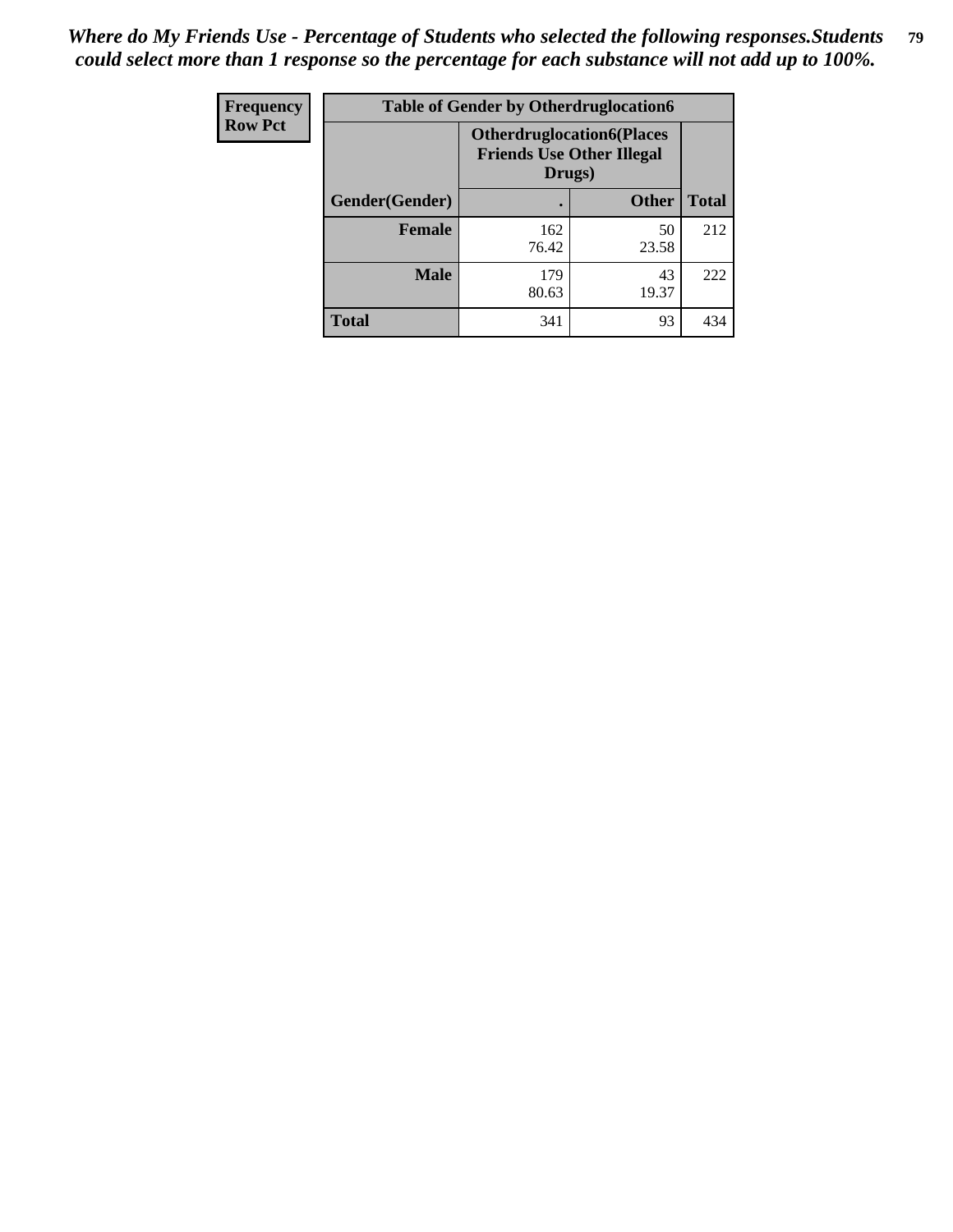*Where do My Friends Use - Percentage of Students who selected the following responses.Students could select more than 1 response so the percentage for each substance will not add up to 100%.*

| Frequency<br>Row Pct |
|---|

| Table of Gender by Otherdruglocation6 | | | |
|---|---|---|---|
| | Otherdruglocation6(Places Friends Use Other Illegal Drugs) | | |
| Gender(Gender) | . | Other | Total |
| Female | 162<br>76.42 | 50<br>23.58 | 212 |
| Male | 179<br>80.63 | 43<br>19.37 | 222 |
| Total | 341 | 93 | 434 |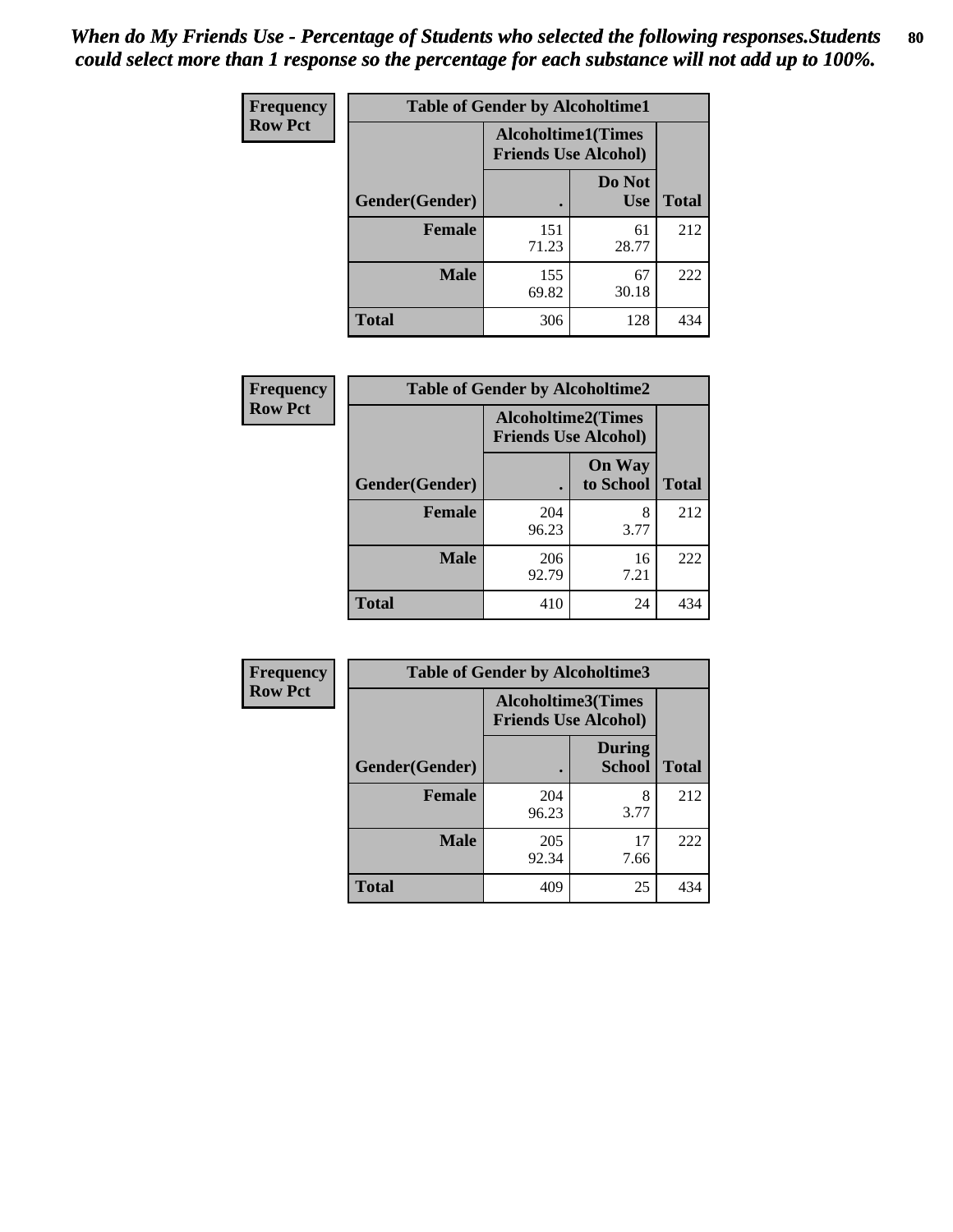*When do My Friends Use - Percentage of Students who selected the following responses.Students could select more than 1 response so the percentage for each substance will not add up to 100%.*

**Frequency**
**Row Pct**

| Table of Gender by Alcoholtime1 | | | |
|---|---|---|---|
| | Alcoholtime1(Times Friends Use Alcohol) | | |
| Gender(Gender) | . | Do Not Use | Total |
| **Female** | 151<br>71.23 | 61<br>28.77 | 212 |
| **Male** | 155<br>69.82 | 67<br>30.18 | 222 |
| **Total** | 306 | 128 | 434 |

**Frequency**
**Row Pct**

| Table of Gender by Alcoholtime2 | | | |
|---|---|---|---|
| | Alcoholtime2(Times Friends Use Alcohol) | | |
| Gender(Gender) | . | On Way to School | Total |
| **Female** | 204<br>96.23 | 8<br>3.77 | 212 |
| **Male** | 206<br>92.79 | 16<br>7.21 | 222 |
| **Total** | 410 | 24 | 434 |

**Frequency**
**Row Pct**

| Table of Gender by Alcoholtime3 | | | |
|---|---|---|---|
| | Alcoholtime3(Times Friends Use Alcohol) | | |
| Gender(Gender) | . | During School | Total |
| **Female** | 204<br>96.23 | 8<br>3.77 | 212 |
| **Male** | 205<br>92.34 | 17<br>7.66 | 222 |
| **Total** | 409 | 25 | 434 |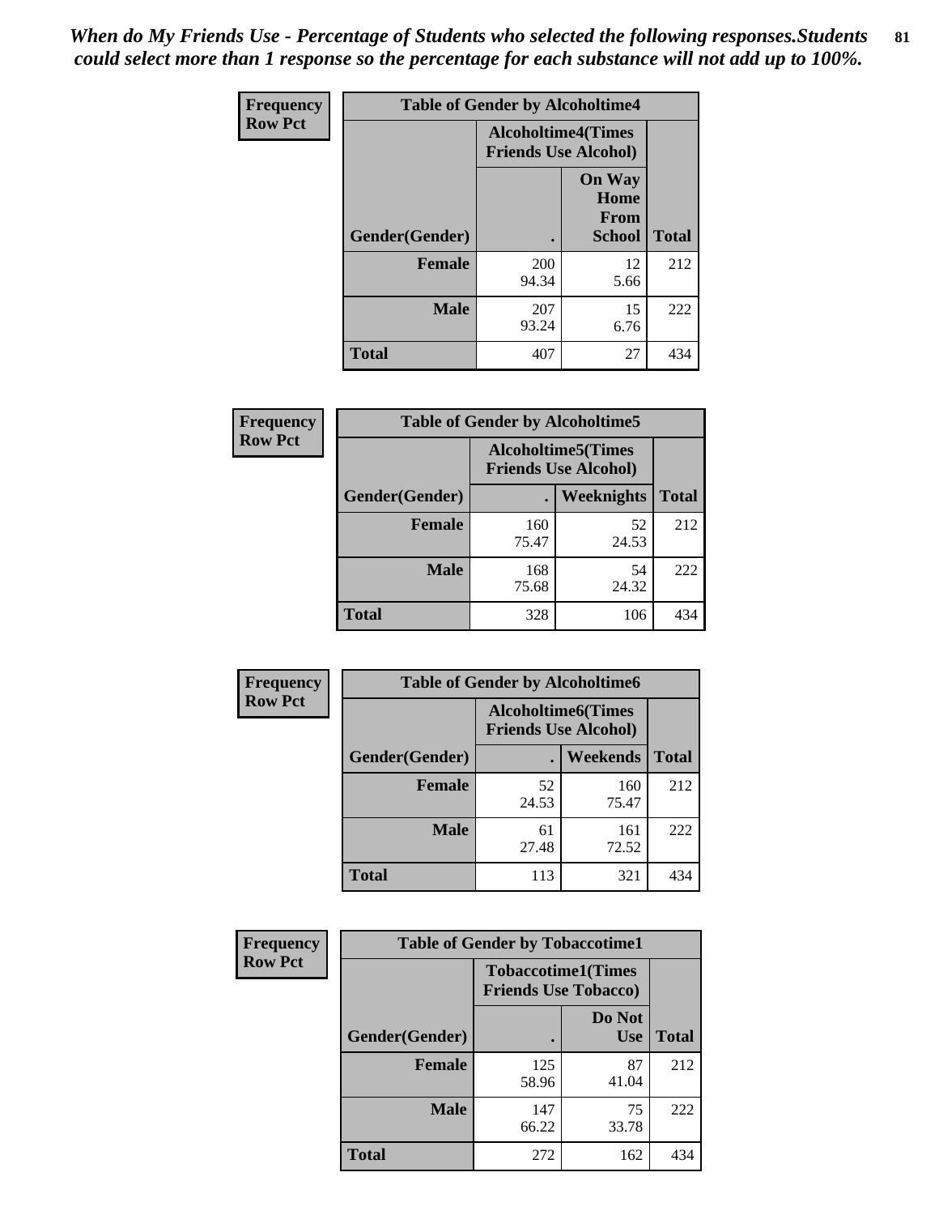*When do My Friends Use - Percentage of Students who selected the following responses.Students could select more than 1 response so the percentage for each substance will not add up to 100%.*

**Frequency Row Pct**

| Table of Gender by Alcoholtime4 | | | |
|---|---|---|---|
| | Alcoholtime4(Times Friends Use Alcohol) | | |
| Gender(Gender) | . | On Way Home From School | Total |
| **Female** | 200<br>94.34 | 12<br>5.66 | 212 |
| **Male** | 207<br>93.24 | 15<br>6.76 | 222 |
| **Total** | 407 | 27 | 434 |

**Frequency Row Pct**

| Table of Gender by Alcoholtime5 | | | |
|---|---|---|---|
| | Alcoholtime5(Times Friends Use Alcohol) | | |
| Gender(Gender) | . | Weeknights | Total |
| **Female** | 160<br>75.47 | 52<br>24.53 | 212 |
| **Male** | 168<br>75.68 | 54<br>24.32 | 222 |
| **Total** | 328 | 106 | 434 |

**Frequency Row Pct**

| Table of Gender by Alcoholtime6 | | | |
|---|---|---|---|
| | Alcoholtime6(Times Friends Use Alcohol) | | |
| Gender(Gender) | . | Weekends | Total |
| **Female** | 52<br>24.53 | 160<br>75.47 | 212 |
| **Male** | 61<br>27.48 | 161<br>72.52 | 222 |
| **Total** | 113 | 321 | 434 |

**Frequency Row Pct**

| Table of Gender by Tobaccotime1 | | | |
|---|---|---|---|
| | Tobaccotime1(Times Friends Use Tobacco) | | |
| Gender(Gender) | . | Do Not Use | Total |
| **Female** | 125<br>58.96 | 87<br>41.04 | 212 |
| **Male** | 147<br>66.22 | 75<br>33.78 | 222 |
| **Total** | 272 | 162 | 434 |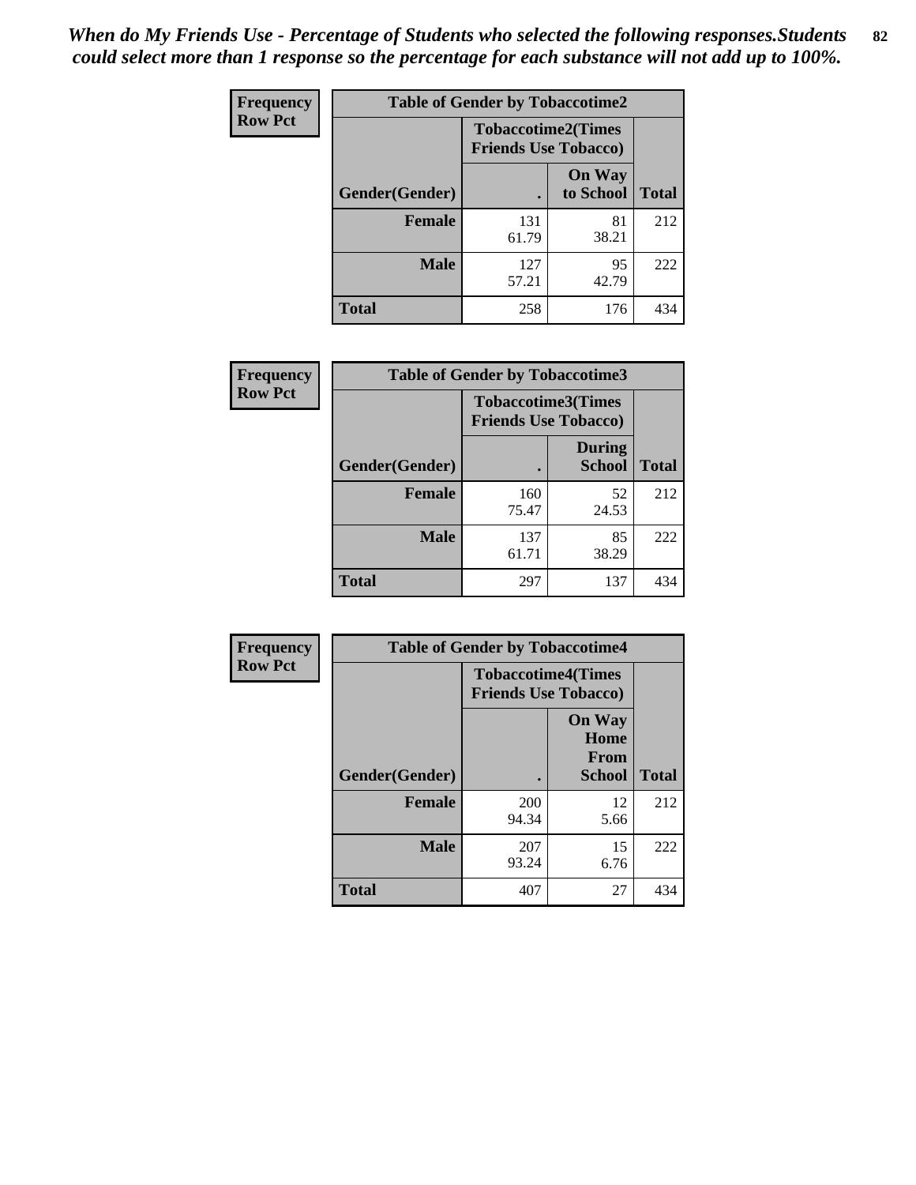*When do My Friends Use - Percentage of Students who selected the following responses.Students could select more than 1 response so the percentage for each substance will not add up to 100%.*

**Frequency**
**Row Pct**

| Table of Gender by Tobaccotime2 | | | |
|---|---|---|---|
| | Tobaccotime2(Times Friends Use Tobacco) | | |
| Gender(Gender) | . | On Way to School | Total |
| **Female** | 131<br>61.79 | 81<br>38.21 | 212 |
| **Male** | 127<br>57.21 | 95<br>42.79 | 222 |
| **Total** | 258 | 176 | 434 |

**Frequency**
**Row Pct**

| Table of Gender by Tobaccotime3 | | | |
|---|---|---|---|
| | Tobaccotime3(Times Friends Use Tobacco) | | |
| Gender(Gender) | . | During School | Total |
| **Female** | 160<br>75.47 | 52<br>24.53 | 212 |
| **Male** | 137<br>61.71 | 85<br>38.29 | 222 |
| **Total** | 297 | 137 | 434 |

**Frequency**
**Row Pct**

| Table of Gender by Tobaccotime4 | | | |
|---|---|---|---|
| | Tobaccotime4(Times Friends Use Tobacco) | | |
| Gender(Gender) | . | On Way Home From School | Total |
| **Female** | 200<br>94.34 | 12<br>5.66 | 212 |
| **Male** | 207<br>93.24 | 15<br>6.76 | 222 |
| **Total** | 407 | 27 | 434 |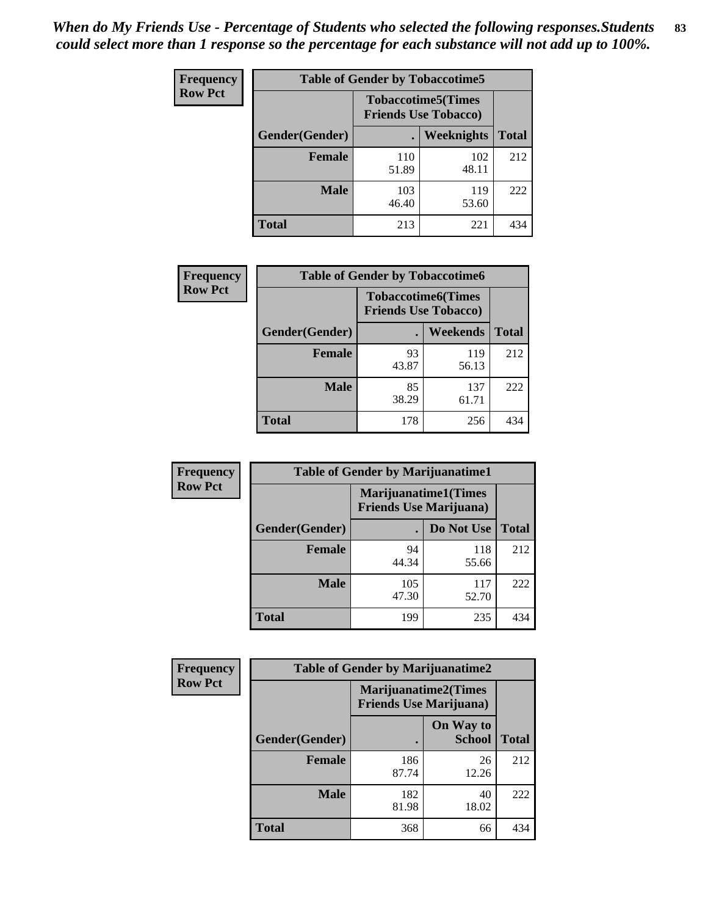*When do My Friends Use - Percentage of Students who selected the following responses.Students could select more than 1 response so the percentage for each substance will not add up to 100%.*

**Frequency**
**Row Pct**

| Table of Gender by Tobaccotime5 | | | |
|---|---|---|---|
| | Tobaccotime5(Times Friends Use Tobacco) | | |
| Gender(Gender) | . | Weeknights | Total |
| **Female** | 110<br>51.89 | 102<br>48.11 | 212 |
| **Male** | 103<br>46.40 | 119<br>53.60 | 222 |
| **Total** | 213 | 221 | 434 |

**Frequency**
**Row Pct**

| Table of Gender by Tobaccotime6 | | | |
|---|---|---|---|
| | Tobaccotime6(Times Friends Use Tobacco) | | |
| Gender(Gender) | . | Weekends | Total |
| **Female** | 93<br>43.87 | 119<br>56.13 | 212 |
| **Male** | 85<br>38.29 | 137<br>61.71 | 222 |
| **Total** | 178 | 256 | 434 |

**Frequency**
**Row Pct**

| Table of Gender by Marijuanatime1 | | | |
|---|---|---|---|
| | Marijuanatime1(Times Friends Use Marijuana) | | |
| Gender(Gender) | . | Do Not Use | Total |
| **Female** | 94<br>44.34 | 118<br>55.66 | 212 |
| **Male** | 105<br>47.30 | 117<br>52.70 | 222 |
| **Total** | 199 | 235 | 434 |

**Frequency**
**Row Pct**

| Table of Gender by Marijuanatime2 | | | |
|---|---|---|---|
| | Marijuanatime2(Times Friends Use Marijuana) | | |
| Gender(Gender) | . | On Way to School | Total |
| **Female** | 186<br>87.74 | 26<br>12.26 | 212 |
| **Male** | 182<br>81.98 | 40<br>18.02 | 222 |
| **Total** | 368 | 66 | 434 |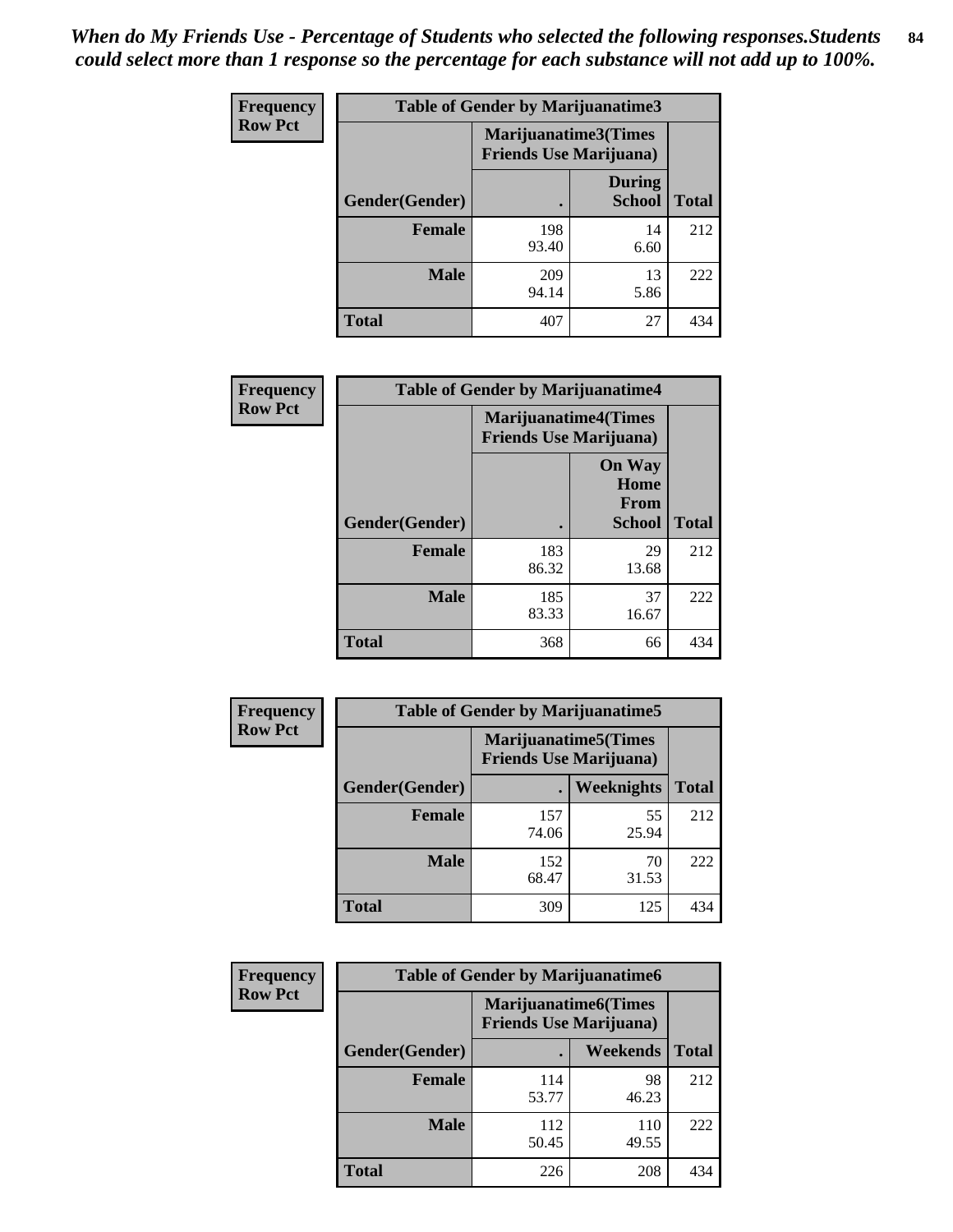*When do My Friends Use - Percentage of Students who selected the following responses.Students could select more than 1 response so the percentage for each substance will not add up to 100%.*

**Frequency**
**Row Pct**

| Table of Gender by Marijuanatime3 | | | |
|---|---|---|---|
| | Marijuanatime3(Times Friends Use Marijuana) | | |
| Gender(Gender) | . | During School | Total |
| Female | 198<br>93.40 | 14<br>6.60 | 212 |
| Male | 209<br>94.14 | 13<br>5.86 | 222 |
| Total | 407 | 27 | 434 |

**Frequency**
**Row Pct**

| Table of Gender by Marijuanatime4 | | | |
|---|---|---|---|
| | Marijuanatime4(Times Friends Use Marijuana) | | |
| Gender(Gender) | . | On Way Home From School | Total |
| Female | 183<br>86.32 | 29<br>13.68 | 212 |
| Male | 185<br>83.33 | 37<br>16.67 | 222 |
| Total | 368 | 66 | 434 |

**Frequency**
**Row Pct**

| Table of Gender by Marijuanatime5 | | | |
|---|---|---|---|
| | Marijuanatime5(Times Friends Use Marijuana) | | |
| Gender(Gender) | . | Weeknights | Total |
| Female | 157<br>74.06 | 55<br>25.94 | 212 |
| Male | 152<br>68.47 | 70<br>31.53 | 222 |
| Total | 309 | 125 | 434 |

**Frequency**
**Row Pct**

| Table of Gender by Marijuanatime6 | | | |
|---|---|---|---|
| | Marijuanatime6(Times Friends Use Marijuana) | | |
| Gender(Gender) | . | Weekends | Total |
| Female | 114<br>53.77 | 98<br>46.23 | 212 |
| Male | 112<br>50.45 | 110<br>49.55 | 222 |
| Total | 226 | 208 | 434 |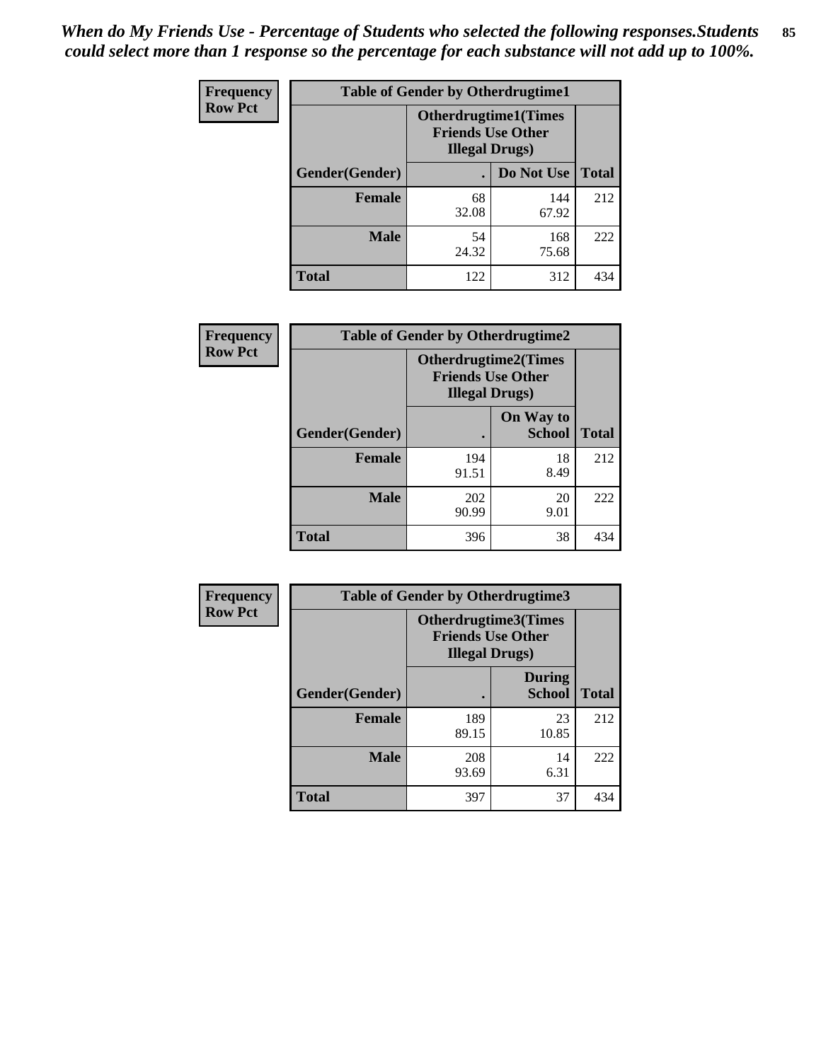*When do My Friends Use - Percentage of Students who selected the following responses.Students could select more than 1 response so the percentage for each substance will not add up to 100%.*

**Frequency**
**Row Pct**

| Table of Gender by Otherdrugtime1 | | | |
|---|---|---|---|
| | Otherdrugtime1(Times Friends Use Other Illegal Drugs) | | |
| Gender(Gender) | . | Do Not Use | Total |
| Female | 68<br>32.08 | 144<br>67.92 | 212 |
| Male | 54<br>24.32 | 168<br>75.68 | 222 |
| Total | 122 | 312 | 434 |

**Frequency**
**Row Pct**

| Table of Gender by Otherdrugtime2 | | | |
|---|---|---|---|
| | Otherdrugtime2(Times Friends Use Other Illegal Drugs) | | |
| Gender(Gender) | . | On Way to School | Total |
| Female | 194<br>91.51 | 18<br>8.49 | 212 |
| Male | 202<br>90.99 | 20<br>9.01 | 222 |
| Total | 396 | 38 | 434 |

**Frequency**
**Row Pct**

| Table of Gender by Otherdrugtime3 | | | |
|---|---|---|---|
| | Otherdrugtime3(Times Friends Use Other Illegal Drugs) | | |
| Gender(Gender) | . | During School | Total |
| Female | 189<br>89.15 | 23<br>10.85 | 212 |
| Male | 208<br>93.69 | 14<br>6.31 | 222 |
| Total | 397 | 37 | 434 |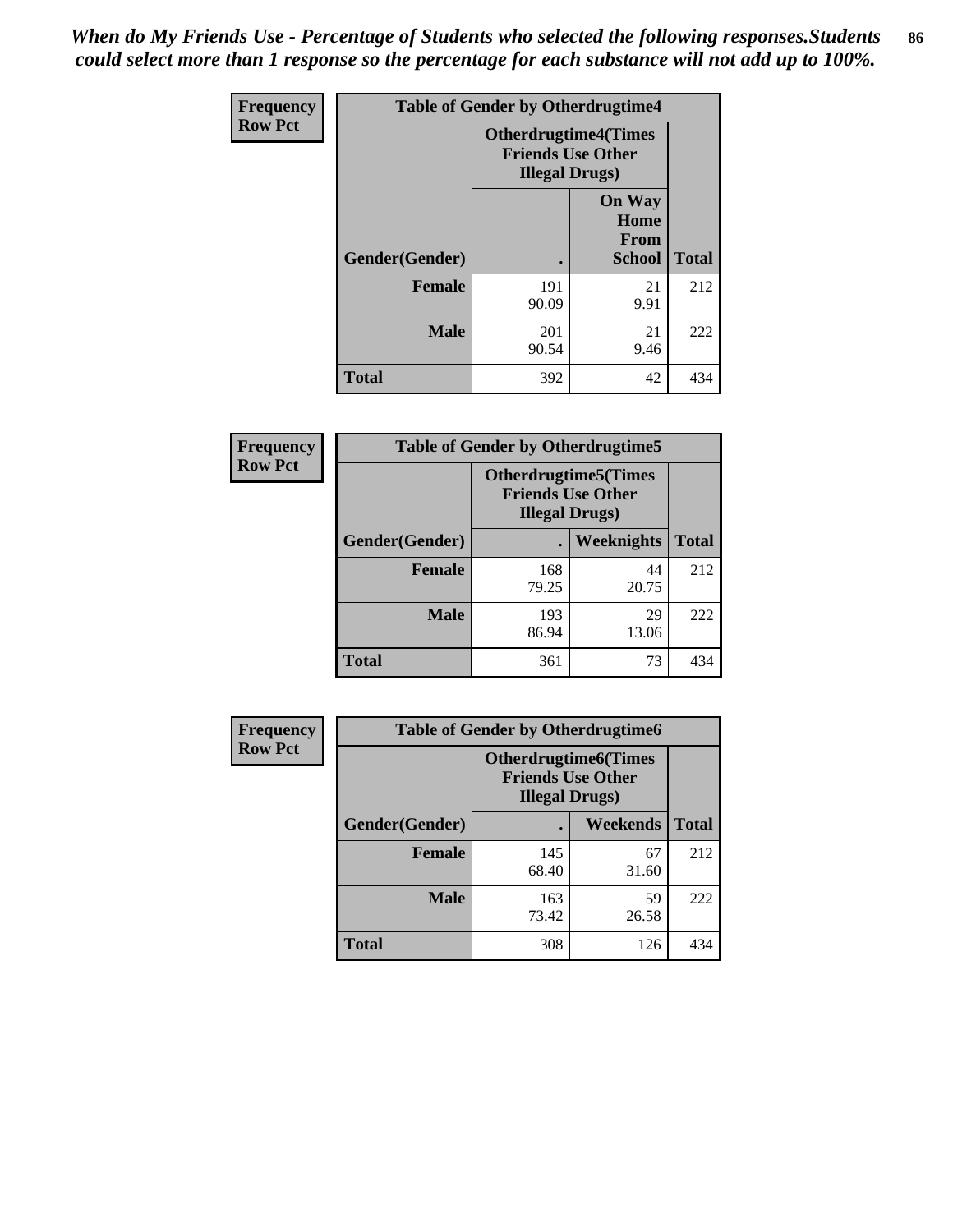*When do My Friends Use - Percentage of Students who selected the following responses.Students could select more than 1 response so the percentage for each substance will not add up to 100%.*

**Frequency**
**Row Pct**

| Table of Gender by Otherdrugtime4 | | | |
|---|---|---|---|
| | Otherdrugtime4(Times Friends Use Other Illegal Drugs) | | |
| Gender(Gender) | . | On Way Home From School | Total |
| Female | 191<br>90.09 | 21<br>9.91 | 212 |
| Male | 201<br>90.54 | 21<br>9.46 | 222 |
| Total | 392 | 42 | 434 |

**Frequency**
**Row Pct**

| Table of Gender by Otherdrugtime5 | | | |
|---|---|---|---|
| | Otherdrugtime5(Times Friends Use Other Illegal Drugs) | | |
| Gender(Gender) | . | Weeknights | Total |
| Female | 168<br>79.25 | 44<br>20.75 | 212 |
| Male | 193<br>86.94 | 29<br>13.06 | 222 |
| Total | 361 | 73 | 434 |

**Frequency**
**Row Pct**

| Table of Gender by Otherdrugtime6 | | | |
|---|---|---|---|
| | Otherdrugtime6(Times Friends Use Other Illegal Drugs) | | |
| Gender(Gender) | . | Weekends | Total |
| Female | 145<br>68.40 | 67<br>31.60 | 212 |
| Male | 163<br>73.42 | 59<br>26.58 | 222 |
| Total | 308 | 126 | 434 |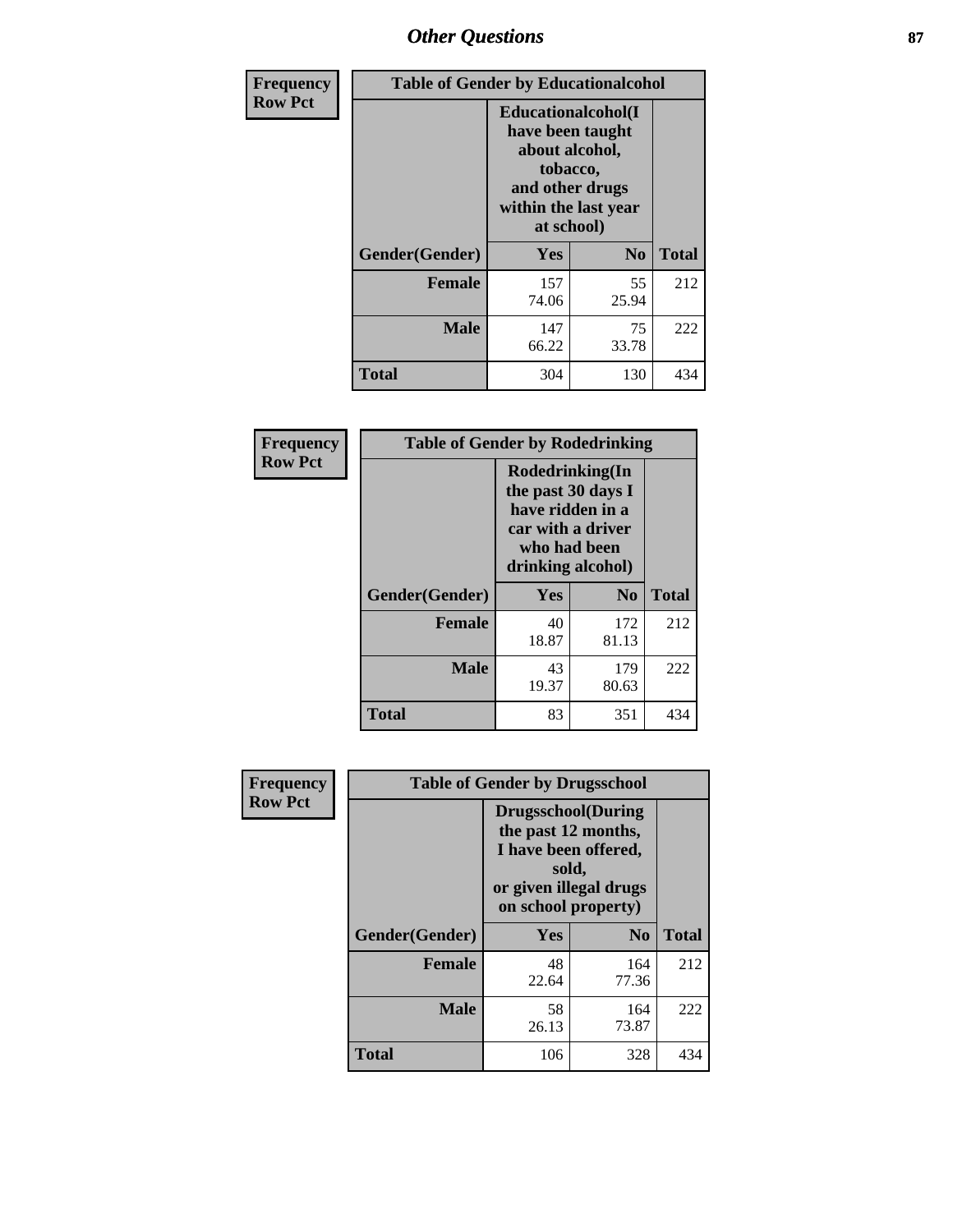# Other Questions

**Frequency**
**Row Pct**

| Table of Gender by Educationalcohol | | | |
|---|---|---|---|
| | Educationalcohol(I have been taught about alcohol, tobacco, and other drugs within the last year at school) | | |
| Gender(Gender) | Yes | No | Total |
| Female | 157<br>74.06 | 55<br>25.94 | 212 |
| Male | 147<br>66.22 | 75<br>33.78 | 222 |
| Total | 304 | 130 | 434 |

**Frequency**
**Row Pct**

| Table of Gender by Rodedrinking | | | |
|---|---|---|---|
| | Rodedrinking(In the past 30 days I have ridden in a car with a driver who had been drinking alcohol) | | |
| Gender(Gender) | Yes | No | Total |
| Female | 40<br>18.87 | 172<br>81.13 | 212 |
| Male | 43<br>19.37 | 179<br>80.63 | 222 |
| Total | 83 | 351 | 434 |

**Frequency**
**Row Pct**

| Table of Gender by Drugsschool | | | |
|---|---|---|---|
| | Drugsschool(During the past 12 months, I have been offered, sold, or given illegal drugs on school property) | | |
| Gender(Gender) | Yes | No | Total |
| Female | 48<br>22.64 | 164<br>77.36 | 212 |
| Male | 58<br>26.13 | 164<br>73.87 | 222 |
| Total | 106 | 328 | 434 |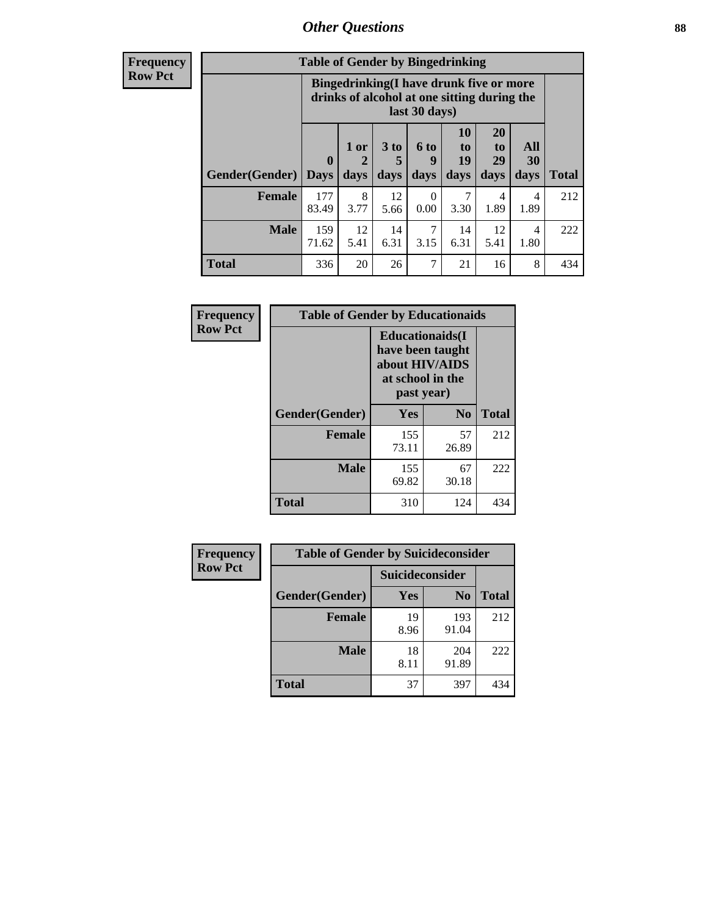# Other Questions

**Frequency**
**Row Pct**

| Table of Gender by Bingedrinking | | | | | | | | |
|---|---|---|---|---|---|---|---|---|
| | Bingedrinking(I have drunk five or more drinks of alcohol at one sitting during the last 30 days) | | | | | | | |
| Gender(Gender) | 0 Days | 1 or 2 days | 3 to 5 days | 6 to 9 days | 10 to 19 days | 20 to 29 days | All 30 days | Total |
| **Female** | 177<br>83.49 | 8<br>3.77 | 12<br>5.66 | 0<br>0.00 | 7<br>3.30 | 4<br>1.89 | 4<br>1.89 | 212 |
| **Male** | 159<br>71.62 | 12<br>5.41 | 14<br>6.31 | 7<br>3.15 | 14<br>6.31 | 12<br>5.41 | 4<br>1.80 | 222 |
| **Total** | 336 | 20 | 26 | 7 | 21 | 16 | 8 | 434 |

**Frequency**
**Row Pct**

| Table of Gender by Educationaids | | | |
|---|---|---|---|
| | Educationaids(I have been taught about HIV/AIDS at school in the past year) | | |
| Gender(Gender) | Yes | No | Total |
| **Female** | 155<br>73.11 | 57<br>26.89 | 212 |
| **Male** | 155<br>69.82 | 67<br>30.18 | 222 |
| **Total** | 310 | 124 | 434 |

**Frequency**
**Row Pct**

| Table of Gender by Suicideconsider | | | |
|---|---|---|---|
| | Suicideconsider | | |
| Gender(Gender) | Yes | No | Total |
| **Female** | 19<br>8.96 | 193<br>91.04 | 212 |
| **Male** | 18<br>8.11 | 204<br>91.89 | 222 |
| **Total** | 37 | 397 | 434 |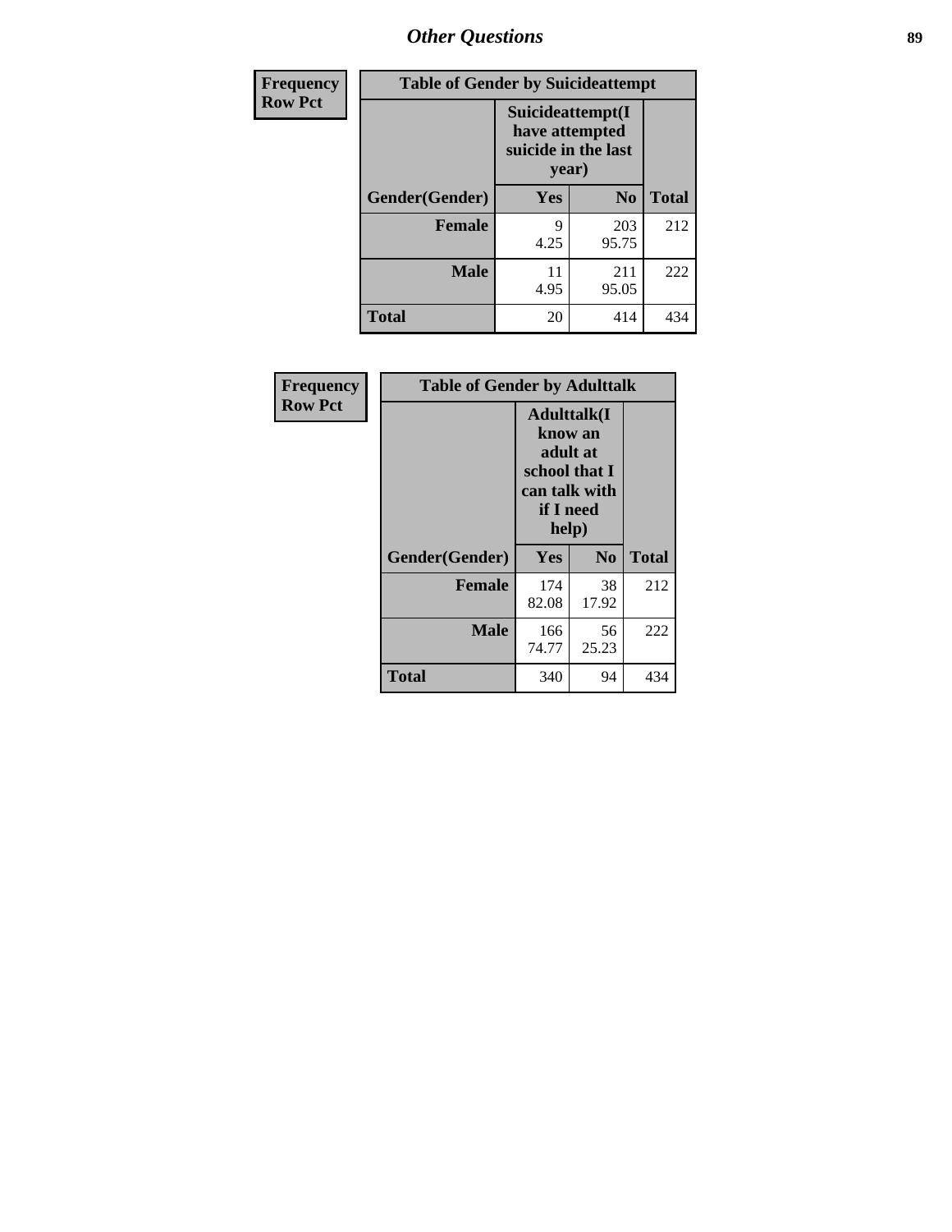## Other Questions

| Frequency Row Pct | Table of Gender by Suicideattempt | | |
|---|---|---|---|
| | Suicideattempt(I have attempted suicide in the last year) | | |
| Gender(Gender) | Yes | No | Total |
| Female | 9<br>4.25 | 203<br>95.75 | 212 |
| Male | 11<br>4.95 | 211<br>95.05 | 222 |
| Total | 20 | 414 | 434 |

| Frequency Row Pct | Table of Gender by Adulttalk | | |
|---|---|---|---|
| | Adulttalk(I know an adult at school that I can talk with if I need help) | | |
| Gender(Gender) | Yes | No | Total |
| Female | 174<br>82.08 | 38<br>17.92 | 212 |
| Male | 166<br>74.77 | 56<br>25.23 | 222 |
| Total | 340 | 94 | 434 |